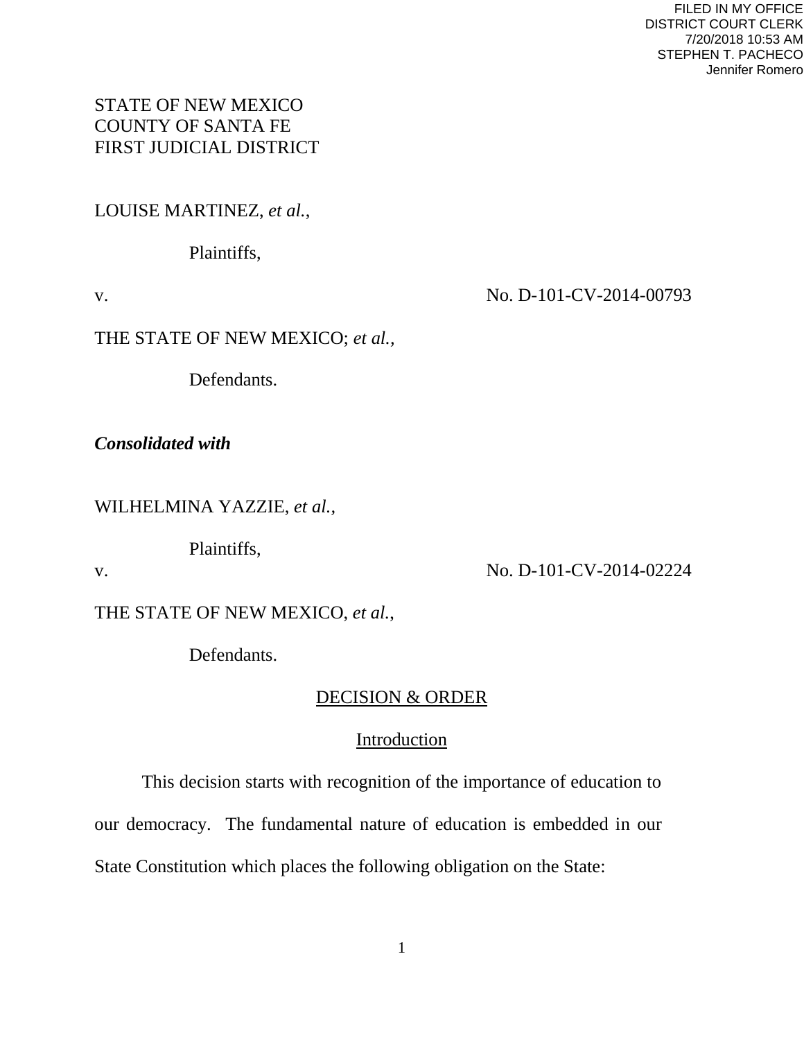FILED IN MY OFFICE
DISTRICT COURT CLERK
7/20/2018 10:53 AM
STEPHEN T. PACHECO
Jennifer Romero

STATE OF NEW MEXICO
COUNTY OF SANTA FE
FIRST JUDICIAL DISTRICT

LOUISE MARTINEZ, *et al.*,

Plaintiffs,

v. No. D-101-CV-2014-00793

THE STATE OF NEW MEXICO; *et al.*,

Defendants.

***Consolidated with***

WILHELMINA YAZZIE, *et al.*,

Plaintiffs,

v. No. D-101-CV-2014-02224

THE STATE OF NEW MEXICO, *et al.*,

Defendants.

## DECISION & ORDER

### Introduction

This decision starts with recognition of the importance of education to our democracy. The fundamental nature of education is embedded in our State Constitution which places the following obligation on the State: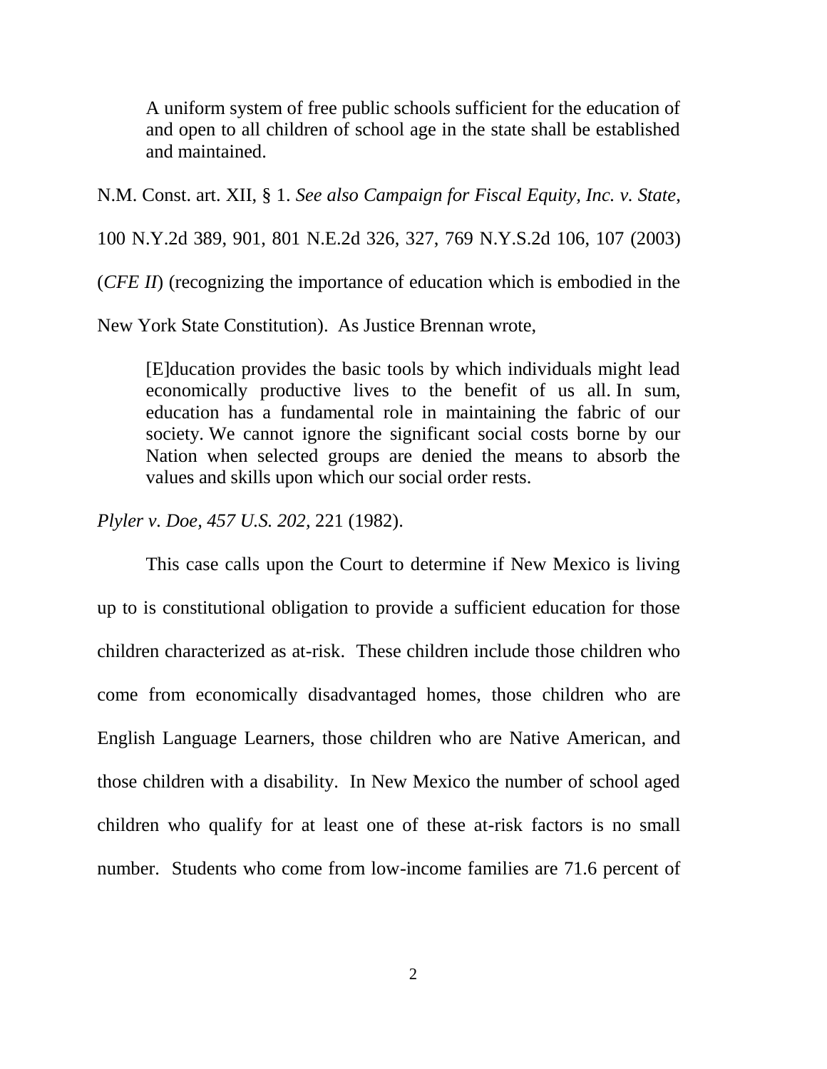> A uniform system of free public schools sufficient for the education of and open to all children of school age in the state shall be established and maintained.

N.M. Const. art. XII, § 1. *See also Campaign for Fiscal Equity, Inc. v. State*, 100 N.Y.2d 389, 901, 801 N.E.2d 326, 327, 769 N.Y.S.2d 106, 107 (2003) (*CFE II*) (recognizing the importance of education which is embodied in the New York State Constitution). As Justice Brennan wrote,

> [E]ducation provides the basic tools by which individuals might lead economically productive lives to the benefit of us all. In sum, education has a fundamental role in maintaining the fabric of our society. We cannot ignore the significant social costs borne by our Nation when selected groups are denied the means to absorb the values and skills upon which our social order rests.

*Plyler v. Doe*, *457 U.S. 202*, 221 (1982).

This case calls upon the Court to determine if New Mexico is living up to is constitutional obligation to provide a sufficient education for those children characterized as at-risk. These children include those children who come from economically disadvantaged homes, those children who are English Language Learners, those children who are Native American, and those children with a disability. In New Mexico the number of school aged children who qualify for at least one of these at-risk factors is no small number. Students who come from low-income families are 71.6 percent of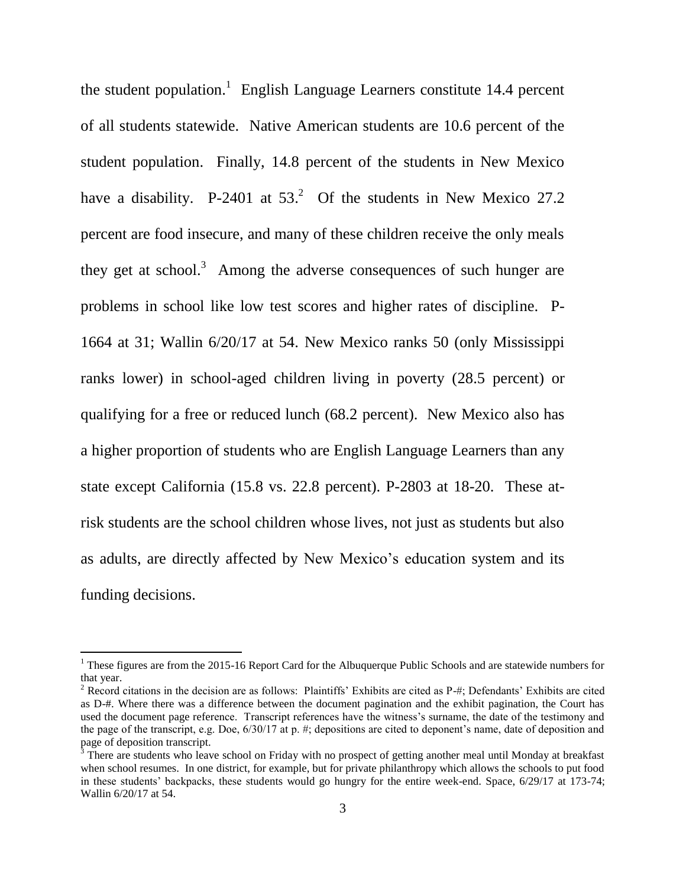the student population.[1] English Language Learners constitute 14.4 percent of all students statewide. Native American students are 10.6 percent of the student population. Finally, 14.8 percent of the students in New Mexico have a disability. P-2401 at 53.[2] Of the students in New Mexico 27.2 percent are food insecure, and many of these children receive the only meals they get at school.[3] Among the adverse consequences of such hunger are problems in school like low test scores and higher rates of discipline. P-1664 at 31; Wallin 6/20/17 at 54. New Mexico ranks 50 (only Mississippi ranks lower) in school-aged children living in poverty (28.5 percent) or qualifying for a free or reduced lunch (68.2 percent). New Mexico also has a higher proportion of students who are English Language Learners than any state except California (15.8 vs. 22.8 percent). P-2803 at 18-20. These at-risk students are the school children whose lives, not just as students but also as adults, are directly affected by New Mexico's education system and its funding decisions.

---

[1] These figures are from the 2015-16 Report Card for the Albuquerque Public Schools and are statewide numbers for that year.

[2] Record citations in the decision are as follows: Plaintiffs' Exhibits are cited as P-#; Defendants' Exhibits are cited as D-#. Where there was a difference between the document pagination and the exhibit pagination, the Court has used the document page reference. Transcript references have the witness's surname, the date of the testimony and the page of the transcript, e.g. Doe, 6/30/17 at p. #; depositions are cited to deponent's name, date of deposition and page of deposition transcript.

[3] There are students who leave school on Friday with no prospect of getting another meal until Monday at breakfast when school resumes. In one district, for example, but for private philanthropy which allows the schools to put food in these students' backpacks, these students would go hungry for the entire week-end. Space, 6/29/17 at 173-74; Wallin 6/20/17 at 54.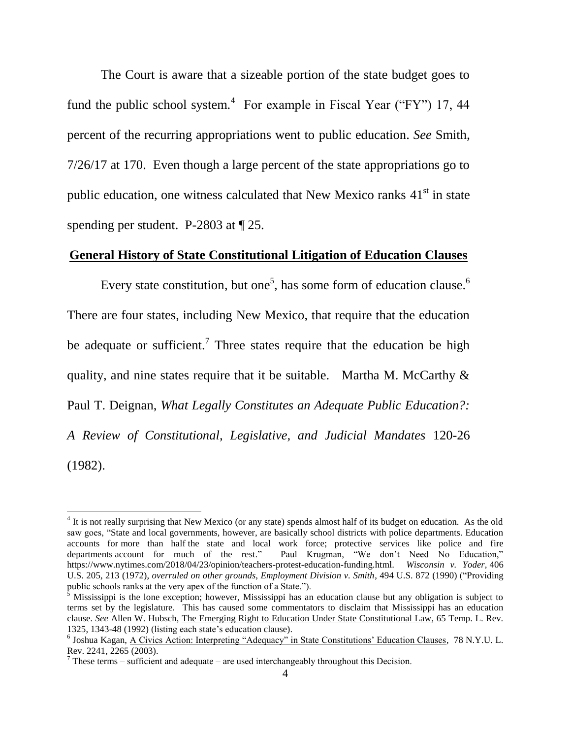The Court is aware that a sizeable portion of the state budget goes to fund the public school system.[4] For example in Fiscal Year ("FY") 17, 44 percent of the recurring appropriations went to public education. *See* Smith, 7/26/17 at 170. Even though a large percent of the state appropriations go to public education, one witness calculated that New Mexico ranks 41st in state spending per student. P-2803 at ¶ 25.

**General History of State Constitutional Litigation of Education Clauses**

Every state constitution, but one[5], has some form of education clause.[6] There are four states, including New Mexico, that require that the education be adequate or sufficient.[7] Three states require that the education be high quality, and nine states require that it be suitable. Martha M. McCarthy & Paul T. Deignan, *What Legally Constitutes an Adequate Public Education?: A Review of Constitutional, Legislative, and Judicial Mandates* 120-26 (1982).

---

[4] It is not really surprising that New Mexico (or any state) spends almost half of its budget on education. As the old saw goes, "State and local governments, however, are basically school districts with police departments. Education accounts for more than half the state and local work force; protective services like police and fire departments account for much of the rest." Paul Krugman, "We don't Need No Education," https://www.nytimes.com/2018/04/23/opinion/teachers-protest-education-funding.html. *Wisconsin v. Yoder,* 406 U.S. 205, 213 (1972), *overruled on other grounds, Employment Division v. Smith*, 494 U.S. 872 (1990) ("Providing public schools ranks at the very apex of the function of a State.").

[5] Mississippi is the lone exception; however, Mississippi has an education clause but any obligation is subject to terms set by the legislature. This has caused some commentators to disclaim that Mississippi has an education clause. *See* Allen W. Hubsch, The Emerging Right to Education Under State Constitutional Law, 65 Temp. L. Rev. 1325, 1343-48 (1992) (listing each state's education clause).

[6] Joshua Kagan, A Civics Action: Interpreting "Adequacy" in State Constitutions' Education Clauses, 78 N.Y.U. L. Rev. 2241, 2265 (2003).

[7] These terms – sufficient and adequate – are used interchangeably throughout this Decision.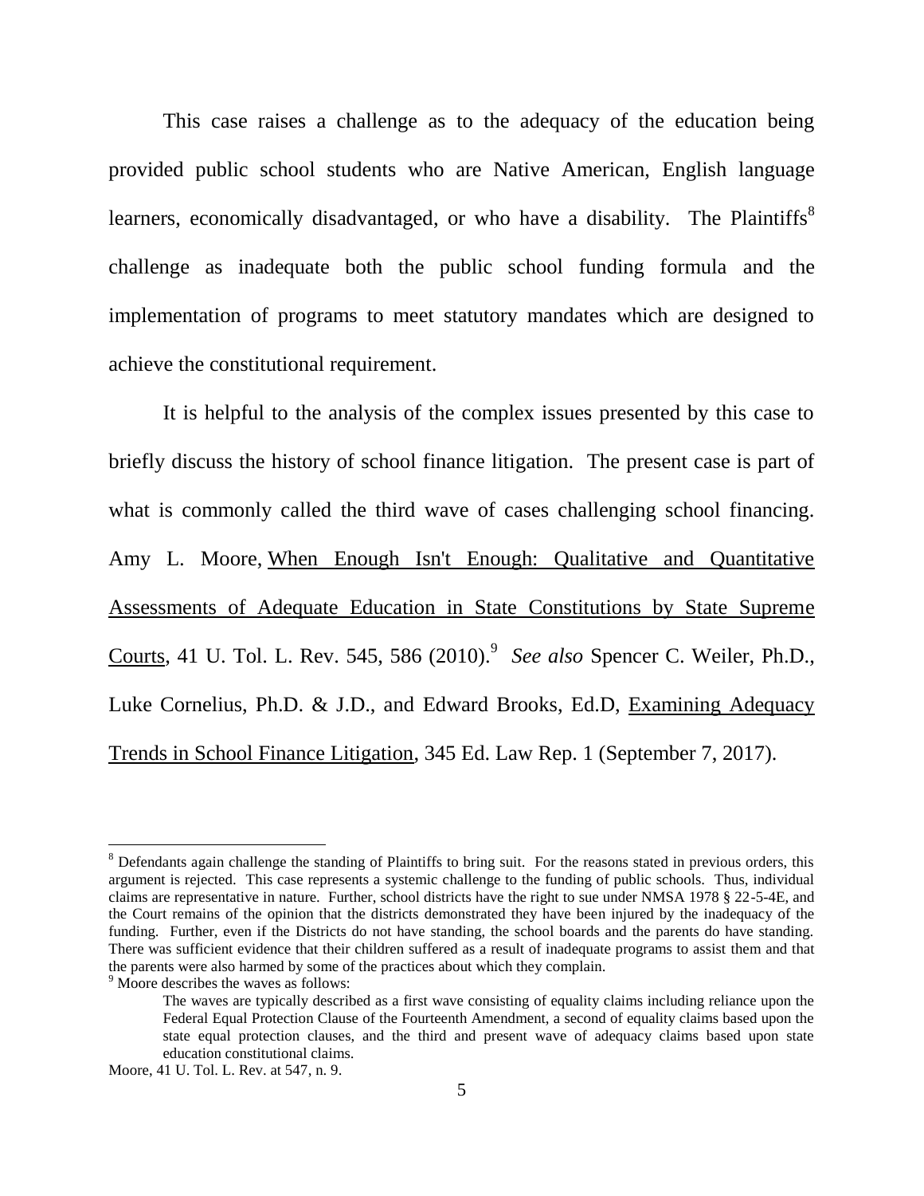This case raises a challenge as to the adequacy of the education being provided public school students who are Native American, English language learners, economically disadvantaged, or who have a disability. The Plaintiffs[8] challenge as inadequate both the public school funding formula and the implementation of programs to meet statutory mandates which are designed to achieve the constitutional requirement.

It is helpful to the analysis of the complex issues presented by this case to briefly discuss the history of school finance litigation. The present case is part of what is commonly called the third wave of cases challenging school financing. Amy L. Moore, When Enough Isn't Enough: Qualitative and Quantitative Assessments of Adequate Education in State Constitutions by State Supreme Courts, 41 U. Tol. L. Rev. 545, 586 (2010).[9] *See also* Spencer C. Weiler, Ph.D., Luke Cornelius, Ph.D. & J.D., and Edward Brooks, Ed.D, Examining Adequacy Trends in School Finance Litigation, 345 Ed. Law Rep. 1 (September 7, 2017).

---

[8] Defendants again challenge the standing of Plaintiffs to bring suit. For the reasons stated in previous orders, this argument is rejected. This case represents a systemic challenge to the funding of public schools. Thus, individual claims are representative in nature. Further, school districts have the right to sue under NMSA 1978 § 22-5-4E, and the Court remains of the opinion that the districts demonstrated they have been injured by the inadequacy of the funding. Further, even if the Districts do not have standing, the school boards and the parents do have standing. There was sufficient evidence that their children suffered as a result of inadequate programs to assist them and that the parents were also harmed by some of the practices about which they complain.

[9] Moore describes the waves as follows:

> The waves are typically described as a first wave consisting of equality claims including reliance upon the Federal Equal Protection Clause of the Fourteenth Amendment, a second of equality claims based upon the state equal protection clauses, and the third and present wave of adequacy claims based upon state education constitutional claims.

Moore, 41 U. Tol. L. Rev. at 547, n. 9.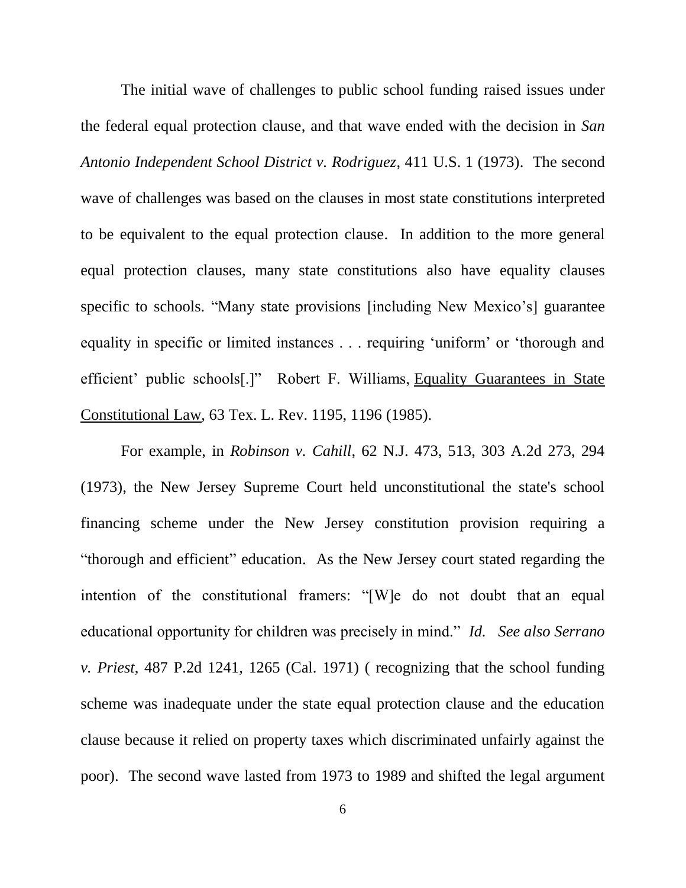The initial wave of challenges to public school funding raised issues under the federal equal protection clause, and that wave ended with the decision in *San Antonio Independent School District v. Rodriguez*, 411 U.S. 1 (1973). The second wave of challenges was based on the clauses in most state constitutions interpreted to be equivalent to the equal protection clause. In addition to the more general equal protection clauses, many state constitutions also have equality clauses specific to schools. "Many state provisions [including New Mexico's] guarantee equality in specific or limited instances . . . requiring 'uniform' or 'thorough and efficient' public schools[.]" Robert F. Williams, Equality Guarantees in State Constitutional Law, 63 Tex. L. Rev. 1195, 1196 (1985).

For example, in *Robinson v. Cahill*, 62 N.J. 473, 513, 303 A.2d 273, 294 (1973), the New Jersey Supreme Court held unconstitutional the state's school financing scheme under the New Jersey constitution provision requiring a "thorough and efficient" education. As the New Jersey court stated regarding the intention of the constitutional framers: "[W]e do not doubt that an equal educational opportunity for children was precisely in mind." *Id. See also Serrano v. Priest*, 487 P.2d 1241, 1265 (Cal. 1971) ( recognizing that the school funding scheme was inadequate under the state equal protection clause and the education clause because it relied on property taxes which discriminated unfairly against the poor). The second wave lasted from 1973 to 1989 and shifted the legal argument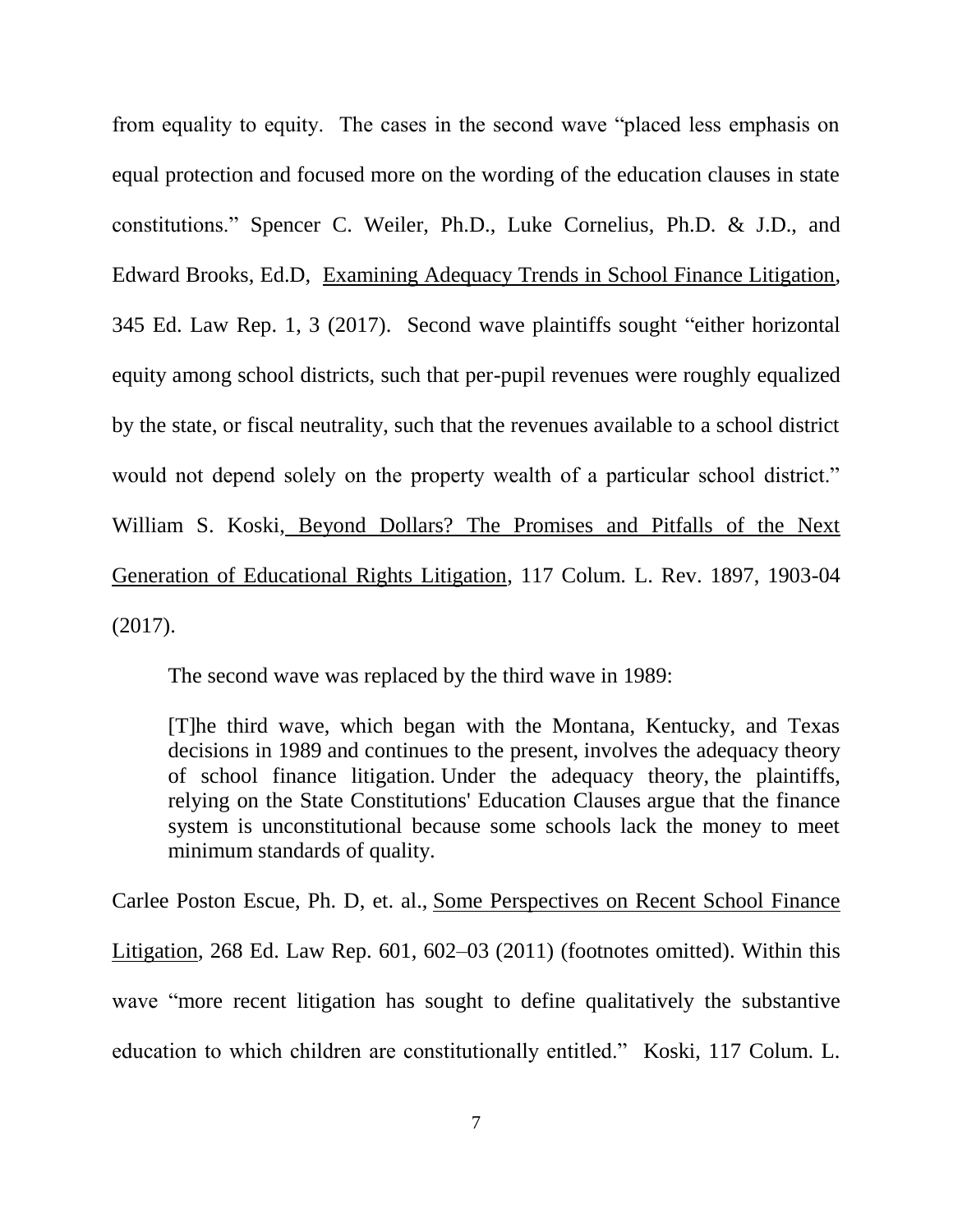from equality to equity. The cases in the second wave "placed less emphasis on equal protection and focused more on the wording of the education clauses in state constitutions." Spencer C. Weiler, Ph.D., Luke Cornelius, Ph.D. & J.D., and Edward Brooks, Ed.D, Examining Adequacy Trends in School Finance Litigation, 345 Ed. Law Rep. 1, 3 (2017). Second wave plaintiffs sought "either horizontal equity among school districts, such that per-pupil revenues were roughly equalized by the state, or fiscal neutrality, such that the revenues available to a school district would not depend solely on the property wealth of a particular school district." William S. Koski, Beyond Dollars? The Promises and Pitfalls of the Next Generation of Educational Rights Litigation, 117 Colum. L. Rev. 1897, 1903-04 (2017).

The second wave was replaced by the third wave in 1989:

> [T]he third wave, which began with the Montana, Kentucky, and Texas decisions in 1989 and continues to the present, involves the adequacy theory of school finance litigation. Under the adequacy theory, the plaintiffs, relying on the State Constitutions' Education Clauses argue that the finance system is unconstitutional because some schools lack the money to meet minimum standards of quality.

Carlee Poston Escue, Ph. D, et. al., Some Perspectives on Recent School Finance Litigation, 268 Ed. Law Rep. 601, 602–03 (2011) (footnotes omitted). Within this wave "more recent litigation has sought to define qualitatively the substantive education to which children are constitutionally entitled." Koski, 117 Colum. L.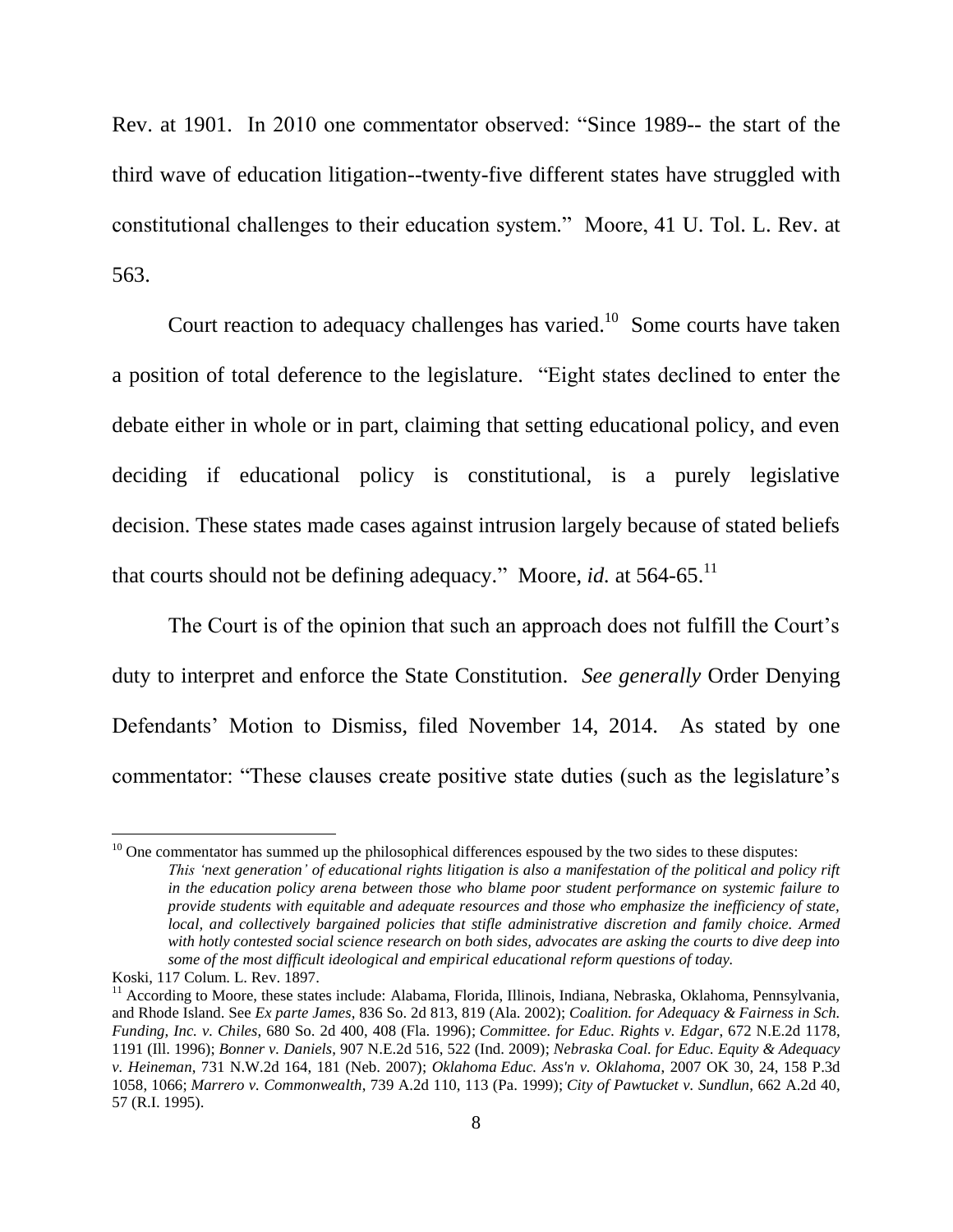Rev. at 1901. In 2010 one commentator observed: "Since 1989-- the start of the third wave of education litigation--twenty-five different states have struggled with constitutional challenges to their education system." Moore, 41 U. Tol. L. Rev. at 563.

Court reaction to adequacy challenges has varied.[10] Some courts have taken a position of total deference to the legislature. "Eight states declined to enter the debate either in whole or in part, claiming that setting educational policy, and even deciding if educational policy is constitutional, is a purely legislative decision. These states made cases against intrusion largely because of stated beliefs that courts should not be defining adequacy." Moore, *id.* at 564-65.[11]

The Court is of the opinion that such an approach does not fulfill the Court's duty to interpret and enforce the State Constitution. *See generally* Order Denying Defendants' Motion to Dismiss, filed November 14, 2014. As stated by one commentator: "These clauses create positive state duties (such as the legislature's

---

[10] One commentator has summed up the philosophical differences espoused by the two sides to these disputes:

> *This 'next generation' of educational rights litigation is also a manifestation of the political and policy rift in the education policy arena between those who blame poor student performance on systemic failure to provide students with equitable and adequate resources and those who emphasize the inefficiency of state, local, and collectively bargained policies that stifle administrative discretion and family choice. Armed with hotly contested social science research on both sides, advocates are asking the courts to dive deep into some of the most difficult ideological and empirical educational reform questions of today.*

Koski, 117 Colum. L. Rev. 1897.

[11] According to Moore, these states include: Alabama, Florida, Illinois, Indiana, Nebraska, Oklahoma, Pennsylvania, and Rhode Island. See *Ex parte James*, 836 So. 2d 813, 819 (Ala. 2002); *Coalition. for Adequacy & Fairness in Sch. Funding, Inc. v. Chiles*, 680 So. 2d 400, 408 (Fla. 1996); *Committee. for Educ. Rights v. Edgar*, 672 N.E.2d 1178, 1191 (Ill. 1996); *Bonner v. Daniels*, 907 N.E.2d 516, 522 (Ind. 2009); *Nebraska Coal. for Educ. Equity & Adequacy v. Heineman*, 731 N.W.2d 164, 181 (Neb. 2007); *Oklahoma Educ. Ass'n v. Oklahoma*, 2007 OK 30, 24, 158 P.3d 1058, 1066; *Marrero v. Commonwealth*, 739 A.2d 110, 113 (Pa. 1999); *City of Pawtucket v. Sundlun*, 662 A.2d 40, 57 (R.I. 1995).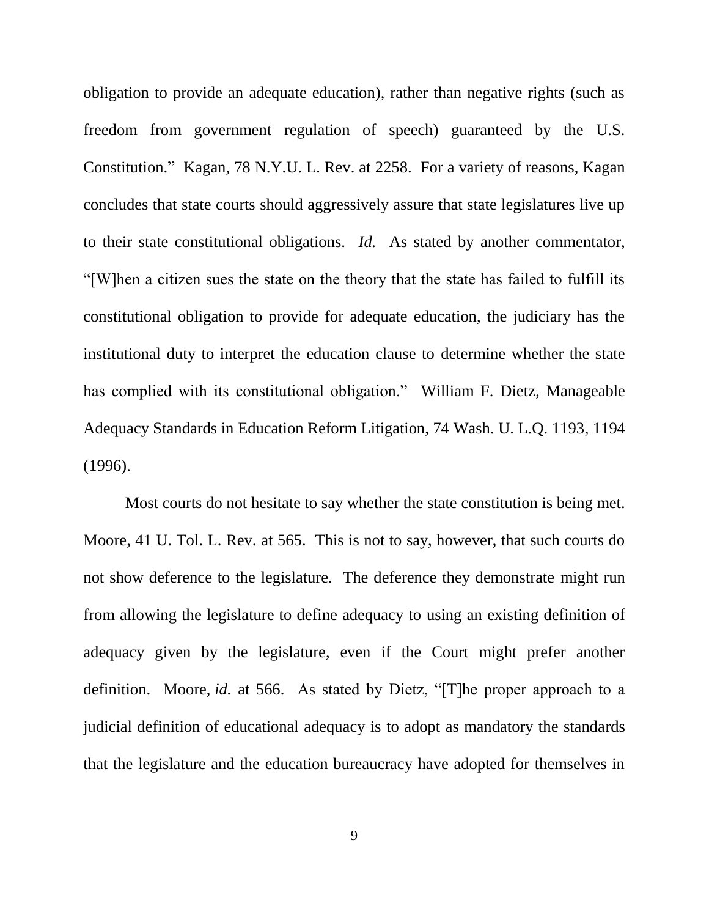obligation to provide an adequate education), rather than negative rights (such as freedom from government regulation of speech) guaranteed by the U.S. Constitution." Kagan, 78 N.Y.U. L. Rev. at 2258. For a variety of reasons, Kagan concludes that state courts should aggressively assure that state legislatures live up to their state constitutional obligations. *Id.* As stated by another commentator, "[W]hen a citizen sues the state on the theory that the state has failed to fulfill its constitutional obligation to provide for adequate education, the judiciary has the institutional duty to interpret the education clause to determine whether the state has complied with its constitutional obligation." William F. Dietz, Manageable Adequacy Standards in Education Reform Litigation, 74 Wash. U. L.Q. 1193, 1194 (1996).

Most courts do not hesitate to say whether the state constitution is being met. Moore, 41 U. Tol. L. Rev. at 565. This is not to say, however, that such courts do not show deference to the legislature. The deference they demonstrate might run from allowing the legislature to define adequacy to using an existing definition of adequacy given by the legislature, even if the Court might prefer another definition. Moore, *id.* at 566. As stated by Dietz, "[T]he proper approach to a judicial definition of educational adequacy is to adopt as mandatory the standards that the legislature and the education bureaucracy have adopted for themselves in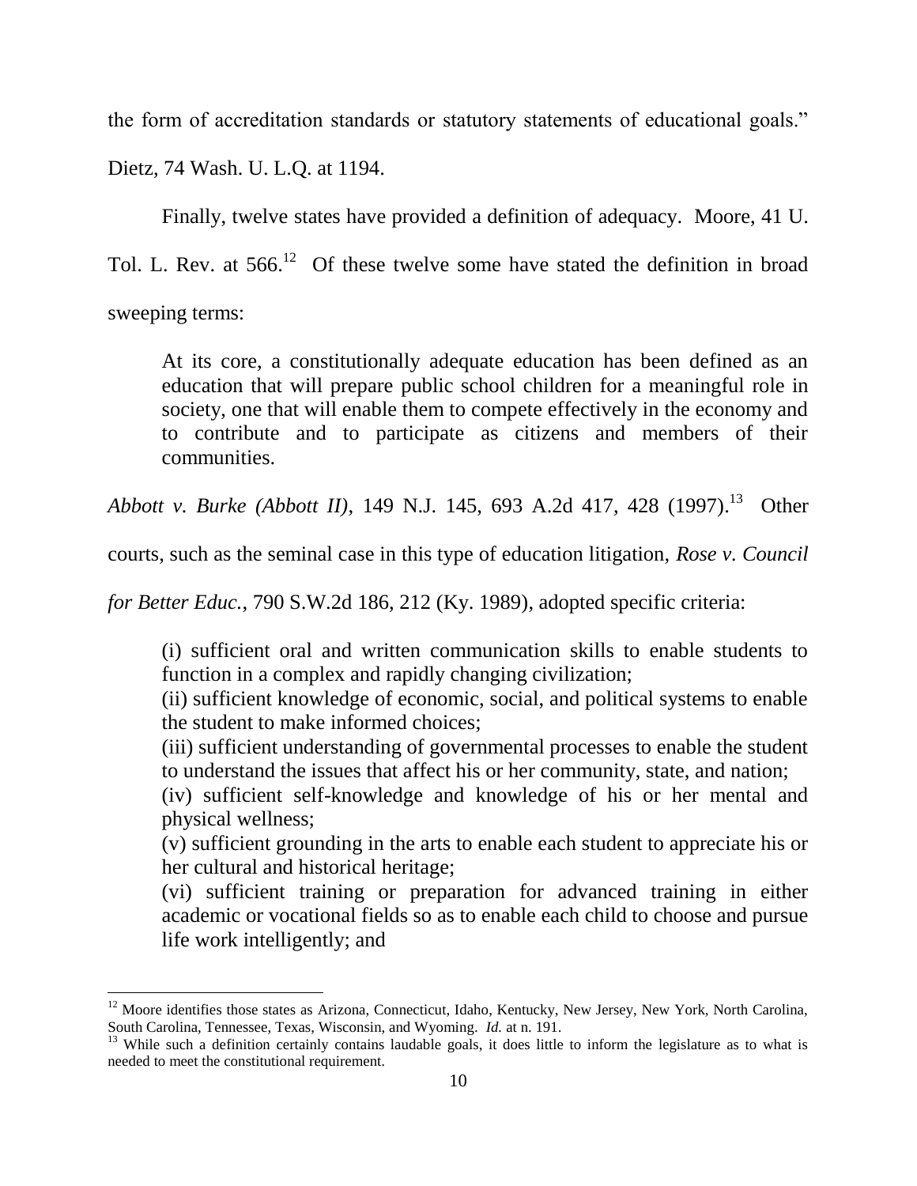the form of accreditation standards or statutory statements of educational goals." Dietz, 74 Wash. U. L.Q. at 1194.

Finally, twelve states have provided a definition of adequacy. Moore, 41 U. Tol. L. Rev. at 566.[12] Of these twelve some have stated the definition in broad sweeping terms:

> At its core, a constitutionally adequate education has been defined as an education that will prepare public school children for a meaningful role in society, one that will enable them to compete effectively in the economy and to contribute and to participate as citizens and members of their communities.

*Abbott v. Burke (Abbott II)*, 149 N.J. 145, 693 A.2d 417, 428 (1997).[13] Other courts, such as the seminal case in this type of education litigation, *Rose v. Council for Better Educ.*, 790 S.W.2d 186, 212 (Ky. 1989), adopted specific criteria:

> (i) sufficient oral and written communication skills to enable students to function in a complex and rapidly changing civilization;
> (ii) sufficient knowledge of economic, social, and political systems to enable the student to make informed choices;
> (iii) sufficient understanding of governmental processes to enable the student to understand the issues that affect his or her community, state, and nation;
> (iv) sufficient self-knowledge and knowledge of his or her mental and physical wellness;
> (v) sufficient grounding in the arts to enable each student to appreciate his or her cultural and historical heritage;
> (vi) sufficient training or preparation for advanced training in either academic or vocational fields so as to enable each child to choose and pursue life work intelligently; and

---

[12] Moore identifies those states as Arizona, Connecticut, Idaho, Kentucky, New Jersey, New York, North Carolina, South Carolina, Tennessee, Texas, Wisconsin, and Wyoming. *Id.* at n. 191.

[13] While such a definition certainly contains laudable goals, it does little to inform the legislature as to what is needed to meet the constitutional requirement.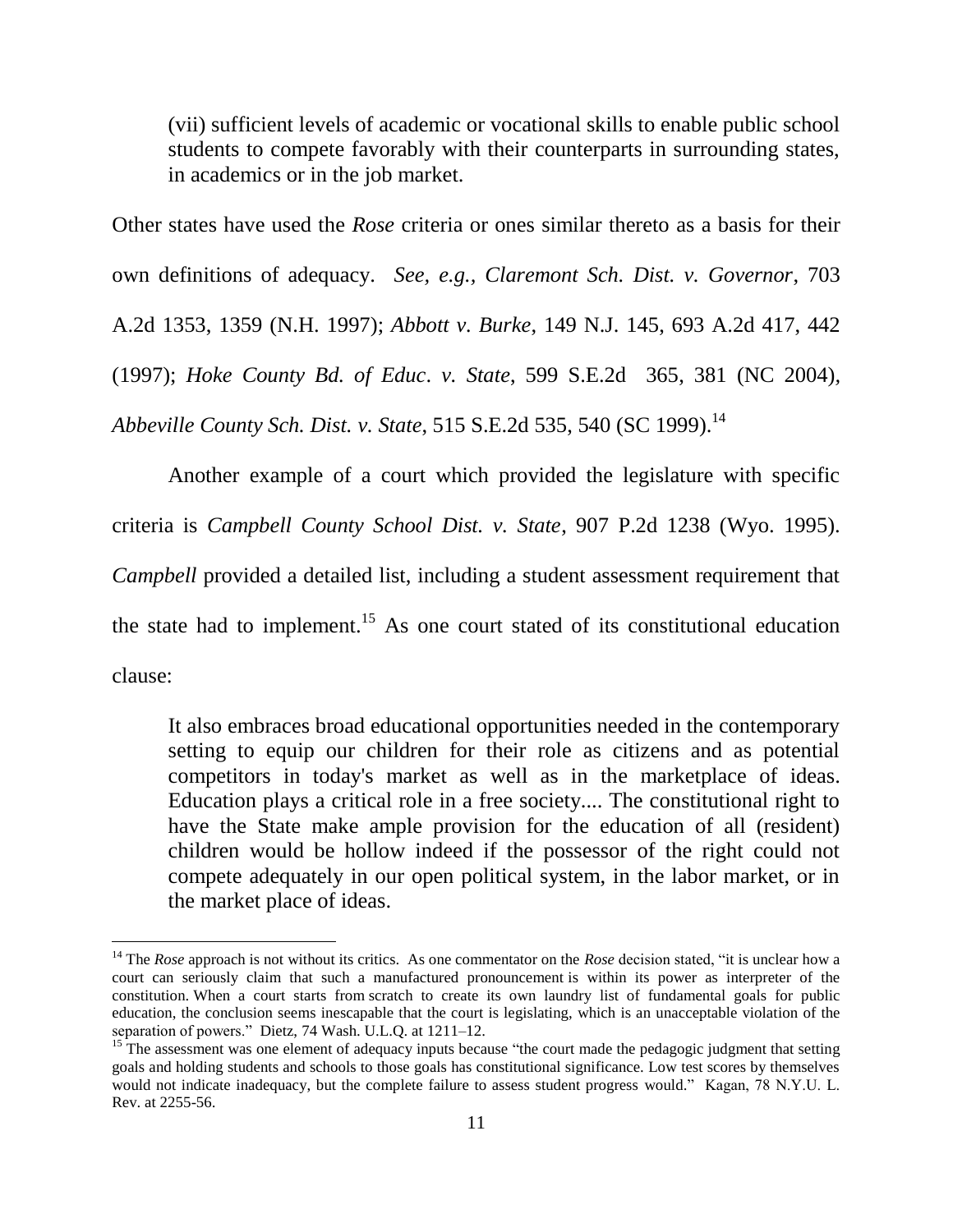> (vii) sufficient levels of academic or vocational skills to enable public school students to compete favorably with their counterparts in surrounding states, in academics or in the job market.

Other states have used the *Rose* criteria or ones similar thereto as a basis for their own definitions of adequacy. *See, e.g., Claremont Sch. Dist. v. Governor*, 703 A.2d 1353, 1359 (N.H. 1997); *Abbott v. Burke*, 149 N.J. 145, 693 A.2d 417, 442 (1997); *Hoke County Bd. of Educ. v. State*, 599 S.E.2d 365, 381 (NC 2004), *Abbeville County Sch. Dist. v. State*, 515 S.E.2d 535, 540 (SC 1999).[14]

Another example of a court which provided the legislature with specific criteria is *Campbell County School Dist. v. State*, 907 P.2d 1238 (Wyo. 1995). *Campbell* provided a detailed list, including a student assessment requirement that the state had to implement.[15] As one court stated of its constitutional education clause:

> It also embraces broad educational opportunities needed in the contemporary setting to equip our children for their role as citizens and as potential competitors in today's market as well as in the marketplace of ideas. Education plays a critical role in a free society.... The constitutional right to have the State make ample provision for the education of all (resident) children would be hollow indeed if the possessor of the right could not compete adequately in our open political system, in the labor market, or in the market place of ideas.

---

[14] The *Rose* approach is not without its critics. As one commentator on the *Rose* decision stated, "it is unclear how a court can seriously claim that such a manufactured pronouncement is within its power as interpreter of the constitution. When a court starts from scratch to create its own laundry list of fundamental goals for public education, the conclusion seems inescapable that the court is legislating, which is an unacceptable violation of the separation of powers." Dietz, 74 Wash. U.L.Q. at 1211–12.

[15] The assessment was one element of adequacy inputs because "the court made the pedagogic judgment that setting goals and holding students and schools to those goals has constitutional significance. Low test scores by themselves would not indicate inadequacy, but the complete failure to assess student progress would." Kagan, 78 N.Y.U. L. Rev. at 2255-56.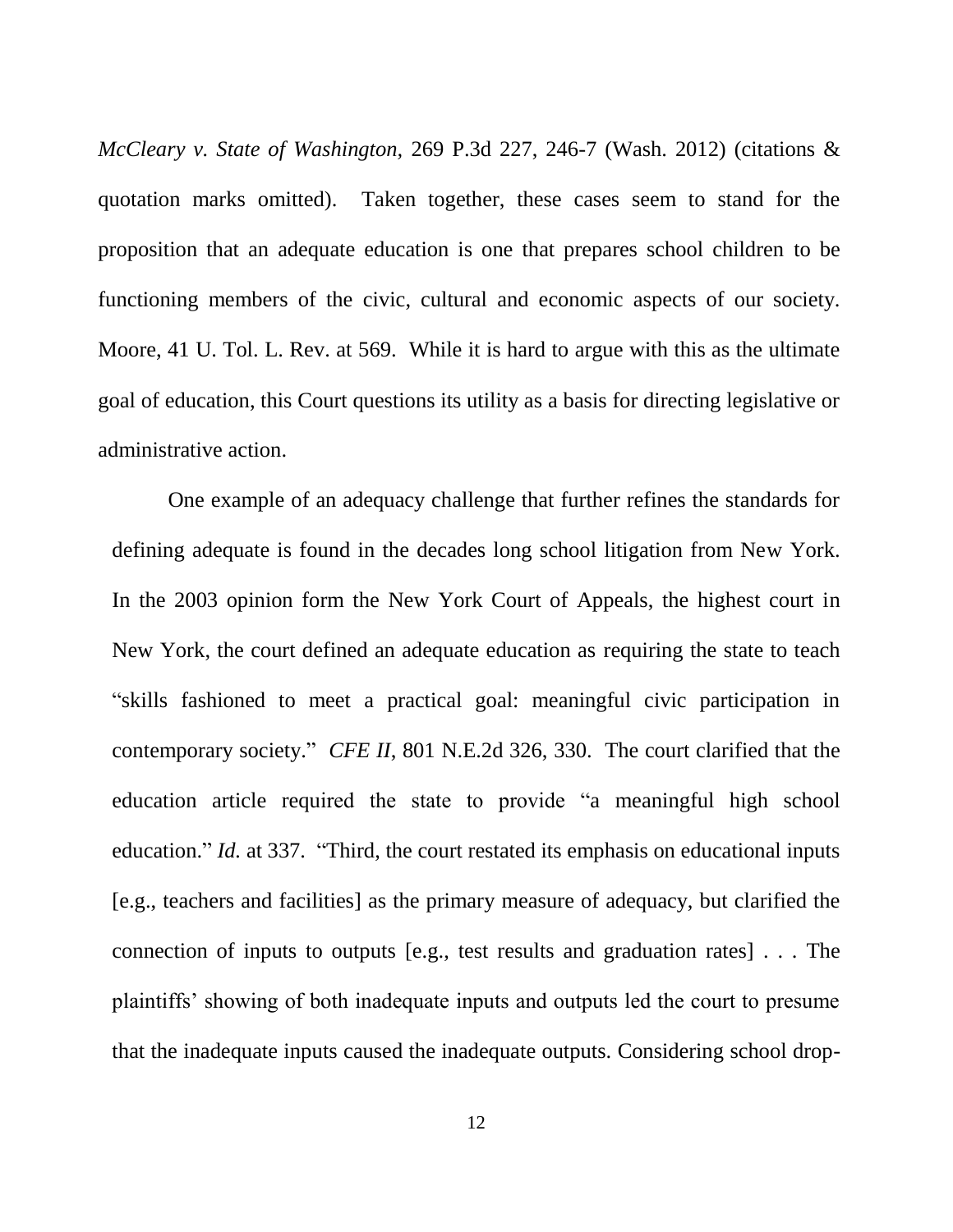*McCleary v. State of Washington*, 269 P.3d 227, 246-7 (Wash. 2012) (citations & quotation marks omitted). Taken together, these cases seem to stand for the proposition that an adequate education is one that prepares school children to be functioning members of the civic, cultural and economic aspects of our society. Moore, 41 U. Tol. L. Rev. at 569. While it is hard to argue with this as the ultimate goal of education, this Court questions its utility as a basis for directing legislative or administrative action.

One example of an adequacy challenge that further refines the standards for defining adequate is found in the decades long school litigation from New York. In the 2003 opinion form the New York Court of Appeals, the highest court in New York, the court defined an adequate education as requiring the state to teach "skills fashioned to meet a practical goal: meaningful civic participation in contemporary society." *CFE II*, 801 N.E.2d 326, 330. The court clarified that the education article required the state to provide "a meaningful high school education." *Id.* at 337. "Third, the court restated its emphasis on educational inputs [e.g., teachers and facilities] as the primary measure of adequacy, but clarified the connection of inputs to outputs [e.g., test results and graduation rates] . . . The plaintiffs' showing of both inadequate inputs and outputs led the court to presume that the inadequate inputs caused the inadequate outputs. Considering school drop-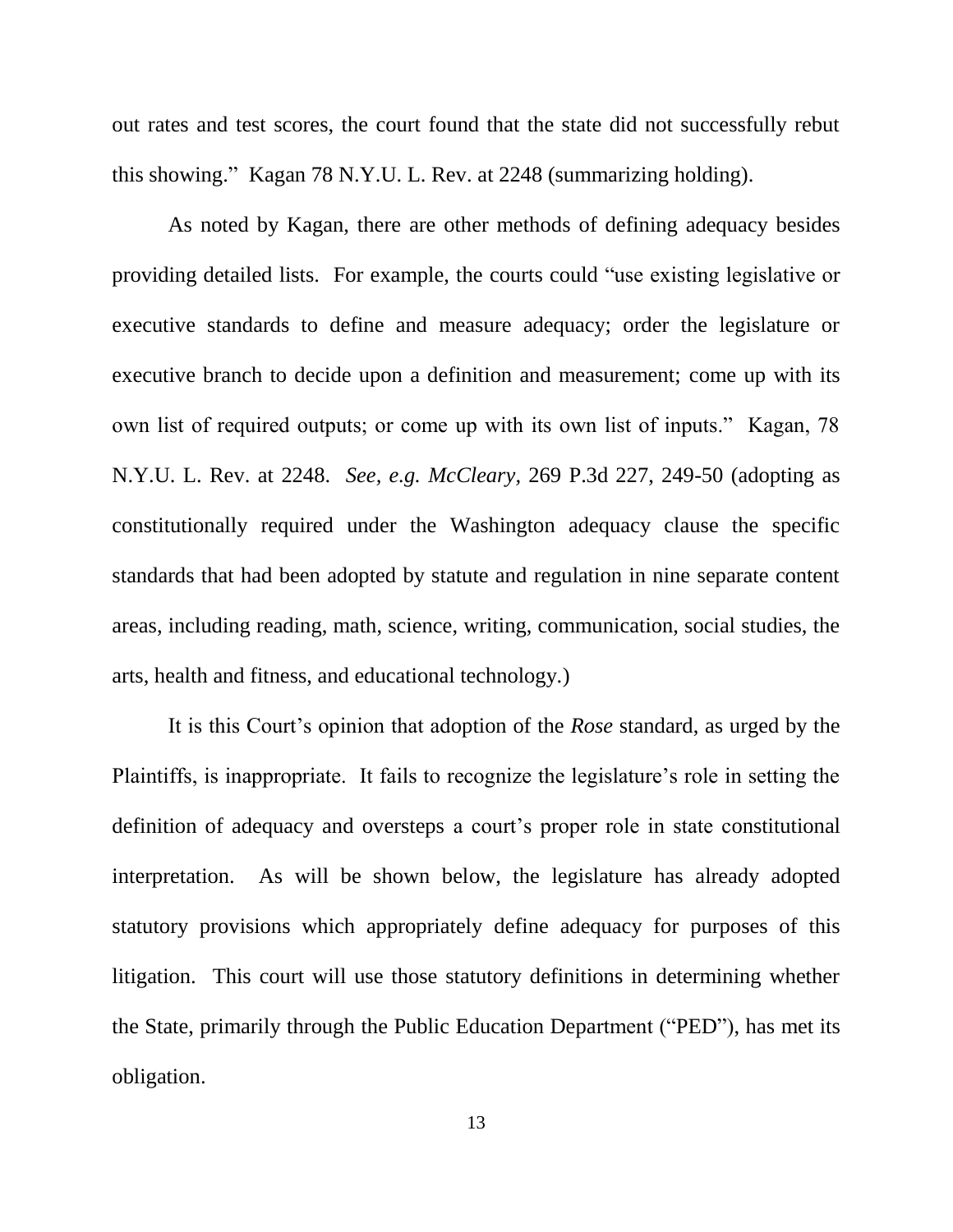out rates and test scores, the court found that the state did not successfully rebut this showing." Kagan 78 N.Y.U. L. Rev. at 2248 (summarizing holding).

As noted by Kagan, there are other methods of defining adequacy besides providing detailed lists. For example, the courts could "use existing legislative or executive standards to define and measure adequacy; order the legislature or executive branch to decide upon a definition and measurement; come up with its own list of required outputs; or come up with its own list of inputs." Kagan, 78 N.Y.U. L. Rev. at 2248. *See, e.g. McCleary*, 269 P.3d 227, 249-50 (adopting as constitutionally required under the Washington adequacy clause the specific standards that had been adopted by statute and regulation in nine separate content areas, including reading, math, science, writing, communication, social studies, the arts, health and fitness, and educational technology.)

It is this Court's opinion that adoption of the *Rose* standard, as urged by the Plaintiffs, is inappropriate. It fails to recognize the legislature's role in setting the definition of adequacy and oversteps a court's proper role in state constitutional interpretation. As will be shown below, the legislature has already adopted statutory provisions which appropriately define adequacy for purposes of this litigation. This court will use those statutory definitions in determining whether the State, primarily through the Public Education Department ("PED"), has met its obligation.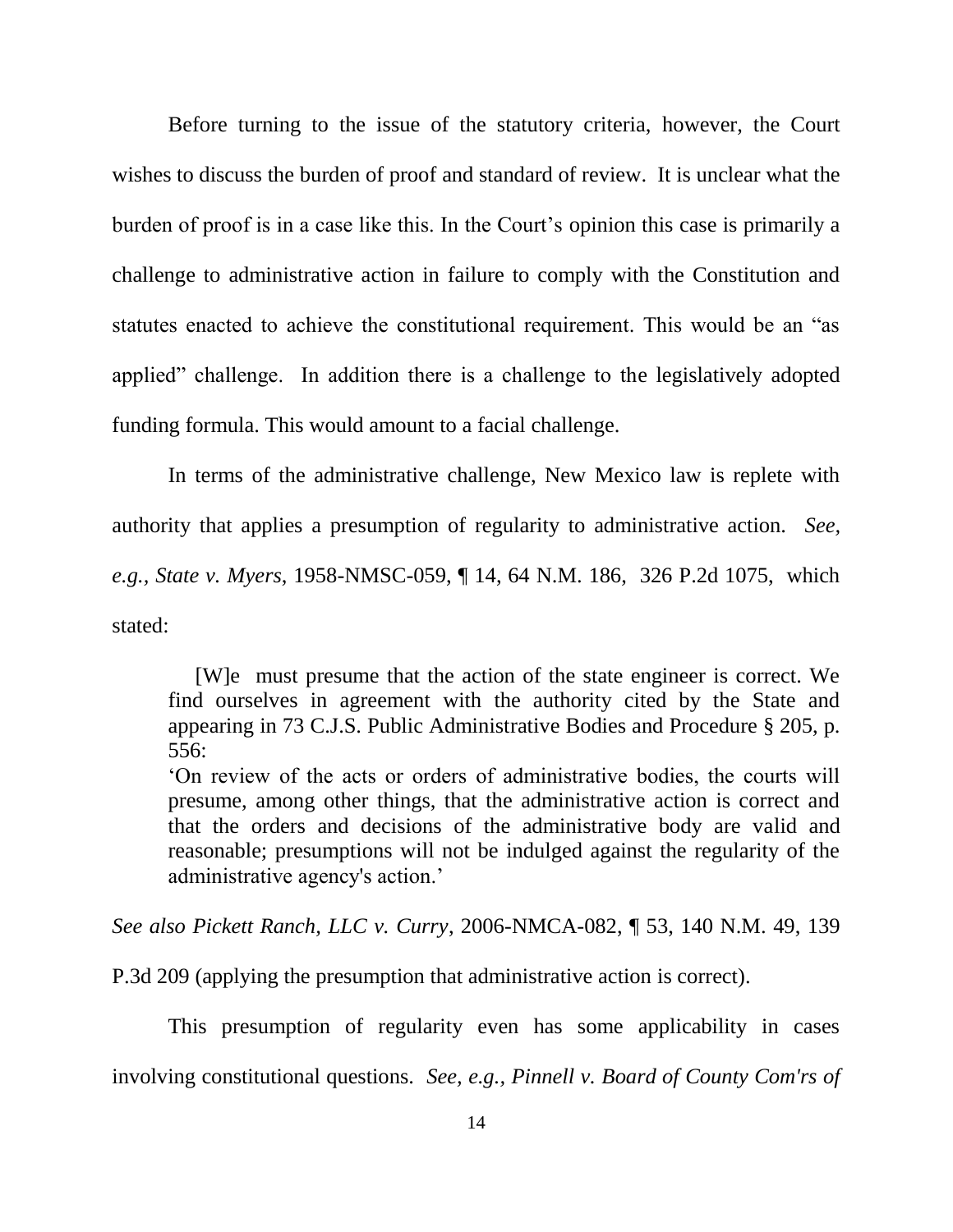Before turning to the issue of the statutory criteria, however, the Court wishes to discuss the burden of proof and standard of review. It is unclear what the burden of proof is in a case like this. In the Court's opinion this case is primarily a challenge to administrative action in failure to comply with the Constitution and statutes enacted to achieve the constitutional requirement. This would be an "as applied" challenge. In addition there is a challenge to the legislatively adopted funding formula. This would amount to a facial challenge.

In terms of the administrative challenge, New Mexico law is replete with authority that applies a presumption of regularity to administrative action. *See, e.g., State v. Myers*, 1958-NMSC-059, ¶ 14, 64 N.M. 186, 326 P.2d 1075, which stated:

> [W]e must presume that the action of the state engineer is correct. We find ourselves in agreement with the authority cited by the State and appearing in 73 C.J.S. Public Administrative Bodies and Procedure § 205, p. 556:
>
> 'On review of the acts or orders of administrative bodies, the courts will presume, among other things, that the administrative action is correct and that the orders and decisions of the administrative body are valid and reasonable; presumptions will not be indulged against the regularity of the administrative agency's action.'

*See also Pickett Ranch, LLC v. Curry*, 2006-NMCA-082, ¶ 53, 140 N.M. 49, 139 P.3d 209 (applying the presumption that administrative action is correct).

This presumption of regularity even has some applicability in cases involving constitutional questions. *See, e.g., Pinnell v. Board of County Com'rs of*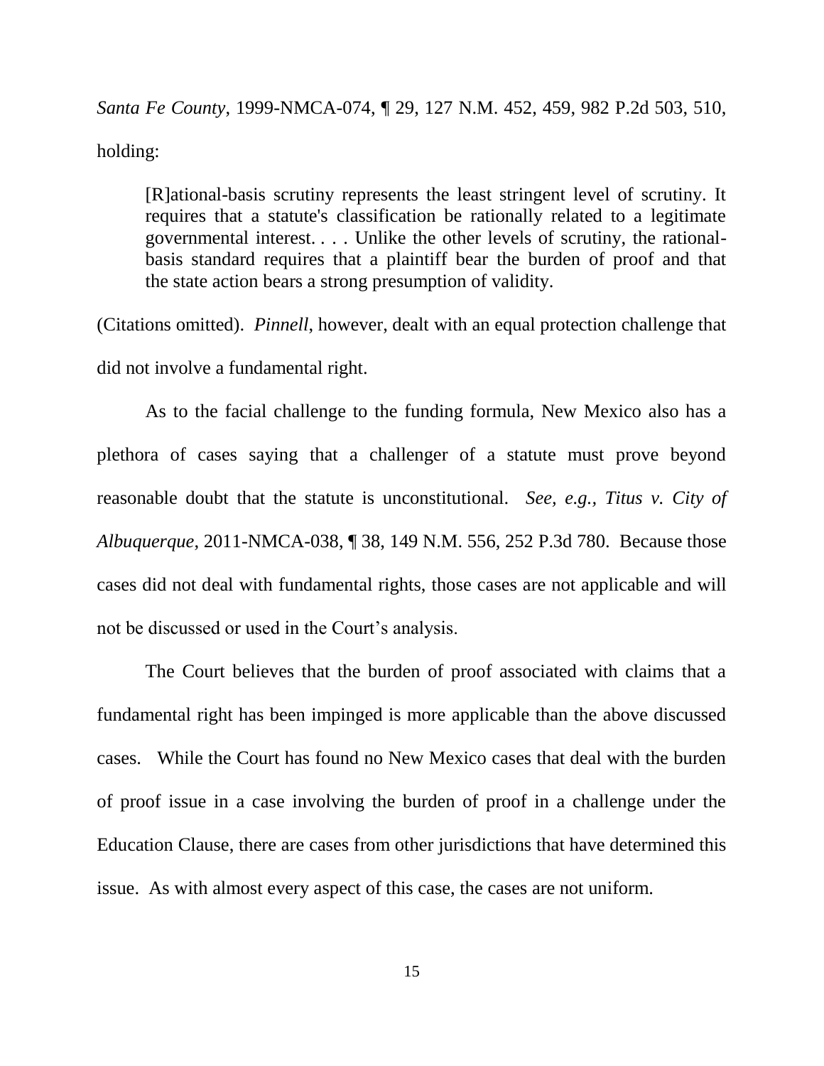*Santa Fe County*, 1999-NMCA-074, ¶ 29, 127 N.M. 452, 459, 982 P.2d 503, 510, holding:

> [R]ational-basis scrutiny represents the least stringent level of scrutiny. It requires that a statute's classification be rationally related to a legitimate governmental interest. . . . Unlike the other levels of scrutiny, the rational-basis standard requires that a plaintiff bear the burden of proof and that the state action bears a strong presumption of validity.

(Citations omitted). *Pinnell*, however, dealt with an equal protection challenge that did not involve a fundamental right.

As to the facial challenge to the funding formula, New Mexico also has a plethora of cases saying that a challenger of a statute must prove beyond reasonable doubt that the statute is unconstitutional. *See, e.g.*, *Titus v. City of Albuquerque*, 2011-NMCA-038, ¶ 38, 149 N.M. 556, 252 P.3d 780. Because those cases did not deal with fundamental rights, those cases are not applicable and will not be discussed or used in the Court's analysis.

The Court believes that the burden of proof associated with claims that a fundamental right has been impinged is more applicable than the above discussed cases. While the Court has found no New Mexico cases that deal with the burden of proof issue in a case involving the burden of proof in a challenge under the Education Clause, there are cases from other jurisdictions that have determined this issue. As with almost every aspect of this case, the cases are not uniform.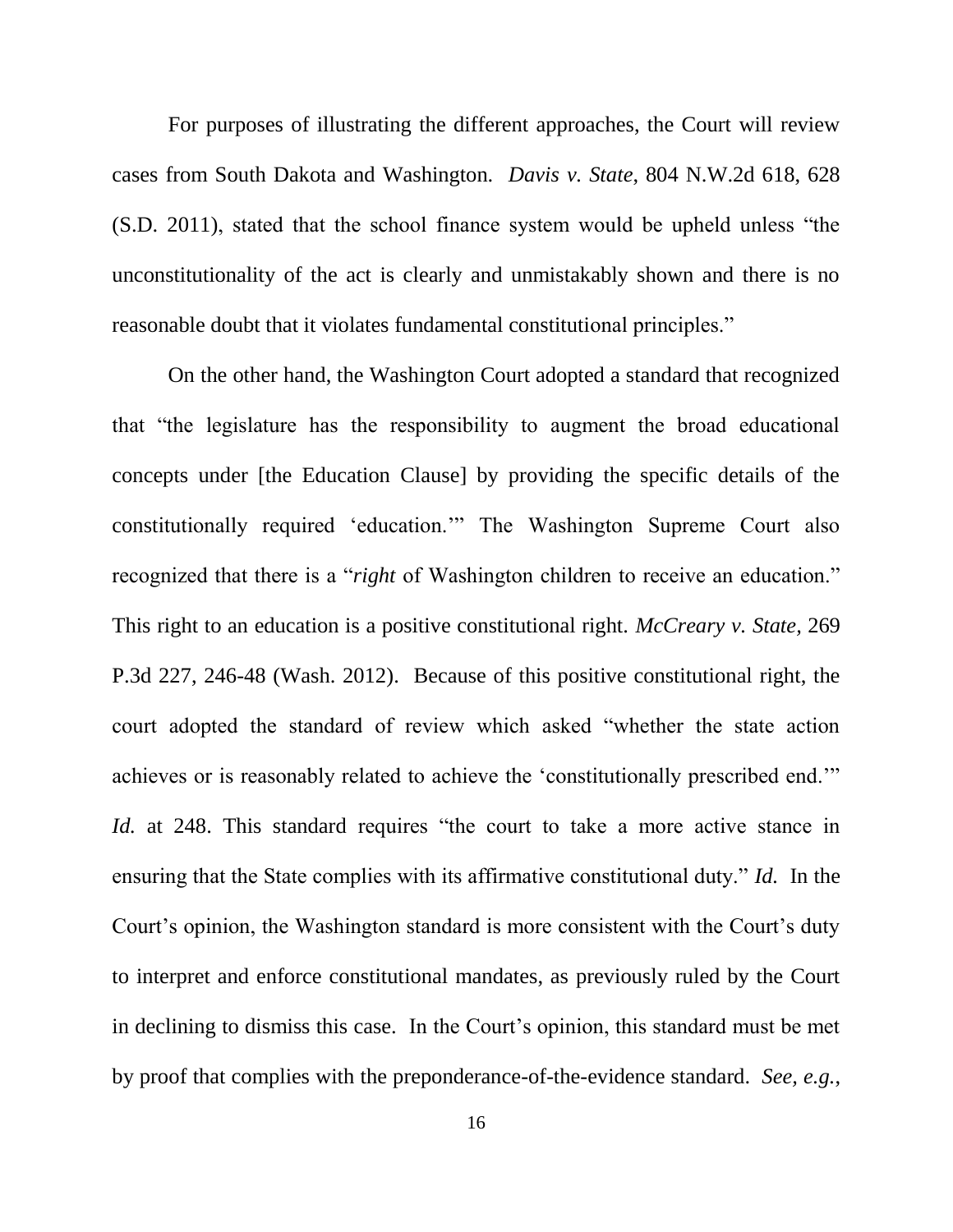For purposes of illustrating the different approaches, the Court will review cases from South Dakota and Washington. *Davis v. State*, 804 N.W.2d 618, 628 (S.D. 2011), stated that the school finance system would be upheld unless "the unconstitutionality of the act is clearly and unmistakably shown and there is no reasonable doubt that it violates fundamental constitutional principles."

On the other hand, the Washington Court adopted a standard that recognized that "the legislature has the responsibility to augment the broad educational concepts under [the Education Clause] by providing the specific details of the constitutionally required 'education.'" The Washington Supreme Court also recognized that there is a "*right* of Washington children to receive an education." This right to an education is a positive constitutional right. *McCreary v. State,* 269 P.3d 227, 246-48 (Wash. 2012). Because of this positive constitutional right, the court adopted the standard of review which asked "whether the state action achieves or is reasonably related to achieve the 'constitutionally prescribed end.'" *Id.* at 248. This standard requires "the court to take a more active stance in ensuring that the State complies with its affirmative constitutional duty." *Id.* In the Court's opinion, the Washington standard is more consistent with the Court's duty to interpret and enforce constitutional mandates, as previously ruled by the Court in declining to dismiss this case. In the Court's opinion, this standard must be met by proof that complies with the preponderance-of-the-evidence standard. *See, e.g.*,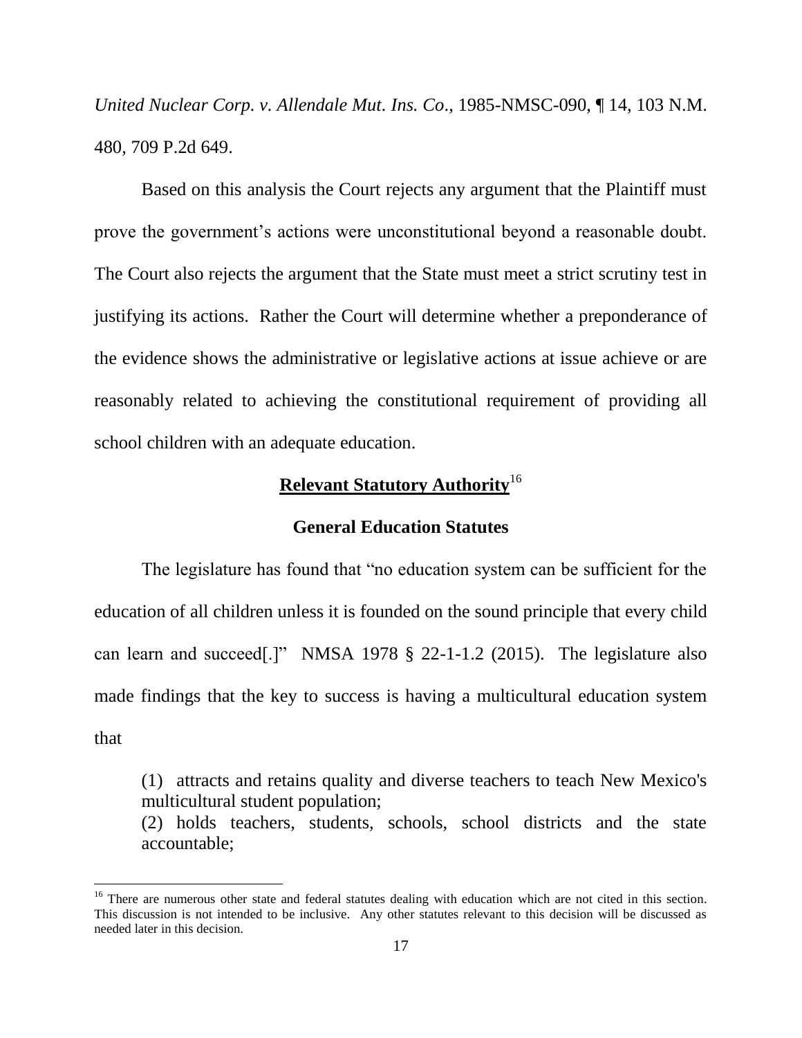*United Nuclear Corp. v. Allendale Mut. Ins. Co*., 1985-NMSC-090, ¶ 14, 103 N.M. 480, 709 P.2d 649.

Based on this analysis the Court rejects any argument that the Plaintiff must prove the government's actions were unconstitutional beyond a reasonable doubt. The Court also rejects the argument that the State must meet a strict scrutiny test in justifying its actions. Rather the Court will determine whether a preponderance of the evidence shows the administrative or legislative actions at issue achieve or are reasonably related to achieving the constitutional requirement of providing all school children with an adequate education.

## **Relevant Statutory Authority**[16]

### General Education Statutes

The legislature has found that "no education system can be sufficient for the education of all children unless it is founded on the sound principle that every child can learn and succeed[.]" NMSA 1978 § 22-1-1.2 (2015). The legislature also made findings that the key to success is having a multicultural education system that

> (1) attracts and retains quality and diverse teachers to teach New Mexico's multicultural student population;
> (2) holds teachers, students, schools, school districts and the state accountable;

[16] There are numerous other state and federal statutes dealing with education which are not cited in this section. This discussion is not intended to be inclusive. Any other statutes relevant to this decision will be discussed as needed later in this decision.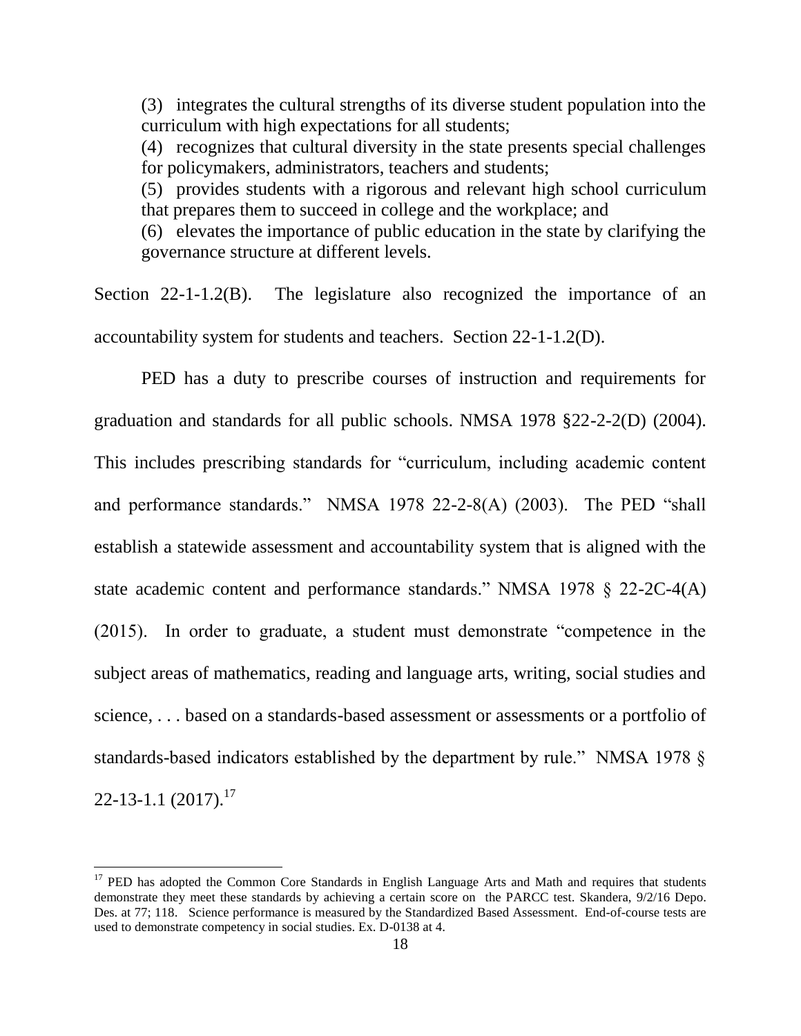> (3) integrates the cultural strengths of its diverse student population into the curriculum with high expectations for all students;
>
> (4) recognizes that cultural diversity in the state presents special challenges for policymakers, administrators, teachers and students;
>
> (5) provides students with a rigorous and relevant high school curriculum that prepares them to succeed in college and the workplace; and
>
> (6) elevates the importance of public education in the state by clarifying the governance structure at different levels.

Section 22-1-1.2(B). The legislature also recognized the importance of an accountability system for students and teachers. Section 22-1-1.2(D).

PED has a duty to prescribe courses of instruction and requirements for graduation and standards for all public schools. NMSA 1978 §22-2-2(D) (2004). This includes prescribing standards for "curriculum, including academic content and performance standards." NMSA 1978 22-2-8(A) (2003). The PED "shall establish a statewide assessment and accountability system that is aligned with the state academic content and performance standards." NMSA 1978 § 22-2C-4(A) (2015). In order to graduate, a student must demonstrate "competence in the subject areas of mathematics, reading and language arts, writing, social studies and science, . . . based on a standards-based assessment or assessments or a portfolio of standards-based indicators established by the department by rule." NMSA 1978 § 22-13-1.1 (2017).[17]

[17] PED has adopted the Common Core Standards in English Language Arts and Math and requires that students demonstrate they meet these standards by achieving a certain score on the PARCC test. Skandera, 9/2/16 Depo. Des. at 77; 118. Science performance is measured by the Standardized Based Assessment. End-of-course tests are used to demonstrate competency in social studies. Ex. D-0138 at 4.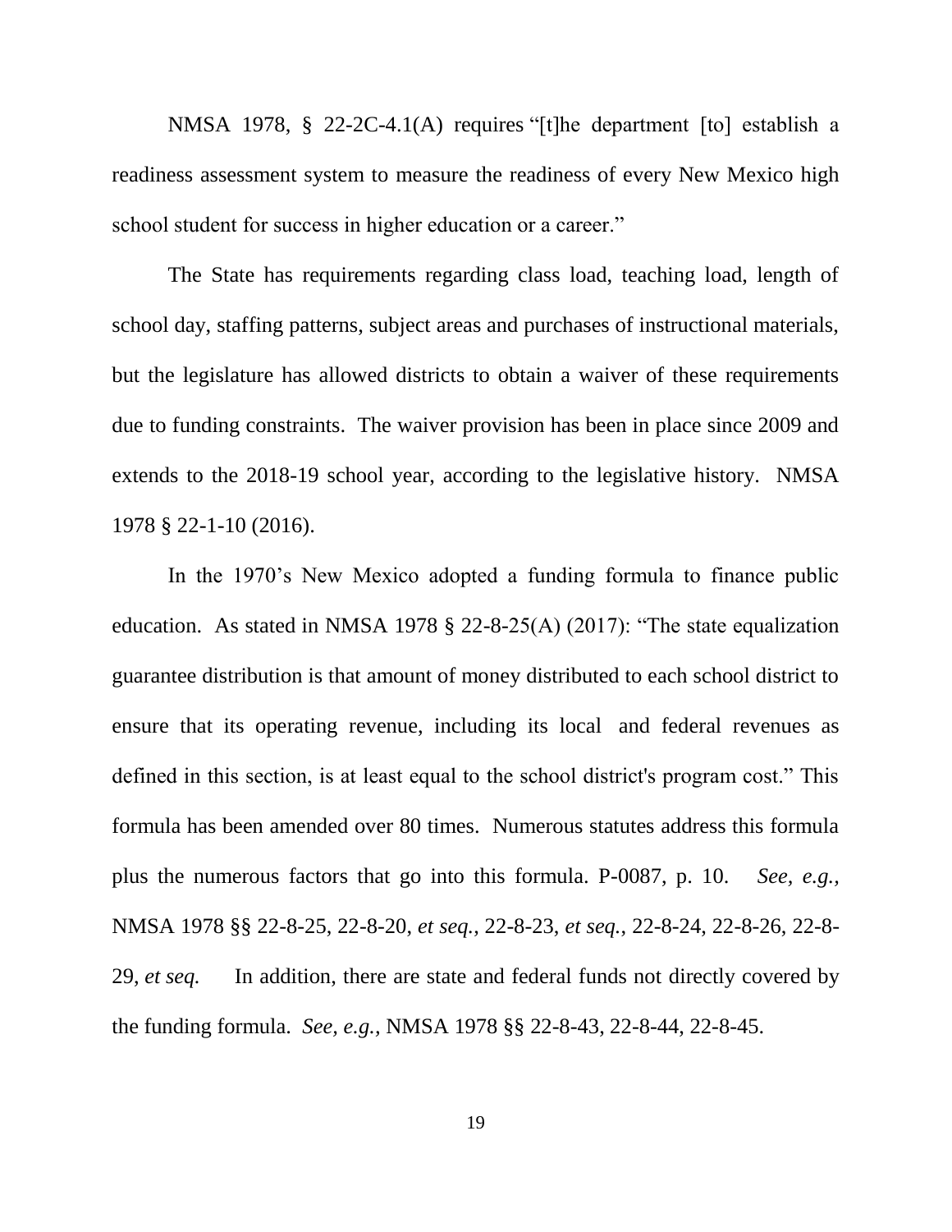NMSA 1978, § 22-2C-4.1(A) requires "[t]he department [to] establish a readiness assessment system to measure the readiness of every New Mexico high school student for success in higher education or a career."

The State has requirements regarding class load, teaching load, length of school day, staffing patterns, subject areas and purchases of instructional materials, but the legislature has allowed districts to obtain a waiver of these requirements due to funding constraints. The waiver provision has been in place since 2009 and extends to the 2018-19 school year, according to the legislative history. NMSA 1978 § 22-1-10 (2016).

In the 1970's New Mexico adopted a funding formula to finance public education. As stated in NMSA 1978 § 22-8-25(A) (2017): "The state equalization guarantee distribution is that amount of money distributed to each school district to ensure that its operating revenue, including its local and federal revenues as defined in this section, is at least equal to the school district's program cost." This formula has been amended over 80 times. Numerous statutes address this formula plus the numerous factors that go into this formula. P-0087, p. 10. *See, e.g.*, NMSA 1978 §§ 22-8-25, 22-8-20, *et seq.*, 22-8-23, *et seq.*, 22-8-24, 22-8-26, 22-8-29, *et seq.* In addition, there are state and federal funds not directly covered by the funding formula. *See, e.g.*, NMSA 1978 §§ 22-8-43, 22-8-44, 22-8-45.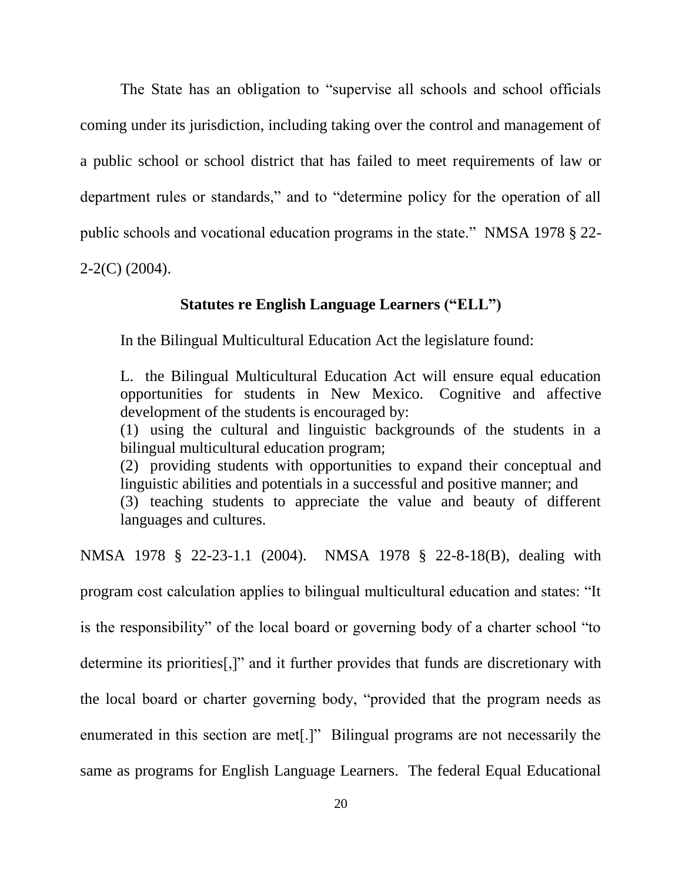The State has an obligation to "supervise all schools and school officials coming under its jurisdiction, including taking over the control and management of a public school or school district that has failed to meet requirements of law or department rules or standards," and to "determine policy for the operation of all public schools and vocational education programs in the state." NMSA 1978 § 22-2-2(C) (2004).

### Statutes re English Language Learners ("ELL")

In the Bilingual Multicultural Education Act the legislature found:

> L. the Bilingual Multicultural Education Act will ensure equal education opportunities for students in New Mexico. Cognitive and affective development of the students is encouraged by:
> (1) using the cultural and linguistic backgrounds of the students in a bilingual multicultural education program;
> (2) providing students with opportunities to expand their conceptual and linguistic abilities and potentials in a successful and positive manner; and
> (3) teaching students to appreciate the value and beauty of different languages and cultures.

NMSA 1978 § 22-23-1.1 (2004). NMSA 1978 § 22-8-18(B), dealing with program cost calculation applies to bilingual multicultural education and states: "It is the responsibility" of the local board or governing body of a charter school "to determine its priorities[,]" and it further provides that funds are discretionary with the local board or charter governing body, "provided that the program needs as enumerated in this section are met[.]" Bilingual programs are not necessarily the same as programs for English Language Learners. The federal Equal Educational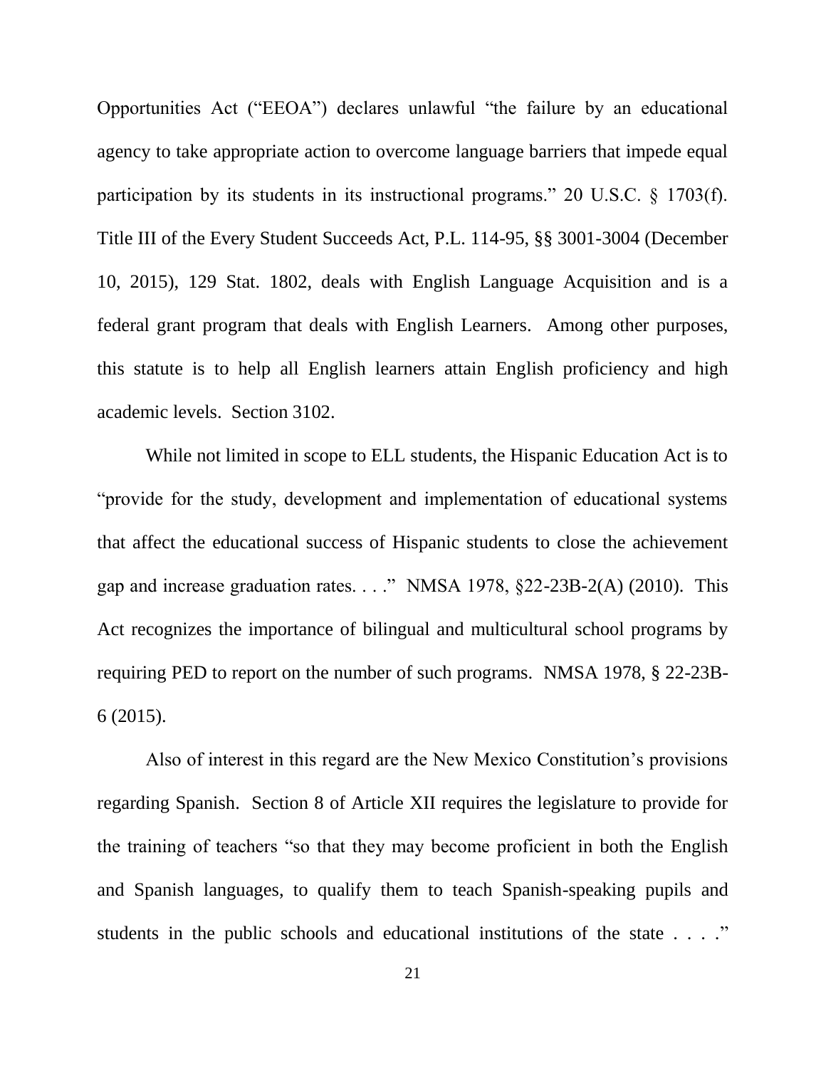Opportunities Act ("EEOA") declares unlawful "the failure by an educational agency to take appropriate action to overcome language barriers that impede equal participation by its students in its instructional programs." 20 U.S.C. § 1703(f). Title III of the Every Student Succeeds Act, P.L. 114-95, §§ 3001-3004 (December 10, 2015), 129 Stat. 1802, deals with English Language Acquisition and is a federal grant program that deals with English Learners. Among other purposes, this statute is to help all English learners attain English proficiency and high academic levels. Section 3102.

While not limited in scope to ELL students, the Hispanic Education Act is to "provide for the study, development and implementation of educational systems that affect the educational success of Hispanic students to close the achievement gap and increase graduation rates. . . ." NMSA 1978, §22-23B-2(A) (2010). This Act recognizes the importance of bilingual and multicultural school programs by requiring PED to report on the number of such programs. NMSA 1978, § 22-23B-6 (2015).

Also of interest in this regard are the New Mexico Constitution's provisions regarding Spanish. Section 8 of Article XII requires the legislature to provide for the training of teachers "so that they may become proficient in both the English and Spanish languages, to qualify them to teach Spanish-speaking pupils and students in the public schools and educational institutions of the state . . . ."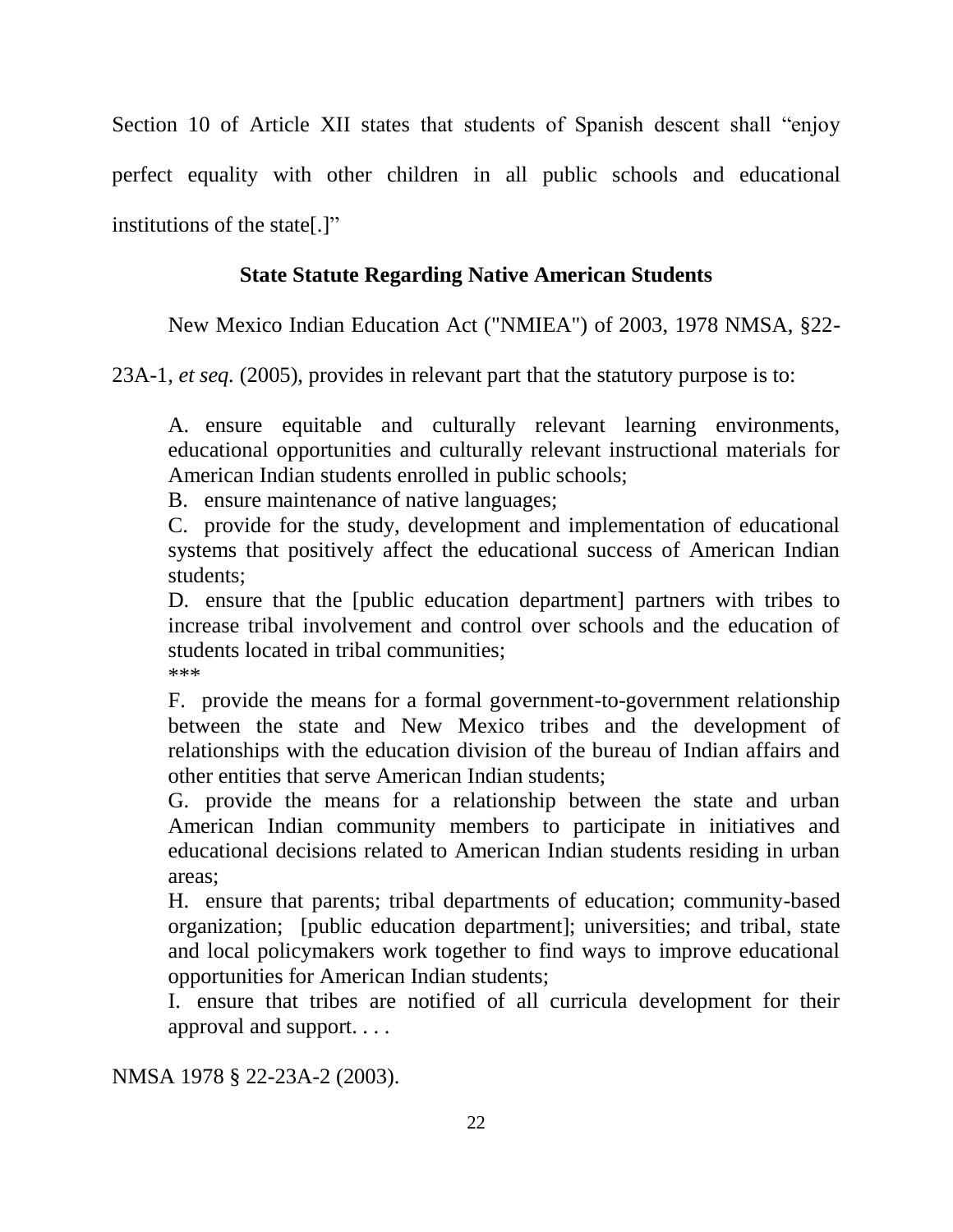Section 10 of Article XII states that students of Spanish descent shall "enjoy perfect equality with other children in all public schools and educational institutions of the state[.]"

### State Statute Regarding Native American Students

New Mexico Indian Education Act ("NMIEA") of 2003, 1978 NMSA, §22-23A-1, *et seq.* (2005), provides in relevant part that the statutory purpose is to:

> A. ensure equitable and culturally relevant learning environments, educational opportunities and culturally relevant instructional materials for American Indian students enrolled in public schools;
>
> B. ensure maintenance of native languages;
>
> C. provide for the study, development and implementation of educational systems that positively affect the educational success of American Indian students;
>
> D. ensure that the [public education department] partners with tribes to increase tribal involvement and control over schools and the education of students located in tribal communities;
>
> ***
>
> F. provide the means for a formal government-to-government relationship between the state and New Mexico tribes and the development of relationships with the education division of the bureau of Indian affairs and other entities that serve American Indian students;
>
> G. provide the means for a relationship between the state and urban American Indian community members to participate in initiatives and educational decisions related to American Indian students residing in urban areas;
>
> H. ensure that parents; tribal departments of education; community-based organization; [public education department]; universities; and tribal, state and local policymakers work together to find ways to improve educational opportunities for American Indian students;
>
> I. ensure that tribes are notified of all curricula development for their approval and support. . . .

NMSA 1978 § 22-23A-2 (2003).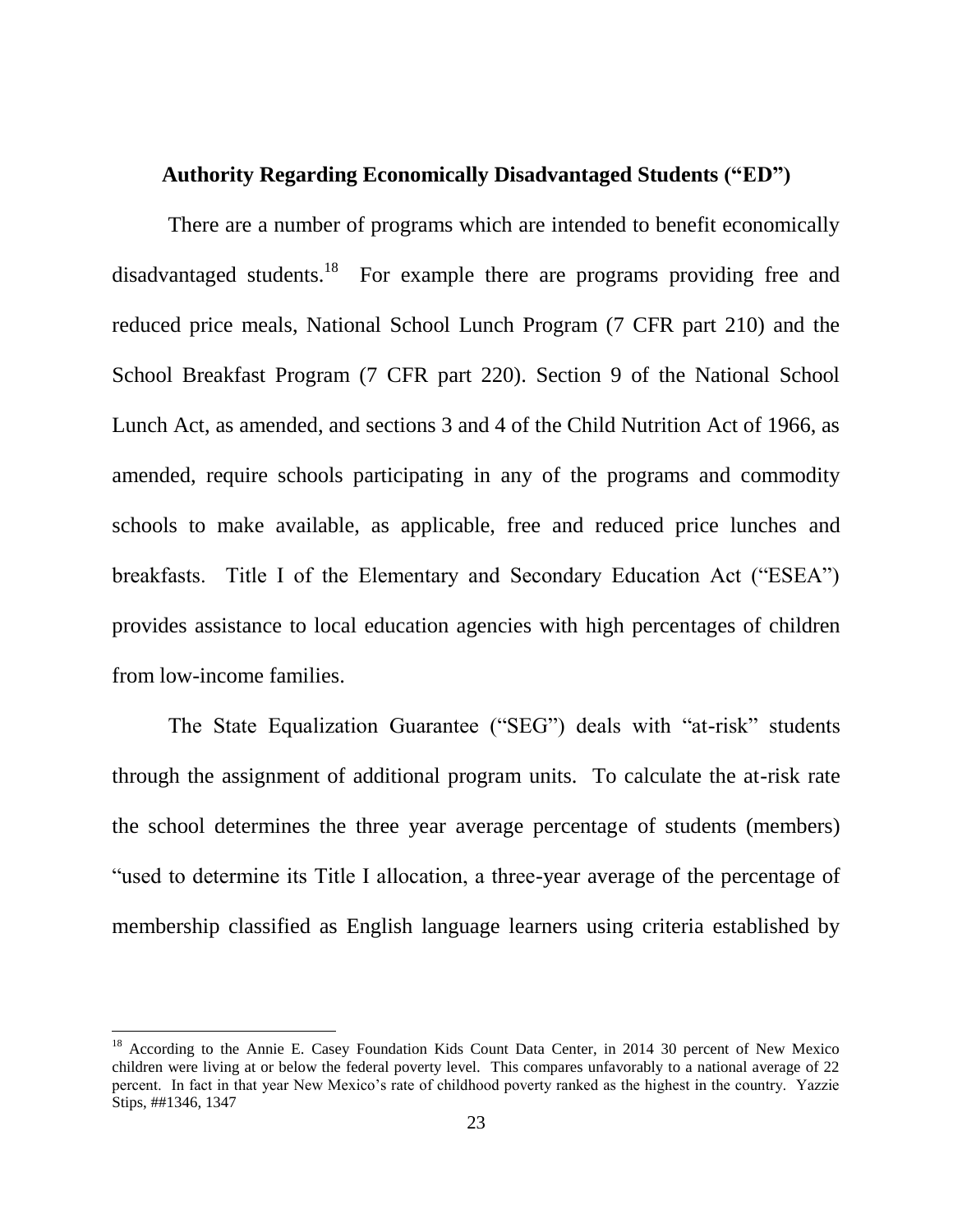**Authority Regarding Economically Disadvantaged Students ("ED")**

There are a number of programs which are intended to benefit economically disadvantaged students.[18] For example there are programs providing free and reduced price meals, National School Lunch Program (7 CFR part 210) and the School Breakfast Program (7 CFR part 220). Section 9 of the National School Lunch Act, as amended, and sections 3 and 4 of the Child Nutrition Act of 1966, as amended, require schools participating in any of the programs and commodity schools to make available, as applicable, free and reduced price lunches and breakfasts. Title I of the Elementary and Secondary Education Act ("ESEA") provides assistance to local education agencies with high percentages of children from low-income families.

The State Equalization Guarantee ("SEG") deals with "at-risk" students through the assignment of additional program units. To calculate the at-risk rate the school determines the three year average percentage of students (members) "used to determine its Title I allocation, a three-year average of the percentage of membership classified as English language learners using criteria established by

---

[18] According to the Annie E. Casey Foundation Kids Count Data Center, in 2014 30 percent of New Mexico children were living at or below the federal poverty level. This compares unfavorably to a national average of 22 percent. In fact in that year New Mexico's rate of childhood poverty ranked as the highest in the country. Yazzie Stips, ##1346, 1347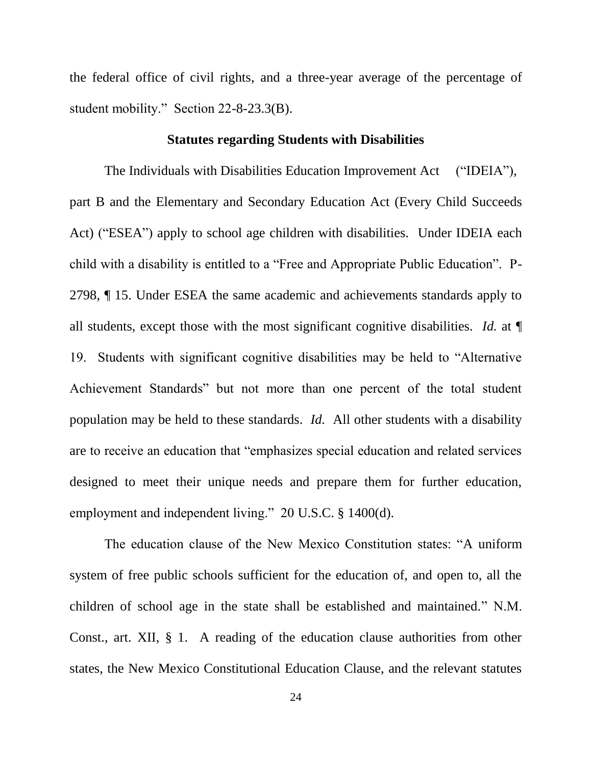the federal office of civil rights, and a three-year average of the percentage of student mobility." Section 22-8-23.3(B).

**Statutes regarding Students with Disabilities**

The Individuals with Disabilities Education Improvement Act ("IDEIA"), part B and the Elementary and Secondary Education Act (Every Child Succeeds Act) ("ESEA") apply to school age children with disabilities. Under IDEIA each child with a disability is entitled to a "Free and Appropriate Public Education". P-2798, ¶ 15. Under ESEA the same academic and achievements standards apply to all students, except those with the most significant cognitive disabilities. *Id.* at ¶ 19. Students with significant cognitive disabilities may be held to "Alternative Achievement Standards" but not more than one percent of the total student population may be held to these standards. *Id.* All other students with a disability are to receive an education that "emphasizes special education and related services designed to meet their unique needs and prepare them for further education, employment and independent living." 20 U.S.C. § 1400(d).

The education clause of the New Mexico Constitution states: "A uniform system of free public schools sufficient for the education of, and open to, all the children of school age in the state shall be established and maintained." N.M. Const., art. XII, § 1. A reading of the education clause authorities from other states, the New Mexico Constitutional Education Clause, and the relevant statutes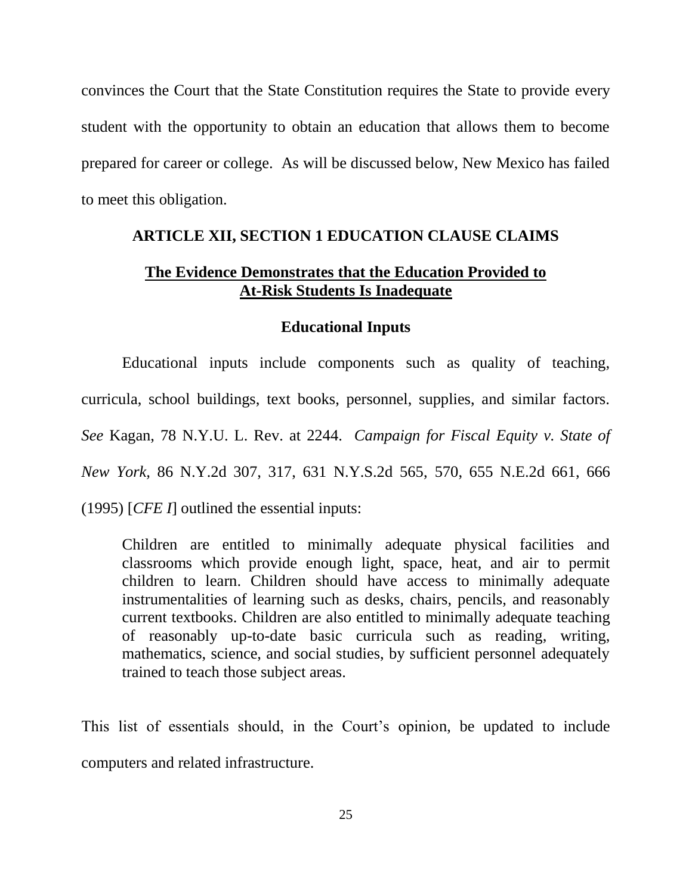convinces the Court that the State Constitution requires the State to provide every student with the opportunity to obtain an education that allows them to become prepared for career or college. As will be discussed below, New Mexico has failed to meet this obligation.

## ARTICLE XII, SECTION 1 EDUCATION CLAUSE CLAIMS

### The Evidence Demonstrates that the Education Provided to At-Risk Students Is Inadequate

#### Educational Inputs

Educational inputs include components such as quality of teaching, curricula, school buildings, text books, personnel, supplies, and similar factors. *See* Kagan, 78 N.Y.U. L. Rev. at 2244. *Campaign for Fiscal Equity v. State of New York,* 86 N.Y.2d 307, 317, 631 N.Y.S.2d 565, 570, 655 N.E.2d 661, 666 (1995) [*CFE I*] outlined the essential inputs:

> Children are entitled to minimally adequate physical facilities and classrooms which provide enough light, space, heat, and air to permit children to learn. Children should have access to minimally adequate instrumentalities of learning such as desks, chairs, pencils, and reasonably current textbooks. Children are also entitled to minimally adequate teaching of reasonably up-to-date basic curricula such as reading, writing, mathematics, science, and social studies, by sufficient personnel adequately trained to teach those subject areas.

This list of essentials should, in the Court's opinion, be updated to include computers and related infrastructure.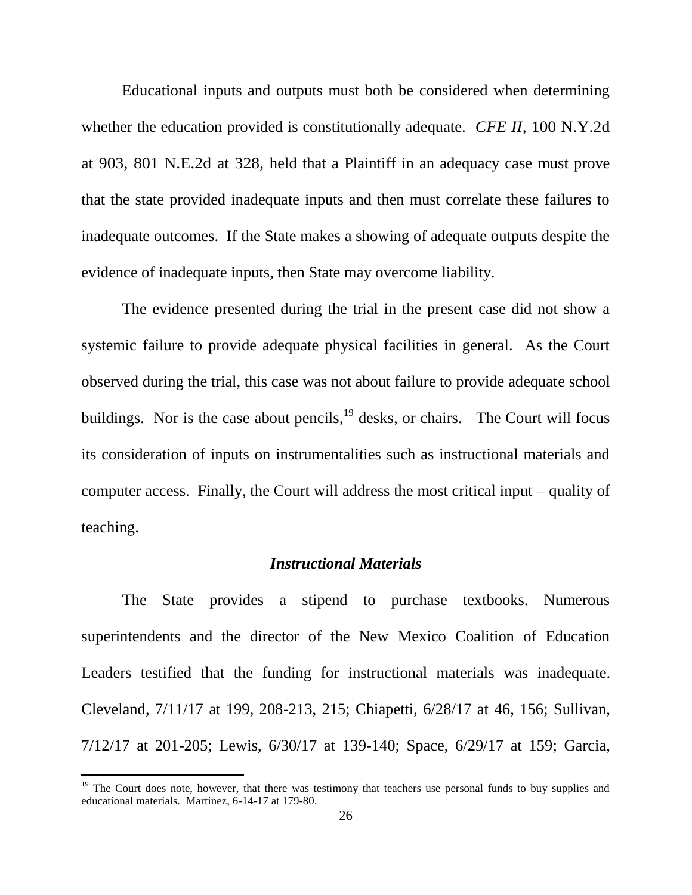Educational inputs and outputs must both be considered when determining whether the education provided is constitutionally adequate. *CFE II*, 100 N.Y.2d at 903, 801 N.E.2d at 328, held that a Plaintiff in an adequacy case must prove that the state provided inadequate inputs and then must correlate these failures to inadequate outcomes. If the State makes a showing of adequate outputs despite the evidence of inadequate inputs, then State may overcome liability.

The evidence presented during the trial in the present case did not show a systemic failure to provide adequate physical facilities in general. As the Court observed during the trial, this case was not about failure to provide adequate school buildings. Nor is the case about pencils,[19] desks, or chairs. The Court will focus its consideration of inputs on instrumentalities such as instructional materials and computer access. Finally, the Court will address the most critical input – quality of teaching.

### *Instructional Materials*

The State provides a stipend to purchase textbooks. Numerous superintendents and the director of the New Mexico Coalition of Education Leaders testified that the funding for instructional materials was inadequate. Cleveland, 7/11/17 at 199, 208-213, 215; Chiapetti, 6/28/17 at 46, 156; Sullivan, 7/12/17 at 201-205; Lewis, 6/30/17 at 139-140; Space, 6/29/17 at 159; Garcia,

---

[19] The Court does note, however, that there was testimony that teachers use personal funds to buy supplies and educational materials. Martinez, 6-14-17 at 179-80.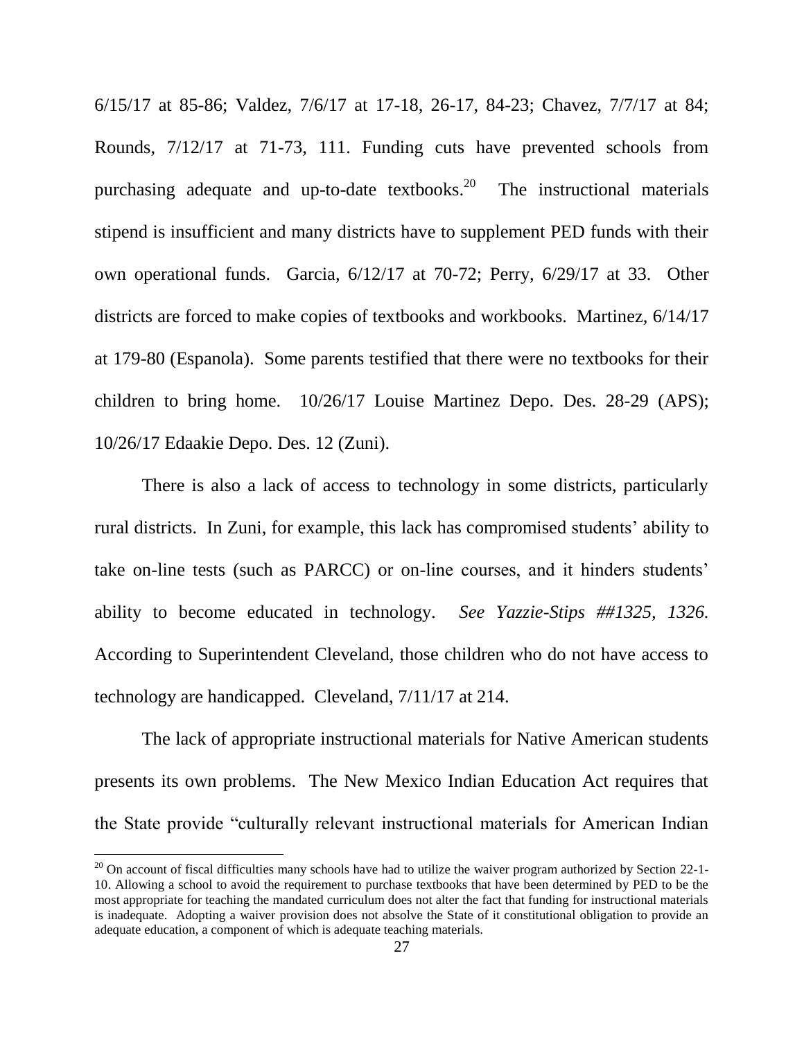6/15/17 at 85-86; Valdez, 7/6/17 at 17-18, 26-17, 84-23; Chavez, 7/7/17 at 84; Rounds, 7/12/17 at 71-73, 111. Funding cuts have prevented schools from purchasing adequate and up-to-date textbooks.[20] The instructional materials stipend is insufficient and many districts have to supplement PED funds with their own operational funds. Garcia, 6/12/17 at 70-72; Perry, 6/29/17 at 33. Other districts are forced to make copies of textbooks and workbooks. Martinez, 6/14/17 at 179-80 (Espanola). Some parents testified that there were no textbooks for their children to bring home. 10/26/17 Louise Martinez Depo. Des. 28-29 (APS); 10/26/17 Edaakie Depo. Des. 12 (Zuni).

There is also a lack of access to technology in some districts, particularly rural districts. In Zuni, for example, this lack has compromised students' ability to take on-line tests (such as PARCC) or on-line courses, and it hinders students' ability to become educated in technology. *See Yazzie-Stips ##1325, 1326.* According to Superintendent Cleveland, those children who do not have access to technology are handicapped. Cleveland, 7/11/17 at 214.

The lack of appropriate instructional materials for Native American students presents its own problems. The New Mexico Indian Education Act requires that the State provide "culturally relevant instructional materials for American Indian

[20] On account of fiscal difficulties many schools have had to utilize the waiver program authorized by Section 22-1-10. Allowing a school to avoid the requirement to purchase textbooks that have been determined by PED to be the most appropriate for teaching the mandated curriculum does not alter the fact that funding for instructional materials is inadequate. Adopting a waiver provision does not absolve the State of it constitutional obligation to provide an adequate education, a component of which is adequate teaching materials.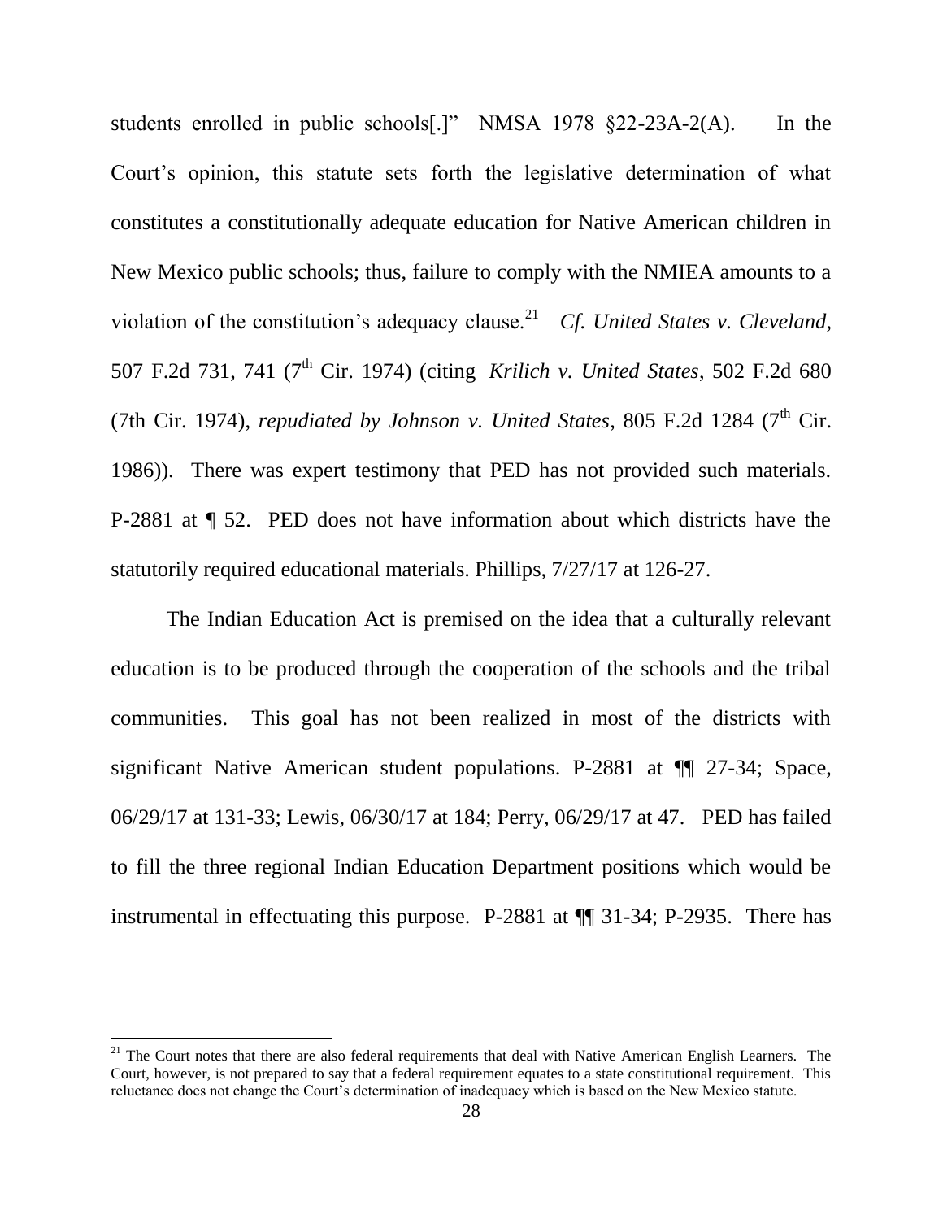students enrolled in public schools[.]" NMSA 1978 §22-23A-2(A). In the Court's opinion, this statute sets forth the legislative determination of what constitutes a constitutionally adequate education for Native American children in New Mexico public schools; thus, failure to comply with the NMIEA amounts to a violation of the constitution's adequacy clause.[21] *Cf. United States v. Cleveland*, 507 F.2d 731, 741 (7th Cir. 1974) (citing *Krilich v. United States*, 502 F.2d 680 (7th Cir. 1974), *repudiated by Johnson v. United States*, 805 F.2d 1284 (7th Cir. 1986)). There was expert testimony that PED has not provided such materials. P-2881 at ¶ 52. PED does not have information about which districts have the statutorily required educational materials. Phillips, 7/27/17 at 126-27.

The Indian Education Act is premised on the idea that a culturally relevant education is to be produced through the cooperation of the schools and the tribal communities. This goal has not been realized in most of the districts with significant Native American student populations. P-2881 at ¶¶ 27-34; Space, 06/29/17 at 131-33; Lewis, 06/30/17 at 184; Perry, 06/29/17 at 47. PED has failed to fill the three regional Indian Education Department positions which would be instrumental in effectuating this purpose. P-2881 at ¶¶ 31-34; P-2935. There has

[21] The Court notes that there are also federal requirements that deal with Native American English Learners. The Court, however, is not prepared to say that a federal requirement equates to a state constitutional requirement. This reluctance does not change the Court's determination of inadequacy which is based on the New Mexico statute.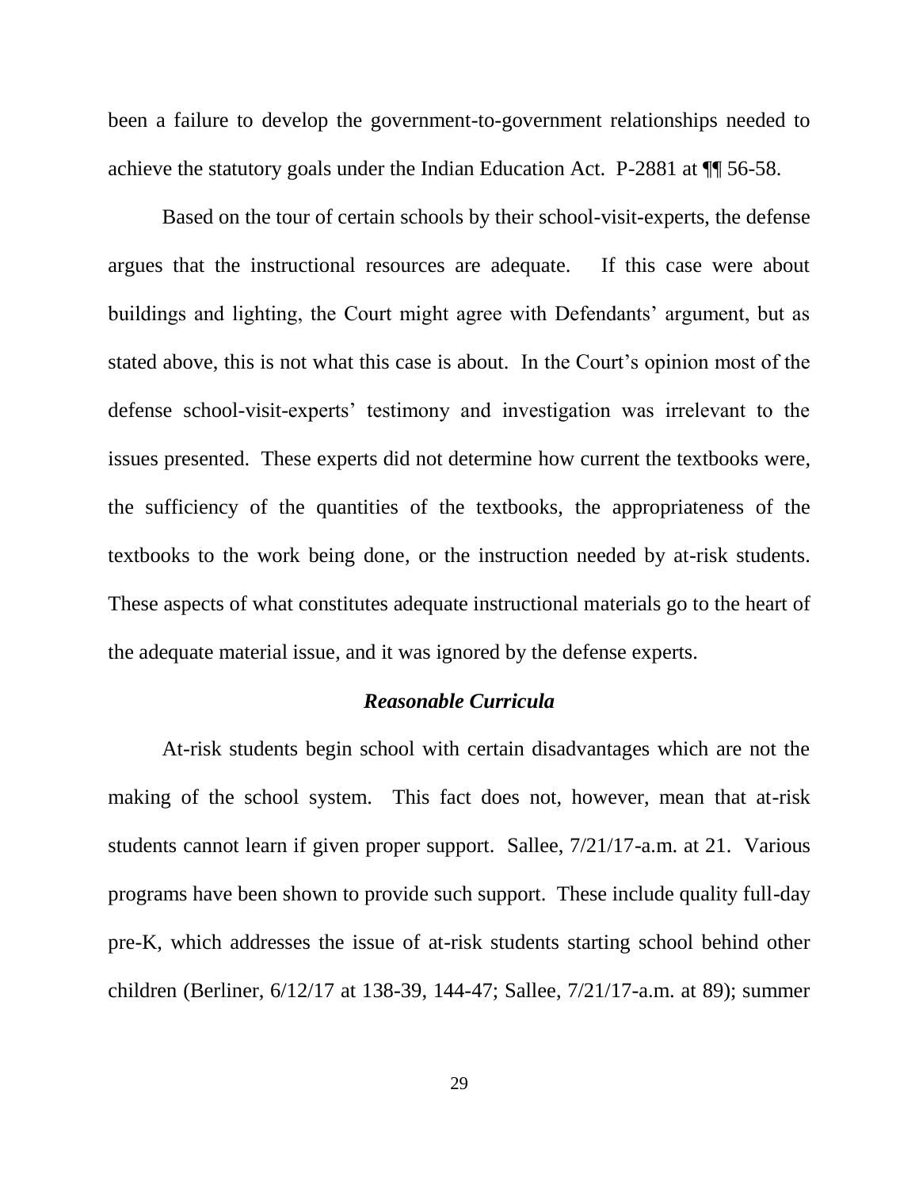been a failure to develop the government-to-government relationships needed to achieve the statutory goals under the Indian Education Act. P-2881 at ¶¶ 56-58.

Based on the tour of certain schools by their school-visit-experts, the defense argues that the instructional resources are adequate. If this case were about buildings and lighting, the Court might agree with Defendants' argument, but as stated above, this is not what this case is about. In the Court's opinion most of the defense school-visit-experts' testimony and investigation was irrelevant to the issues presented. These experts did not determine how current the textbooks were, the sufficiency of the quantities of the textbooks, the appropriateness of the textbooks to the work being done, or the instruction needed by at-risk students. These aspects of what constitutes adequate instructional materials go to the heart of the adequate material issue, and it was ignored by the defense experts.

### *Reasonable Curricula*

At-risk students begin school with certain disadvantages which are not the making of the school system. This fact does not, however, mean that at-risk students cannot learn if given proper support. Sallee, 7/21/17-a.m. at 21. Various programs have been shown to provide such support. These include quality full-day pre-K, which addresses the issue of at-risk students starting school behind other children (Berliner, 6/12/17 at 138-39, 144-47; Sallee, 7/21/17-a.m. at 89); summer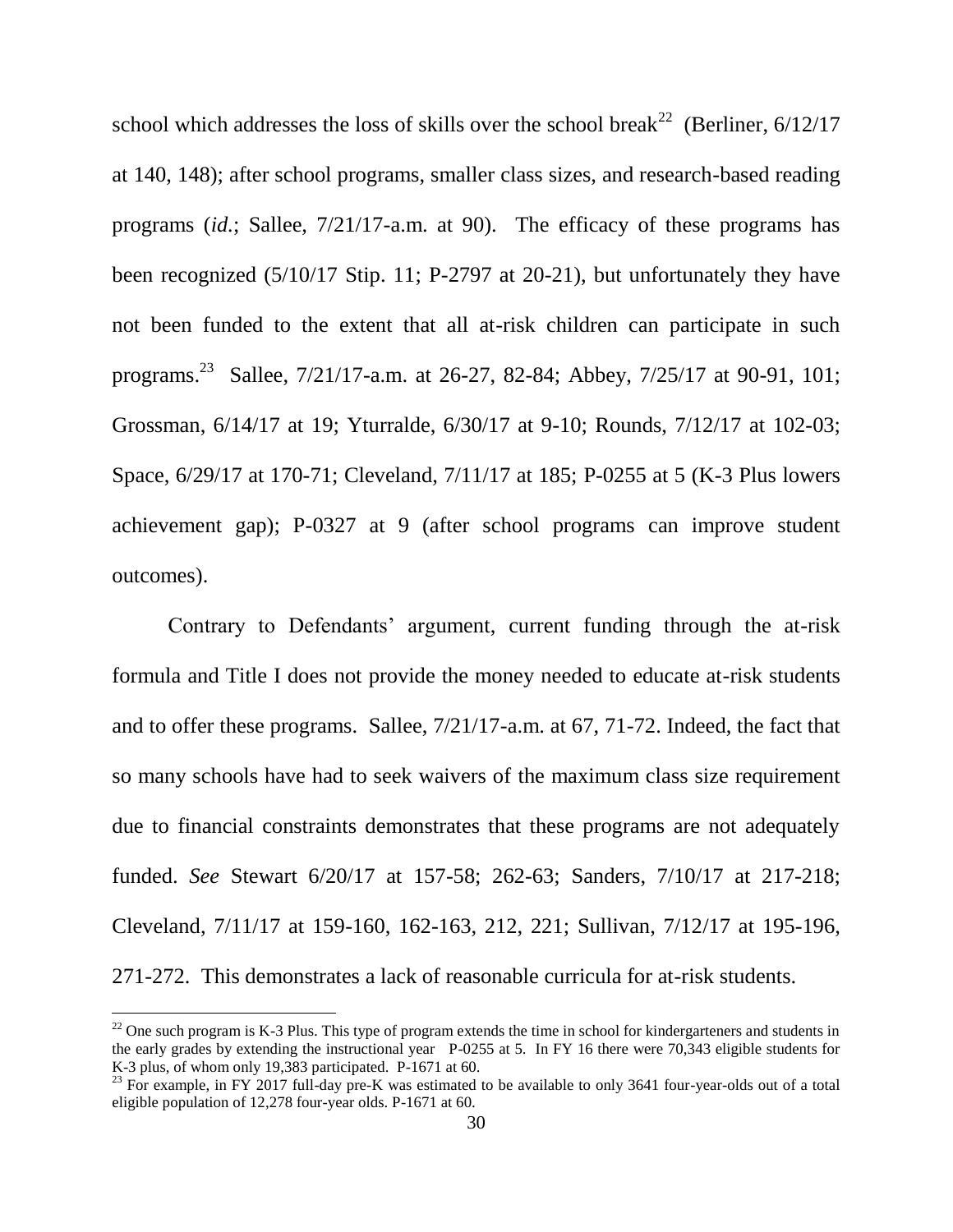school which addresses the loss of skills over the school break[22] (Berliner, 6/12/17 at 140, 148); after school programs, smaller class sizes, and research-based reading programs (*id.*; Sallee, 7/21/17-a.m. at 90). The efficacy of these programs has been recognized (5/10/17 Stip. 11; P-2797 at 20-21), but unfortunately they have not been funded to the extent that all at-risk children can participate in such programs.[23] Sallee, 7/21/17-a.m. at 26-27, 82-84; Abbey, 7/25/17 at 90-91, 101; Grossman, 6/14/17 at 19; Yturralde, 6/30/17 at 9-10; Rounds, 7/12/17 at 102-03; Space, 6/29/17 at 170-71; Cleveland, 7/11/17 at 185; P-0255 at 5 (K-3 Plus lowers achievement gap); P-0327 at 9 (after school programs can improve student outcomes).

Contrary to Defendants' argument, current funding through the at-risk formula and Title I does not provide the money needed to educate at-risk students and to offer these programs. Sallee, 7/21/17-a.m. at 67, 71-72. Indeed, the fact that so many schools have had to seek waivers of the maximum class size requirement due to financial constraints demonstrates that these programs are not adequately funded. *See* Stewart 6/20/17 at 157-58; 262-63; Sanders, 7/10/17 at 217-218; Cleveland, 7/11/17 at 159-160, 162-163, 212, 221; Sullivan, 7/12/17 at 195-196, 271-272. This demonstrates a lack of reasonable curricula for at-risk students.

---

[22] One such program is K-3 Plus. This type of program extends the time in school for kindergarteners and students in the early grades by extending the instructional year P-0255 at 5. In FY 16 there were 70,343 eligible students for K-3 plus, of whom only 19,383 participated. P-1671 at 60.

[23] For example, in FY 2017 full-day pre-K was estimated to be available to only 3641 four-year-olds out of a total eligible population of 12,278 four-year olds. P-1671 at 60.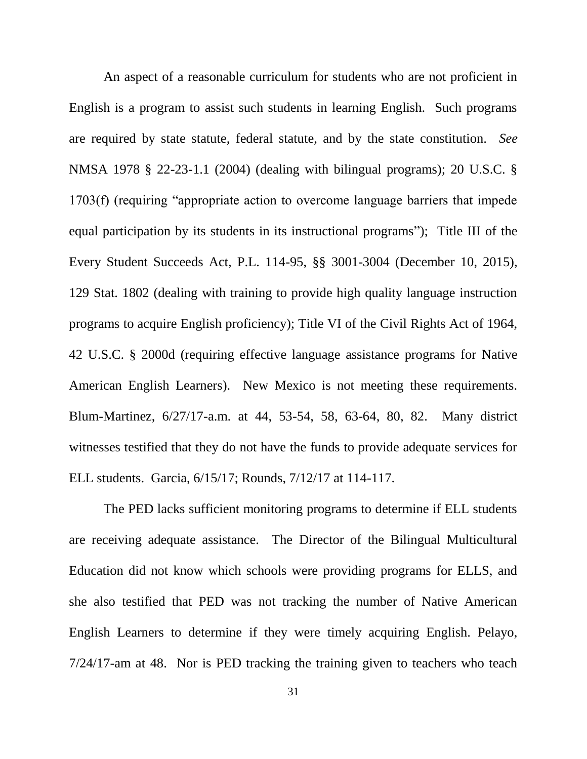An aspect of a reasonable curriculum for students who are not proficient in English is a program to assist such students in learning English. Such programs are required by state statute, federal statute, and by the state constitution. *See* NMSA 1978 § 22-23-1.1 (2004) (dealing with bilingual programs); 20 U.S.C. § 1703(f) (requiring "appropriate action to overcome language barriers that impede equal participation by its students in its instructional programs"); Title III of the Every Student Succeeds Act, P.L. 114-95, §§ 3001-3004 (December 10, 2015), 129 Stat. 1802 (dealing with training to provide high quality language instruction programs to acquire English proficiency); Title VI of the Civil Rights Act of 1964, 42 U.S.C. § 2000d (requiring effective language assistance programs for Native American English Learners). New Mexico is not meeting these requirements. Blum-Martinez, 6/27/17-a.m. at 44, 53-54, 58, 63-64, 80, 82. Many district witnesses testified that they do not have the funds to provide adequate services for ELL students. Garcia, 6/15/17; Rounds, 7/12/17 at 114-117.

The PED lacks sufficient monitoring programs to determine if ELL students are receiving adequate assistance. The Director of the Bilingual Multicultural Education did not know which schools were providing programs for ELLS, and she also testified that PED was not tracking the number of Native American English Learners to determine if they were timely acquiring English. Pelayo, 7/24/17-am at 48. Nor is PED tracking the training given to teachers who teach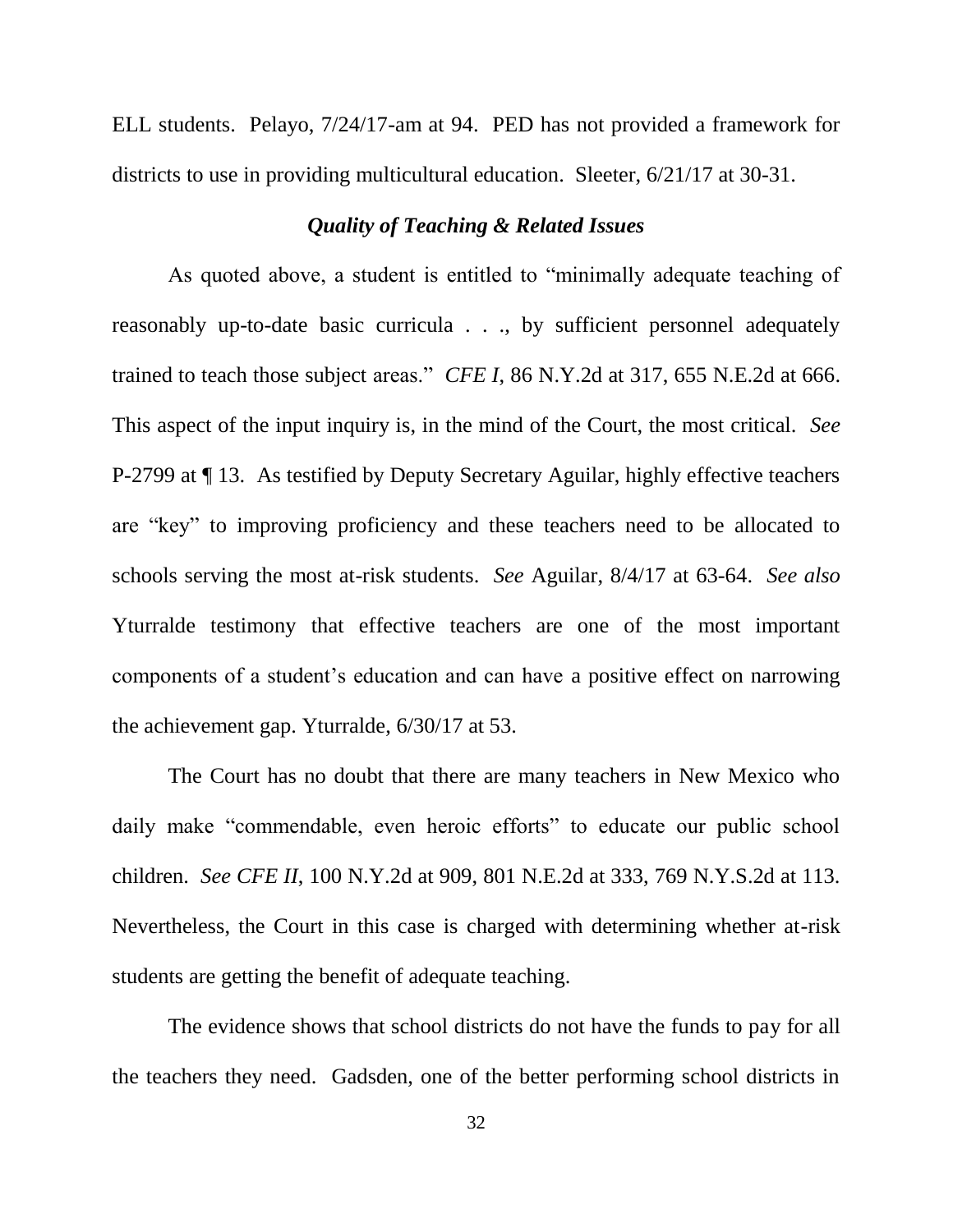ELL students. Pelayo, 7/24/17-am at 94. PED has not provided a framework for districts to use in providing multicultural education. Sleeter, 6/21/17 at 30-31.

### *Quality of Teaching & Related Issues*

As quoted above, a student is entitled to "minimally adequate teaching of reasonably up-to-date basic curricula . . ., by sufficient personnel adequately trained to teach those subject areas." *CFE I*, 86 N.Y.2d at 317, 655 N.E.2d at 666. This aspect of the input inquiry is, in the mind of the Court, the most critical. *See* P-2799 at ¶ 13. As testified by Deputy Secretary Aguilar, highly effective teachers are "key" to improving proficiency and these teachers need to be allocated to schools serving the most at-risk students. *See* Aguilar, 8/4/17 at 63-64. *See also* Yturralde testimony that effective teachers are one of the most important components of a student's education and can have a positive effect on narrowing the achievement gap. Yturralde, 6/30/17 at 53.

The Court has no doubt that there are many teachers in New Mexico who daily make "commendable, even heroic efforts" to educate our public school children. *See CFE II*, 100 N.Y.2d at 909, 801 N.E.2d at 333, 769 N.Y.S.2d at 113. Nevertheless, the Court in this case is charged with determining whether at-risk students are getting the benefit of adequate teaching.

The evidence shows that school districts do not have the funds to pay for all the teachers they need. Gadsden, one of the better performing school districts in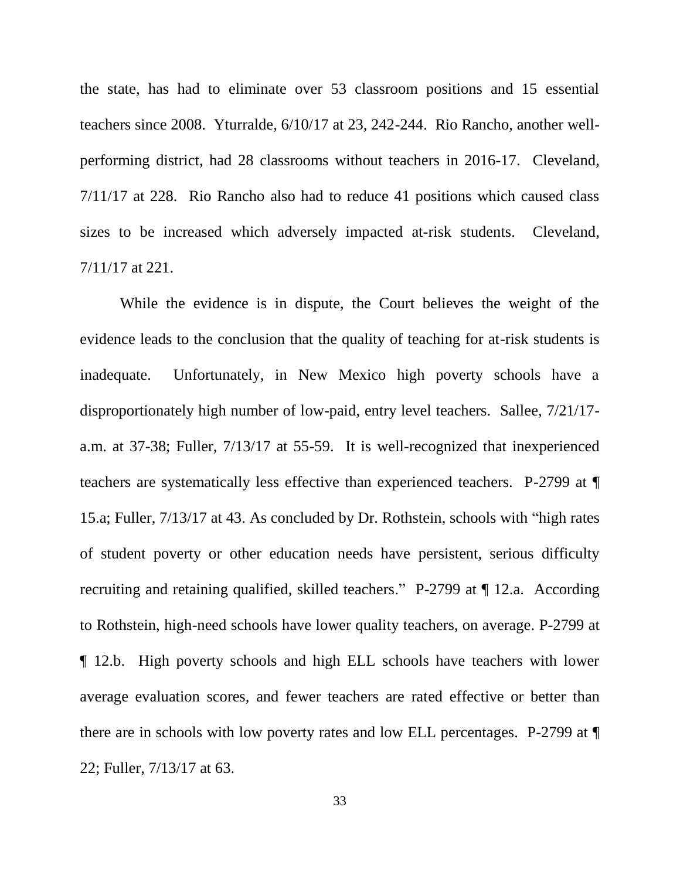the state, has had to eliminate over 53 classroom positions and 15 essential teachers since 2008. Yturralde, 6/10/17 at 23, 242-244. Rio Rancho, another well-performing district, had 28 classrooms without teachers in 2016-17. Cleveland, 7/11/17 at 228. Rio Rancho also had to reduce 41 positions which caused class sizes to be increased which adversely impacted at-risk students. Cleveland, 7/11/17 at 221.

While the evidence is in dispute, the Court believes the weight of the evidence leads to the conclusion that the quality of teaching for at-risk students is inadequate. Unfortunately, in New Mexico high poverty schools have a disproportionately high number of low-paid, entry level teachers. Sallee, 7/21/17-a.m. at 37-38; Fuller, 7/13/17 at 55-59. It is well-recognized that inexperienced teachers are systematically less effective than experienced teachers. P-2799 at ¶ 15.a; Fuller, 7/13/17 at 43. As concluded by Dr. Rothstein, schools with "high rates of student poverty or other education needs have persistent, serious difficulty recruiting and retaining qualified, skilled teachers." P-2799 at ¶ 12.a. According to Rothstein, high-need schools have lower quality teachers, on average. P-2799 at ¶ 12.b. High poverty schools and high ELL schools have teachers with lower average evaluation scores, and fewer teachers are rated effective or better than there are in schools with low poverty rates and low ELL percentages. P-2799 at ¶ 22; Fuller, 7/13/17 at 63.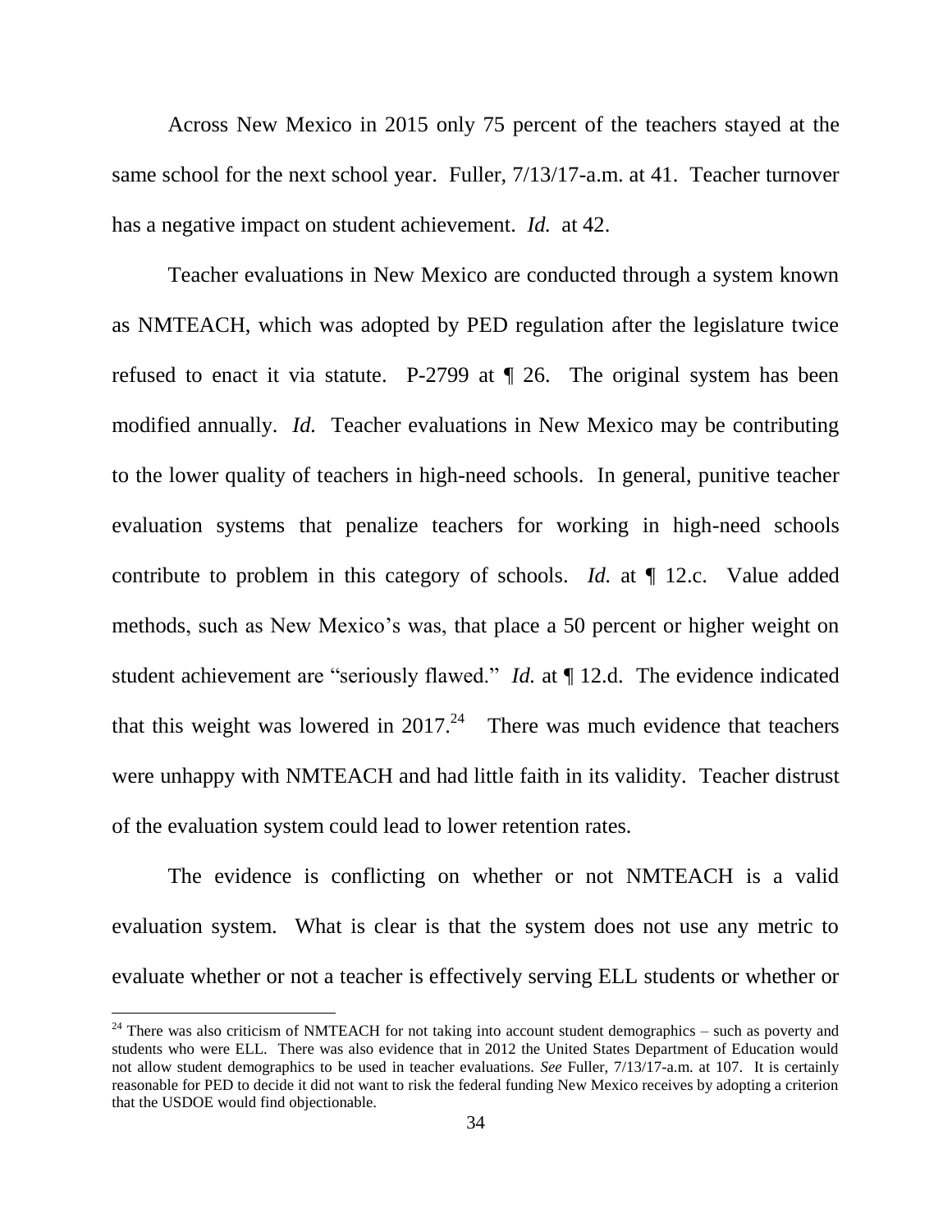Across New Mexico in 2015 only 75 percent of the teachers stayed at the same school for the next school year. Fuller, 7/13/17-a.m. at 41. Teacher turnover has a negative impact on student achievement. *Id.* at 42.

Teacher evaluations in New Mexico are conducted through a system known as NMTEACH, which was adopted by PED regulation after the legislature twice refused to enact it via statute. P-2799 at ¶ 26. The original system has been modified annually. *Id.* Teacher evaluations in New Mexico may be contributing to the lower quality of teachers in high-need schools. In general, punitive teacher evaluation systems that penalize teachers for working in high-need schools contribute to problem in this category of schools. *Id.* at ¶ 12.c. Value added methods, such as New Mexico's was, that place a 50 percent or higher weight on student achievement are "seriously flawed." *Id.* at ¶ 12.d. The evidence indicated that this weight was lowered in 2017.[24] There was much evidence that teachers were unhappy with NMTEACH and had little faith in its validity. Teacher distrust of the evaluation system could lead to lower retention rates.

The evidence is conflicting on whether or not NMTEACH is a valid evaluation system. What is clear is that the system does not use any metric to evaluate whether or not a teacher is effectively serving ELL students or whether or

---

[24] There was also criticism of NMTEACH for not taking into account student demographics – such as poverty and students who were ELL. There was also evidence that in 2012 the United States Department of Education would not allow student demographics to be used in teacher evaluations. *See* Fuller, 7/13/17-a.m. at 107. It is certainly reasonable for PED to decide it did not want to risk the federal funding New Mexico receives by adopting a criterion that the USDOE would find objectionable.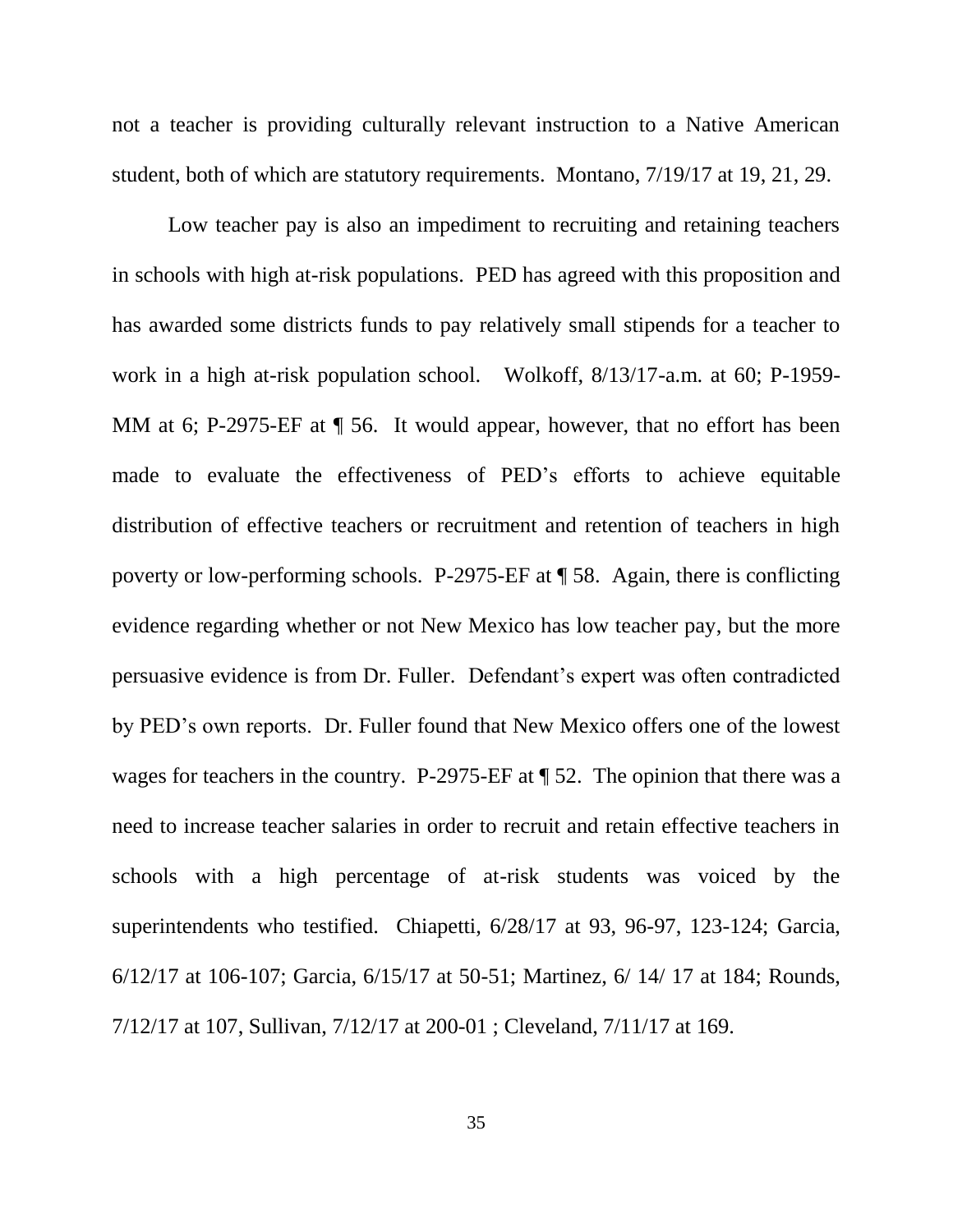not a teacher is providing culturally relevant instruction to a Native American student, both of which are statutory requirements. Montano, 7/19/17 at 19, 21, 29.

Low teacher pay is also an impediment to recruiting and retaining teachers in schools with high at-risk populations. PED has agreed with this proposition and has awarded some districts funds to pay relatively small stipends for a teacher to work in a high at-risk population school. Wolkoff, 8/13/17-a.m. at 60; P-1959-MM at 6; P-2975-EF at ¶ 56. It would appear, however, that no effort has been made to evaluate the effectiveness of PED's efforts to achieve equitable distribution of effective teachers or recruitment and retention of teachers in high poverty or low-performing schools. P-2975-EF at ¶ 58. Again, there is conflicting evidence regarding whether or not New Mexico has low teacher pay, but the more persuasive evidence is from Dr. Fuller. Defendant's expert was often contradicted by PED's own reports. Dr. Fuller found that New Mexico offers one of the lowest wages for teachers in the country. P-2975-EF at ¶ 52. The opinion that there was a need to increase teacher salaries in order to recruit and retain effective teachers in schools with a high percentage of at-risk students was voiced by the superintendents who testified. Chiapetti, 6/28/17 at 93, 96-97, 123-124; Garcia, 6/12/17 at 106-107; Garcia, 6/15/17 at 50-51; Martinez, 6/ 14/ 17 at 184; Rounds, 7/12/17 at 107, Sullivan, 7/12/17 at 200-01 ; Cleveland, 7/11/17 at 169.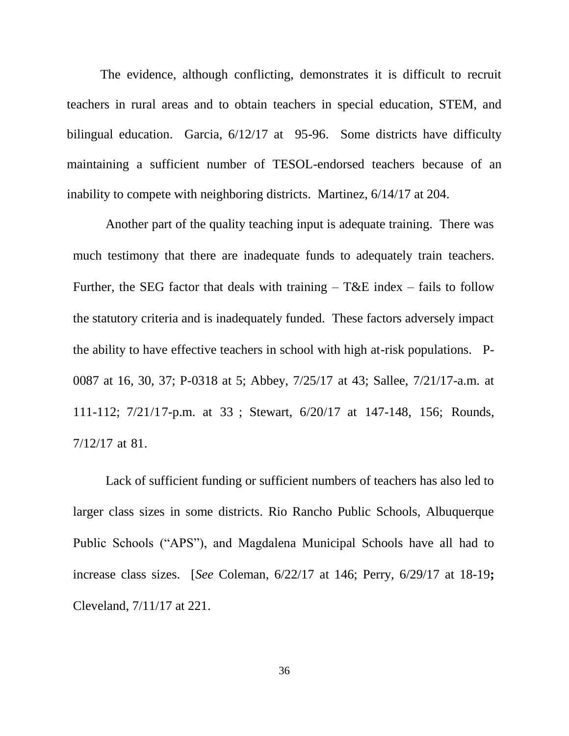The evidence, although conflicting, demonstrates it is difficult to recruit teachers in rural areas and to obtain teachers in special education, STEM, and bilingual education. Garcia, 6/12/17 at 95-96. Some districts have difficulty maintaining a sufficient number of TESOL-endorsed teachers because of an inability to compete with neighboring districts. Martinez, 6/14/17 at 204.

Another part of the quality teaching input is adequate training. There was much testimony that there are inadequate funds to adequately train teachers. Further, the SEG factor that deals with training – T&E index – fails to follow the statutory criteria and is inadequately funded. These factors adversely impact the ability to have effective teachers in school with high at-risk populations. P-0087 at 16, 30, 37; P-0318 at 5; Abbey, 7/25/17 at 43; Sallee, 7/21/17-a.m. at 111-112; 7/21/17-p.m. at 33 ; Stewart, 6/20/17 at 147-148, 156; Rounds, 7/12/17 at 81.

Lack of sufficient funding or sufficient numbers of teachers has also led to larger class sizes in some districts. Rio Rancho Public Schools, Albuquerque Public Schools ("APS"), and Magdalena Municipal Schools have all had to increase class sizes. [*See* Coleman, 6/22/17 at 146; Perry, 6/29/17 at 18-19**;** Cleveland, 7/11/17 at 221.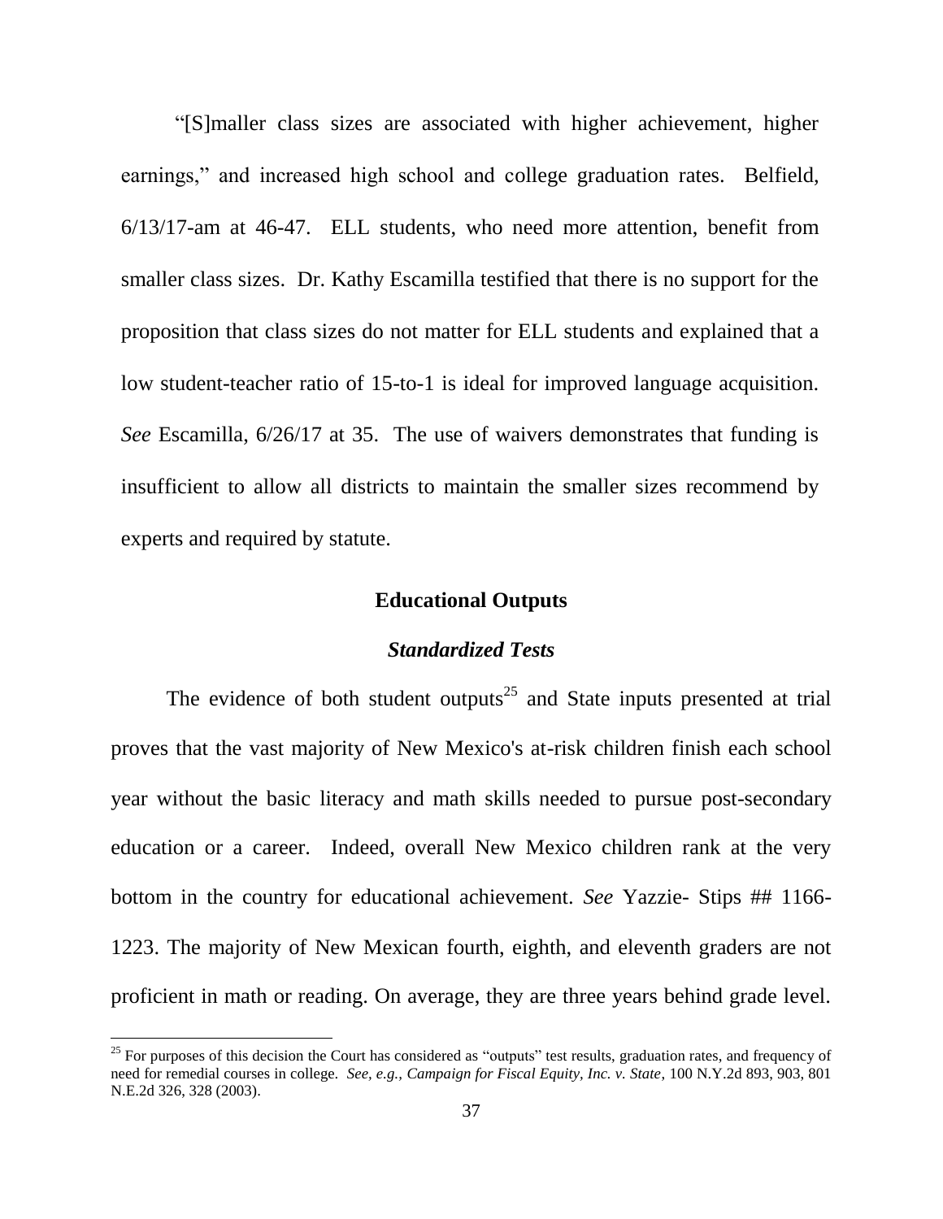"[S]maller class sizes are associated with higher achievement, higher earnings," and increased high school and college graduation rates. Belfield, 6/13/17-am at 46-47. ELL students, who need more attention, benefit from smaller class sizes. Dr. Kathy Escamilla testified that there is no support for the proposition that class sizes do not matter for ELL students and explained that a low student-teacher ratio of 15-to-1 is ideal for improved language acquisition. *See* Escamilla, 6/26/17 at 35. The use of waivers demonstrates that funding is insufficient to allow all districts to maintain the smaller sizes recommend by experts and required by statute.

## Educational Outputs

### *Standardized Tests*

The evidence of both student outputs[25] and State inputs presented at trial proves that the vast majority of New Mexico's at-risk children finish each school year without the basic literacy and math skills needed to pursue post-secondary education or a career. Indeed, overall New Mexico children rank at the very bottom in the country for educational achievement. *See* Yazzie- Stips ## 1166-1223. The majority of New Mexican fourth, eighth, and eleventh graders are not proficient in math or reading. On average, they are three years behind grade level.

[25] For purposes of this decision the Court has considered as "outputs" test results, graduation rates, and frequency of need for remedial courses in college. *See, e.g., Campaign for Fiscal Equity, Inc. v. State*, 100 N.Y.2d 893, 903, 801 N.E.2d 326, 328 (2003).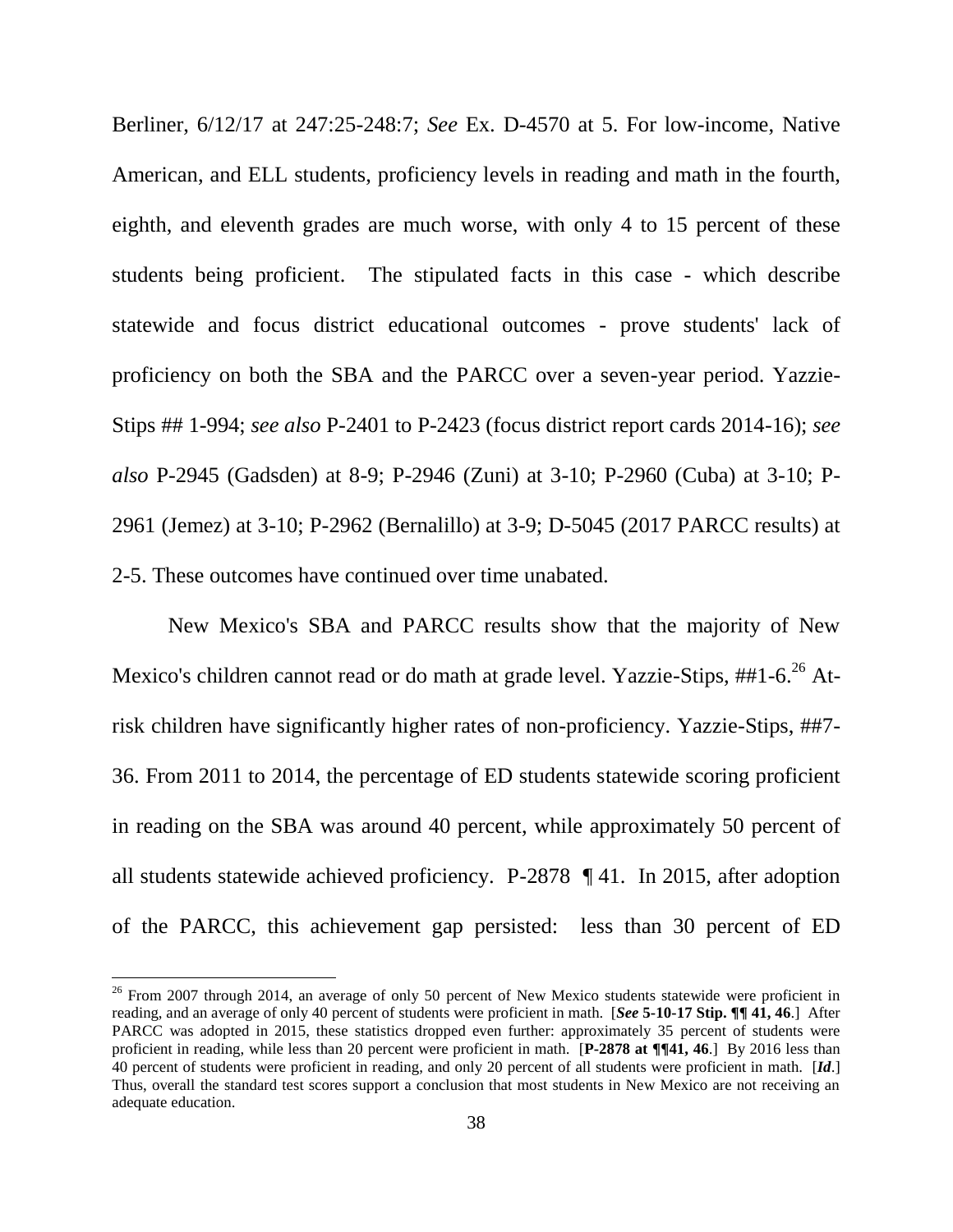Berliner, 6/12/17 at 247:25-248:7; *See* Ex. D-4570 at 5. For low-income, Native American, and ELL students, proficiency levels in reading and math in the fourth, eighth, and eleventh grades are much worse, with only 4 to 15 percent of these students being proficient. The stipulated facts in this case - which describe statewide and focus district educational outcomes - prove students' lack of proficiency on both the SBA and the PARCC over a seven-year period. Yazzie-Stips ## 1-994; *see also* P-2401 to P-2423 (focus district report cards 2014-16); *see also* P-2945 (Gadsden) at 8-9; P-2946 (Zuni) at 3-10; P-2960 (Cuba) at 3-10; P-2961 (Jemez) at 3-10; P-2962 (Bernalillo) at 3-9; D-5045 (2017 PARCC results) at 2-5. These outcomes have continued over time unabated.

New Mexico's SBA and PARCC results show that the majority of New Mexico's children cannot read or do math at grade level. Yazzie-Stips, ##1-6.[26] At-risk children have significantly higher rates of non-proficiency. Yazzie-Stips, ##7-36. From 2011 to 2014, the percentage of ED students statewide scoring proficient in reading on the SBA was around 40 percent, while approximately 50 percent of all students statewide achieved proficiency. P-2878 ¶ 41. In 2015, after adoption of the PARCC, this achievement gap persisted: less than 30 percent of ED

---

[26] From 2007 through 2014, an average of only 50 percent of New Mexico students statewide were proficient in reading, and an average of only 40 percent of students were proficient in math. [***See* 5-10-17 Stip. ¶¶ 41, 46**.] After PARCC was adopted in 2015, these statistics dropped even further: approximately 35 percent of students were proficient in reading, while less than 20 percent were proficient in math. [**P-2878 at ¶¶41, 46**.] By 2016 less than 40 percent of students were proficient in reading, and only 20 percent of all students were proficient in math. [***Id***.] Thus, overall the standard test scores support a conclusion that most students in New Mexico are not receiving an adequate education.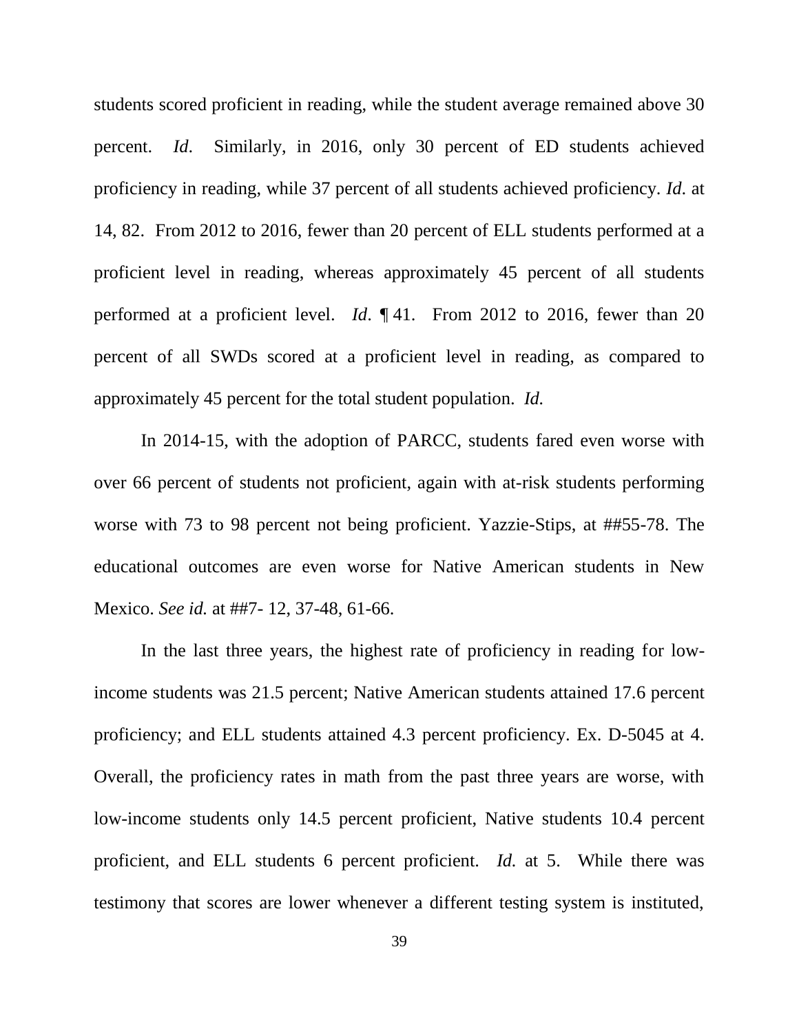students scored proficient in reading, while the student average remained above 30 percent. *Id*. Similarly, in 2016, only 30 percent of ED students achieved proficiency in reading, while 37 percent of all students achieved proficiency. *Id*. at 14, 82. From 2012 to 2016, fewer than 20 percent of ELL students performed at a proficient level in reading, whereas approximately 45 percent of all students performed at a proficient level. *Id*. ¶ 41. From 2012 to 2016, fewer than 20 percent of all SWDs scored at a proficient level in reading, as compared to approximately 45 percent for the total student population. *Id.*

In 2014-15, with the adoption of PARCC, students fared even worse with over 66 percent of students not proficient, again with at-risk students performing worse with 73 to 98 percent not being proficient. Yazzie-Stips, at ##55-78. The educational outcomes are even worse for Native American students in New Mexico. *See id.* at ##7- 12, 37-48, 61-66.

In the last three years, the highest rate of proficiency in reading for low-income students was 21.5 percent; Native American students attained 17.6 percent proficiency; and ELL students attained 4.3 percent proficiency. Ex. D-5045 at 4. Overall, the proficiency rates in math from the past three years are worse, with low-income students only 14.5 percent proficient, Native students 10.4 percent proficient, and ELL students 6 percent proficient. *Id.* at 5. While there was testimony that scores are lower whenever a different testing system is instituted,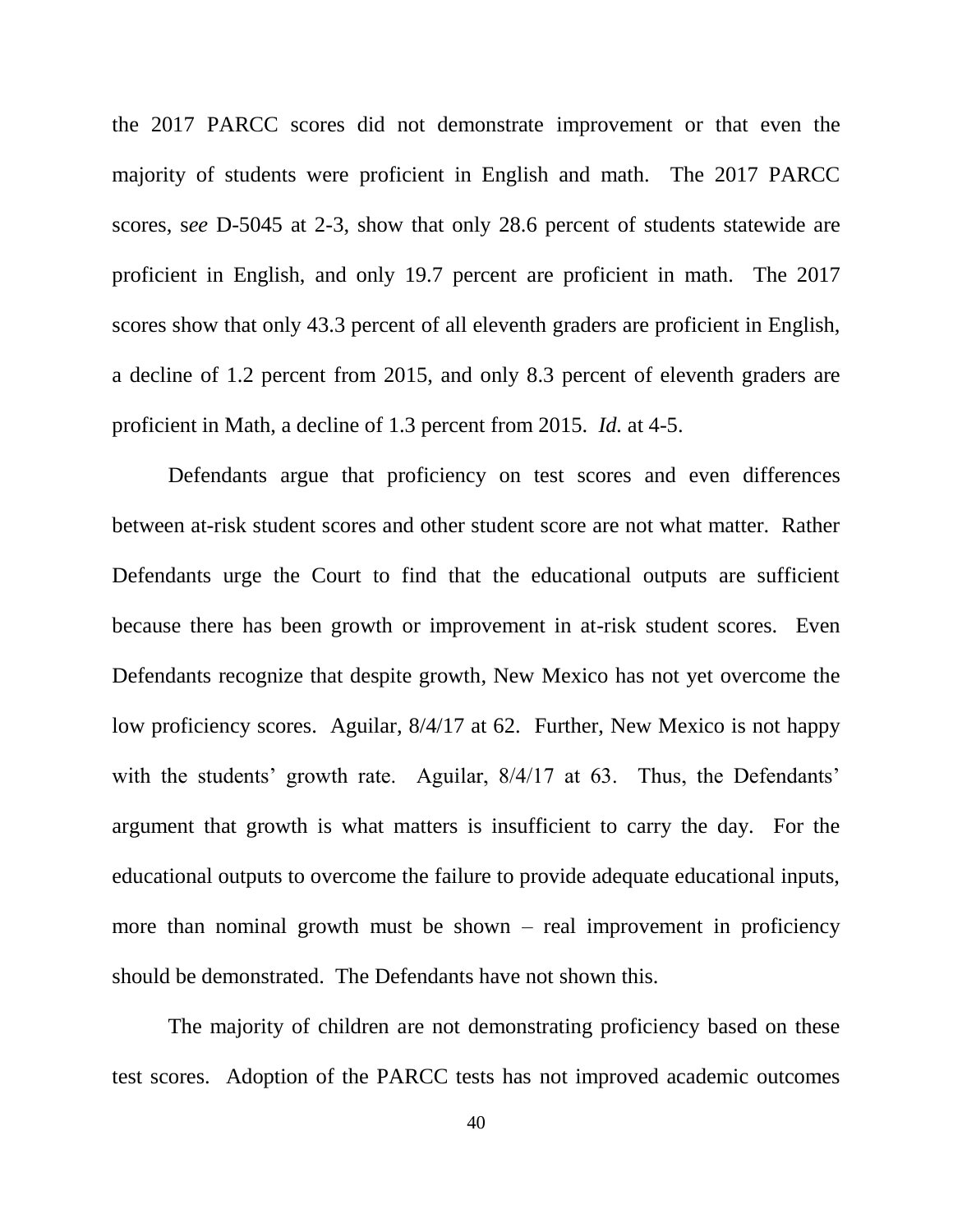the 2017 PARCC scores did not demonstrate improvement or that even the majority of students were proficient in English and math. The 2017 PARCC scores, s*ee* D-5045 at 2-3, show that only 28.6 percent of students statewide are proficient in English, and only 19.7 percent are proficient in math. The 2017 scores show that only 43.3 percent of all eleventh graders are proficient in English, a decline of 1.2 percent from 2015, and only 8.3 percent of eleventh graders are proficient in Math, a decline of 1.3 percent from 2015. *Id.* at 4-5.

Defendants argue that proficiency on test scores and even differences between at-risk student scores and other student score are not what matter. Rather Defendants urge the Court to find that the educational outputs are sufficient because there has been growth or improvement in at-risk student scores. Even Defendants recognize that despite growth, New Mexico has not yet overcome the low proficiency scores. Aguilar, 8/4/17 at 62. Further, New Mexico is not happy with the students' growth rate. Aguilar, 8/4/17 at 63. Thus, the Defendants' argument that growth is what matters is insufficient to carry the day. For the educational outputs to overcome the failure to provide adequate educational inputs, more than nominal growth must be shown – real improvement in proficiency should be demonstrated. The Defendants have not shown this.

The majority of children are not demonstrating proficiency based on these test scores. Adoption of the PARCC tests has not improved academic outcomes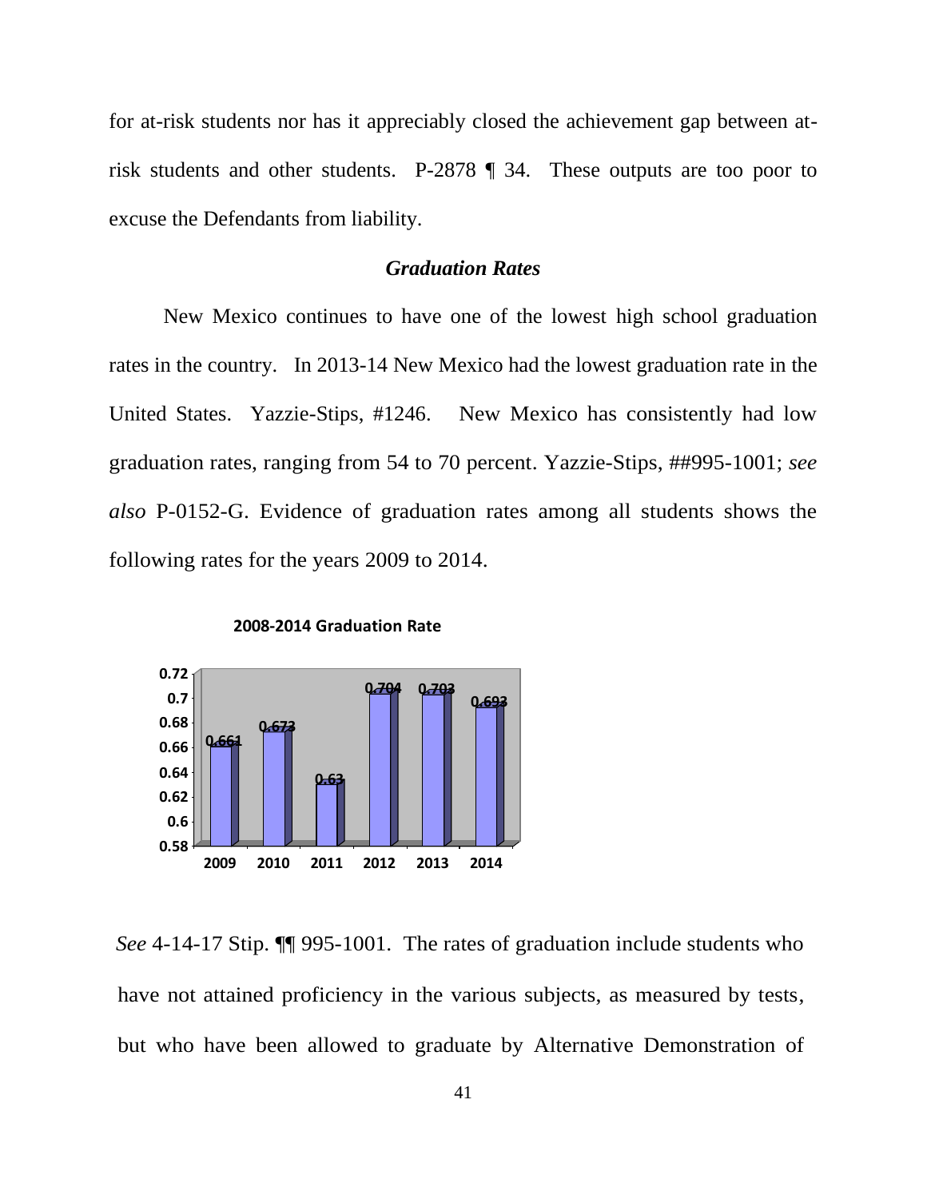for at-risk students nor has it appreciably closed the achievement gap between at-risk students and other students. P-2878 ¶ 34. These outputs are too poor to excuse the Defendants from liability.

### *Graduation Rates*

New Mexico continues to have one of the lowest high school graduation rates in the country. In 2013-14 New Mexico had the lowest graduation rate in the United States. Yazzie-Stips, #1246. New Mexico has consistently had low graduation rates, ranging from 54 to 70 percent. Yazzie-Stips, ##995-1001; *see also* P-0152-G. Evidence of graduation rates among all students shows the following rates for the years 2009 to 2014.

**2008-2014 Graduation Rate**

| 2009 | 2010 | 2011 | 2012 | 2013 | 2014 |
|---|---|---|---|---|---|
| 0.661 | 0.673 | 0.63 | 0.704 | 0.703 | 0.693 |

*See* 4-14-17 Stip. ¶¶ 995-1001. The rates of graduation include students who have not attained proficiency in the various subjects, as measured by tests, but who have been allowed to graduate by Alternative Demonstration of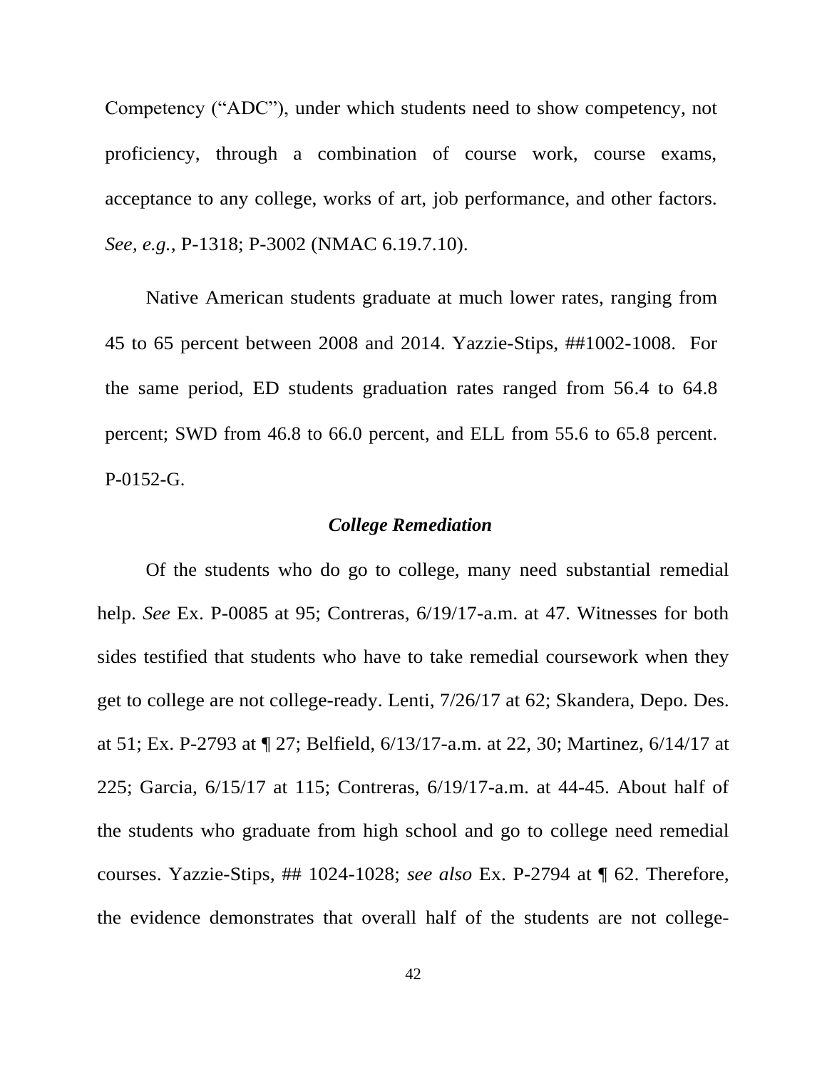Competency ("ADC"), under which students need to show competency, not proficiency, through a combination of course work, course exams, acceptance to any college, works of art, job performance, and other factors. *See, e.g.*, P-1318; P-3002 (NMAC 6.19.7.10).

Native American students graduate at much lower rates, ranging from 45 to 65 percent between 2008 and 2014. Yazzie-Stips, ##1002-1008. For the same period, ED students graduation rates ranged from 56.4 to 64.8 percent; SWD from 46.8 to 66.0 percent, and ELL from 55.6 to 65.8 percent. P-0152-G.

### *College Remediation*

Of the students who do go to college, many need substantial remedial help. *See* Ex. P-0085 at 95; Contreras, 6/19/17-a.m. at 47. Witnesses for both sides testified that students who have to take remedial coursework when they get to college are not college-ready. Lenti, 7/26/17 at 62; Skandera, Depo. Des. at 51; Ex. P-2793 at ¶ 27; Belfield, 6/13/17-a.m. at 22, 30; Martinez, 6/14/17 at 225; Garcia, 6/15/17 at 115; Contreras, 6/19/17-a.m. at 44-45. About half of the students who graduate from high school and go to college need remedial courses. Yazzie-Stips, ## 1024-1028; *see also* Ex. P-2794 at ¶ 62. Therefore, the evidence demonstrates that overall half of the students are not college-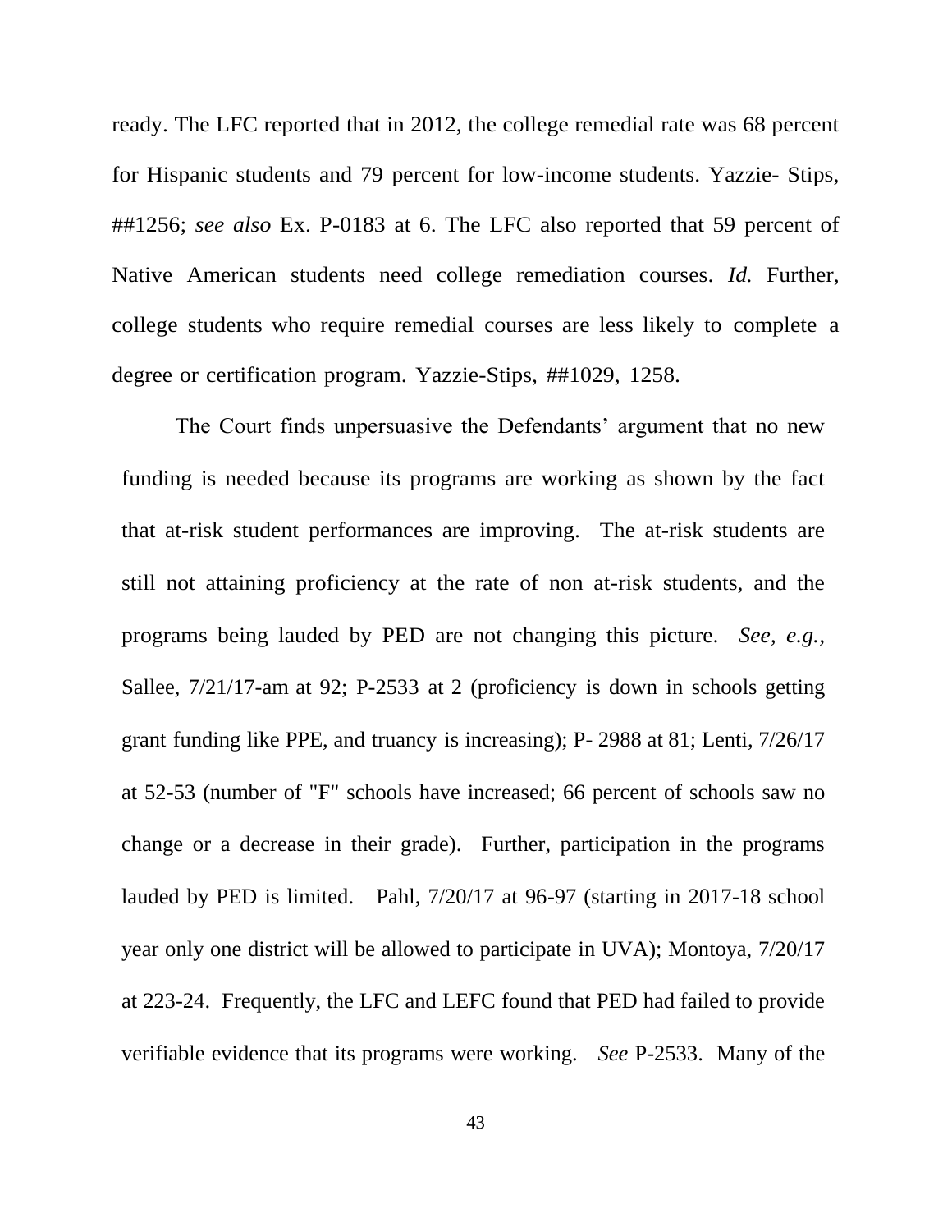ready. The LFC reported that in 2012, the college remedial rate was 68 percent for Hispanic students and 79 percent for low-income students. Yazzie- Stips, ##1256; *see also* Ex. P-0183 at 6. The LFC also reported that 59 percent of Native American students need college remediation courses. *Id.* Further, college students who require remedial courses are less likely to complete a degree or certification program. Yazzie-Stips, ##1029, 1258.

The Court finds unpersuasive the Defendants' argument that no new funding is needed because its programs are working as shown by the fact that at-risk student performances are improving. The at-risk students are still not attaining proficiency at the rate of non at-risk students, and the programs being lauded by PED are not changing this picture. *See, e.g.,* Sallee, 7/21/17-am at 92; P-2533 at 2 (proficiency is down in schools getting grant funding like PPE, and truancy is increasing); P- 2988 at 81; Lenti, 7/26/17 at 52-53 (number of "F" schools have increased; 66 percent of schools saw no change or a decrease in their grade). Further, participation in the programs lauded by PED is limited. Pahl, 7/20/17 at 96-97 (starting in 2017-18 school year only one district will be allowed to participate in UVA); Montoya, 7/20/17 at 223-24. Frequently, the LFC and LEFC found that PED had failed to provide verifiable evidence that its programs were working. *See* P-2533. Many of the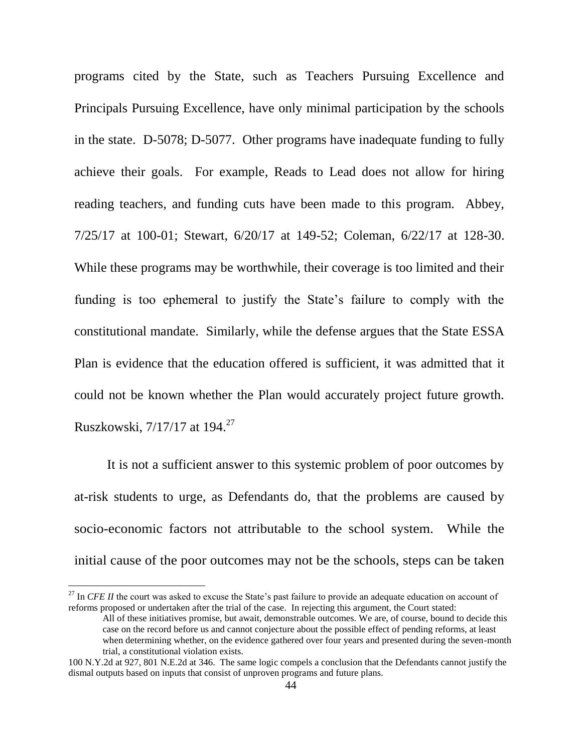programs cited by the State, such as Teachers Pursuing Excellence and Principals Pursuing Excellence, have only minimal participation by the schools in the state. D-5078; D-5077. Other programs have inadequate funding to fully achieve their goals. For example, Reads to Lead does not allow for hiring reading teachers, and funding cuts have been made to this program. Abbey, 7/25/17 at 100-01; Stewart, 6/20/17 at 149-52; Coleman, 6/22/17 at 128-30. While these programs may be worthwhile, their coverage is too limited and their funding is too ephemeral to justify the State's failure to comply with the constitutional mandate. Similarly, while the defense argues that the State ESSA Plan is evidence that the education offered is sufficient, it was admitted that it could not be known whether the Plan would accurately project future growth. Ruszkowski, 7/17/17 at 194.[27]

It is not a sufficient answer to this systemic problem of poor outcomes by at-risk students to urge, as Defendants do, that the problems are caused by socio-economic factors not attributable to the school system. While the initial cause of the poor outcomes may not be the schools, steps can be taken

---

[27] In *CFE II* the court was asked to excuse the State's past failure to provide an adequate education on account of reforms proposed or undertaken after the trial of the case. In rejecting this argument, the Court stated:

> All of these initiatives promise, but await, demonstrable outcomes. We are, of course, bound to decide this case on the record before us and cannot conjecture about the possible effect of pending reforms, at least when determining whether, on the evidence gathered over four years and presented during the seven-month trial, a constitutional violation exists.

100 N.Y.2d at 927, 801 N.E.2d at 346. The same logic compels a conclusion that the Defendants cannot justify the dismal outputs based on inputs that consist of unproven programs and future plans.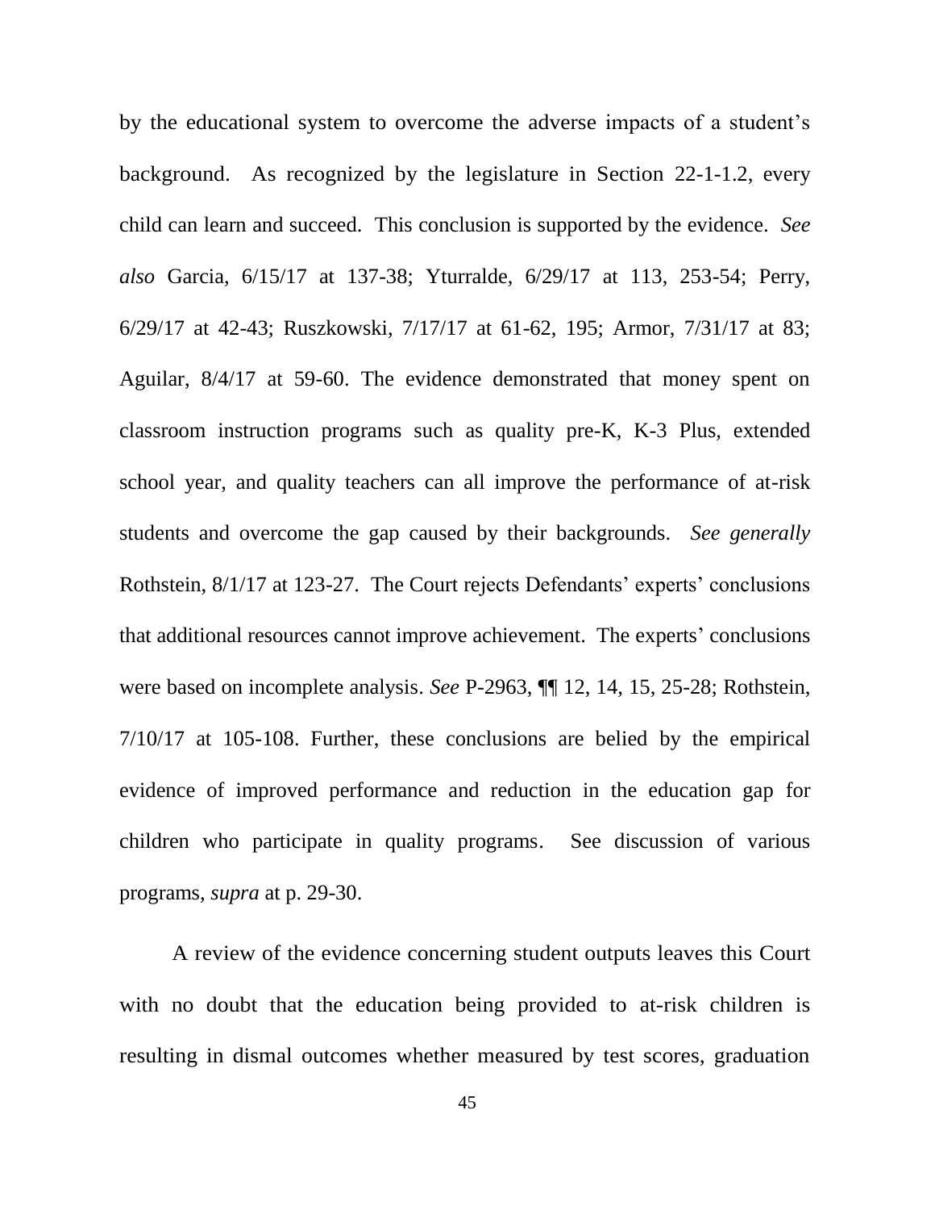by the educational system to overcome the adverse impacts of a student's background. As recognized by the legislature in Section 22-1-1.2, every child can learn and succeed. This conclusion is supported by the evidence. *See also* Garcia, 6/15/17 at 137-38; Yturralde, 6/29/17 at 113, 253-54; Perry, 6/29/17 at 42-43; Ruszkowski, 7/17/17 at 61-62, 195; Armor, 7/31/17 at 83; Aguilar, 8/4/17 at 59-60. The evidence demonstrated that money spent on classroom instruction programs such as quality pre-K, K-3 Plus, extended school year, and quality teachers can all improve the performance of at-risk students and overcome the gap caused by their backgrounds. *See generally* Rothstein, 8/1/17 at 123-27. The Court rejects Defendants' experts' conclusions that additional resources cannot improve achievement. The experts' conclusions were based on incomplete analysis. *See* P-2963, ¶¶ 12, 14, 15, 25-28; Rothstein, 7/10/17 at 105-108. Further, these conclusions are belied by the empirical evidence of improved performance and reduction in the education gap for children who participate in quality programs. See discussion of various programs, *supra* at p. 29-30.

A review of the evidence concerning student outputs leaves this Court with no doubt that the education being provided to at-risk children is resulting in dismal outcomes whether measured by test scores, graduation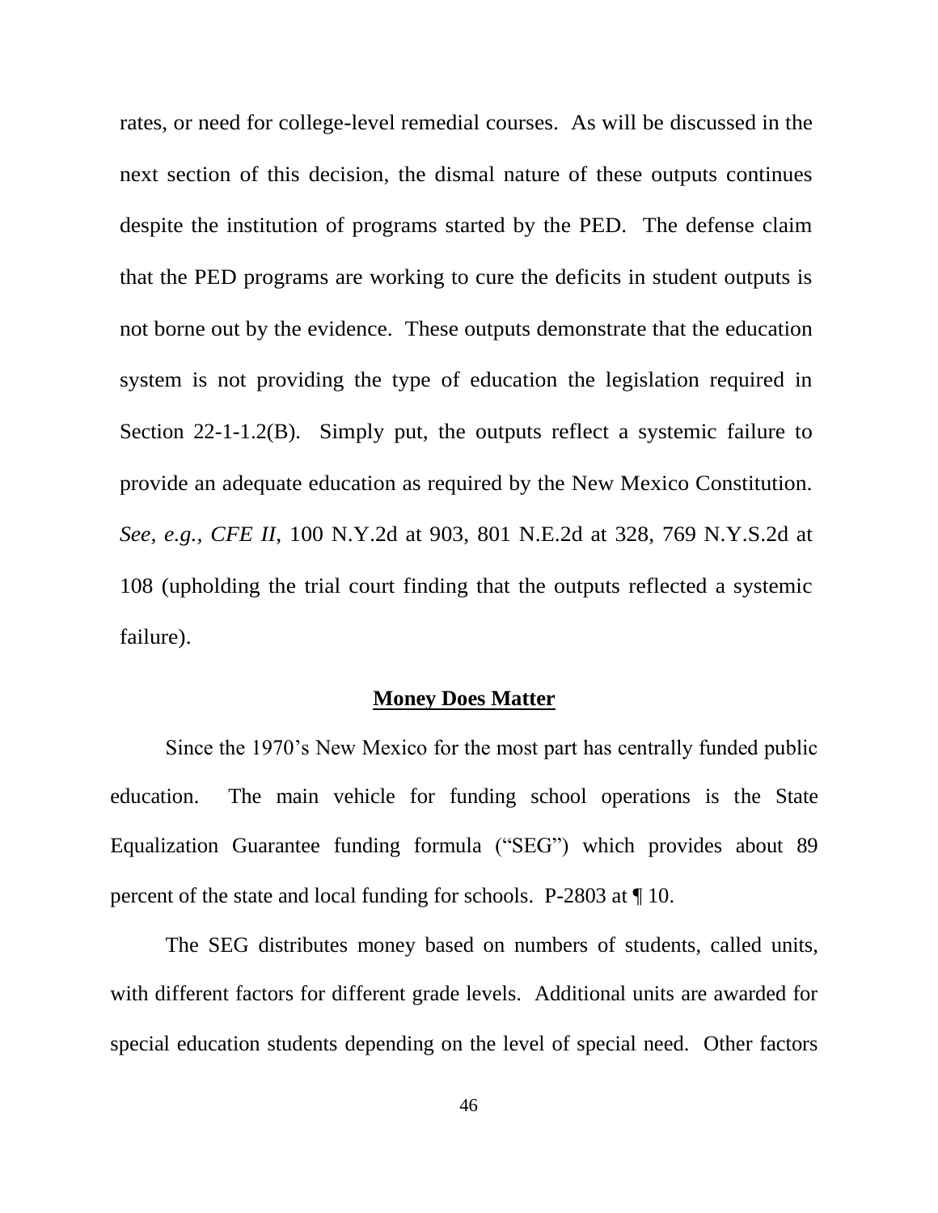rates, or need for college-level remedial courses. As will be discussed in the next section of this decision, the dismal nature of these outputs continues despite the institution of programs started by the PED. The defense claim that the PED programs are working to cure the deficits in student outputs is not borne out by the evidence. These outputs demonstrate that the education system is not providing the type of education the legislation required in Section 22-1-1.2(B). Simply put, the outputs reflect a systemic failure to provide an adequate education as required by the New Mexico Constitution. *See, e.g., CFE II*, 100 N.Y.2d at 903, 801 N.E.2d at 328, 769 N.Y.S.2d at 108 (upholding the trial court finding that the outputs reflected a systemic failure).

## **Money Does Matter**

Since the 1970's New Mexico for the most part has centrally funded public education. The main vehicle for funding school operations is the State Equalization Guarantee funding formula ("SEG") which provides about 89 percent of the state and local funding for schools. P-2803 at ¶ 10.

The SEG distributes money based on numbers of students, called units, with different factors for different grade levels. Additional units are awarded for special education students depending on the level of special need. Other factors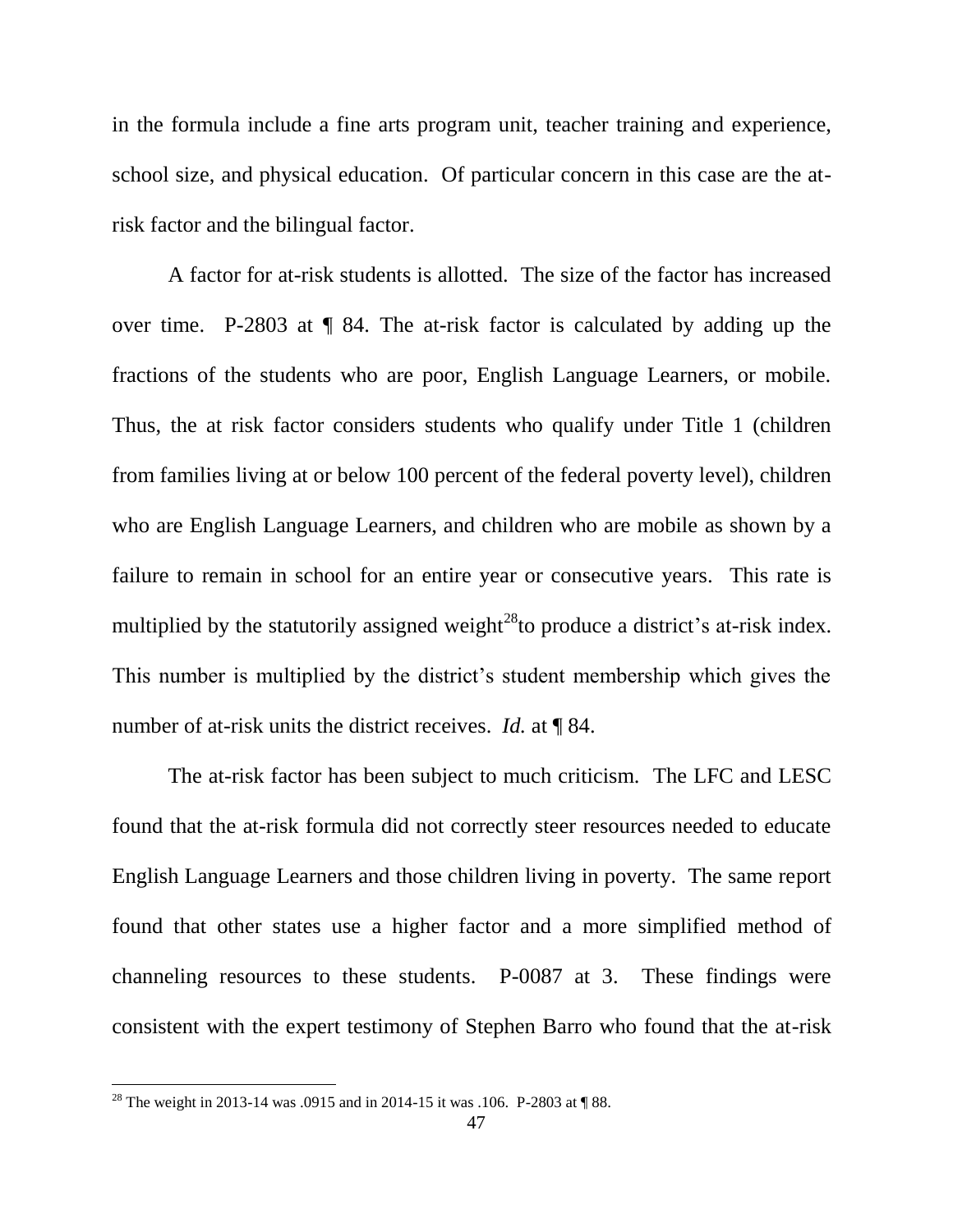in the formula include a fine arts program unit, teacher training and experience, school size, and physical education. Of particular concern in this case are the at-risk factor and the bilingual factor.

A factor for at-risk students is allotted. The size of the factor has increased over time. P-2803 at ¶ 84. The at-risk factor is calculated by adding up the fractions of the students who are poor, English Language Learners, or mobile. Thus, the at risk factor considers students who qualify under Title 1 (children from families living at or below 100 percent of the federal poverty level), children who are English Language Learners, and children who are mobile as shown by a failure to remain in school for an entire year or consecutive years. This rate is multiplied by the statutorily assigned weight[28]to produce a district's at-risk index. This number is multiplied by the district's student membership which gives the number of at-risk units the district receives. *Id.* at ¶ 84.

The at-risk factor has been subject to much criticism. The LFC and LESC found that the at-risk formula did not correctly steer resources needed to educate English Language Learners and those children living in poverty. The same report found that other states use a higher factor and a more simplified method of channeling resources to these students. P-0087 at 3. These findings were consistent with the expert testimony of Stephen Barro who found that the at-risk

[28] The weight in 2013-14 was .0915 and in 2014-15 it was .106. P-2803 at ¶ 88.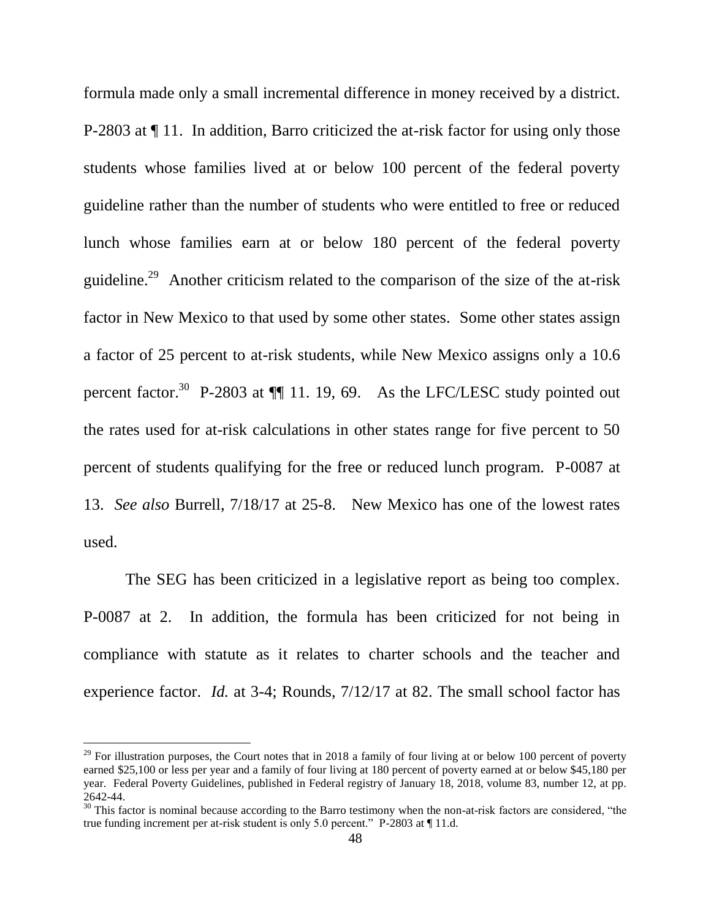formula made only a small incremental difference in money received by a district. P-2803 at ¶ 11. In addition, Barro criticized the at-risk factor for using only those students whose families lived at or below 100 percent of the federal poverty guideline rather than the number of students who were entitled to free or reduced lunch whose families earn at or below 180 percent of the federal poverty guideline.[29] Another criticism related to the comparison of the size of the at-risk factor in New Mexico to that used by some other states. Some other states assign a factor of 25 percent to at-risk students, while New Mexico assigns only a 10.6 percent factor.[30] P-2803 at ¶¶ 11. 19, 69. As the LFC/LESC study pointed out the rates used for at-risk calculations in other states range for five percent to 50 percent of students qualifying for the free or reduced lunch program. P-0087 at 13. *See also* Burrell, 7/18/17 at 25-8. New Mexico has one of the lowest rates used.

The SEG has been criticized in a legislative report as being too complex. P-0087 at 2. In addition, the formula has been criticized for not being in compliance with statute as it relates to charter schools and the teacher and experience factor. *Id.* at 3-4; Rounds, 7/12/17 at 82. The small school factor has

---

[29] For illustration purposes, the Court notes that in 2018 a family of four living at or below 100 percent of poverty earned $25,100 or less per year and a family of four living at 180 percent of poverty earned at or below $45,180 per year. Federal Poverty Guidelines, published in Federal registry of January 18, 2018, volume 83, number 12, at pp. 2642-44.

[30] This factor is nominal because according to the Barro testimony when the non-at-risk factors are considered, "the true funding increment per at-risk student is only 5.0 percent." P-2803 at ¶ 11.d.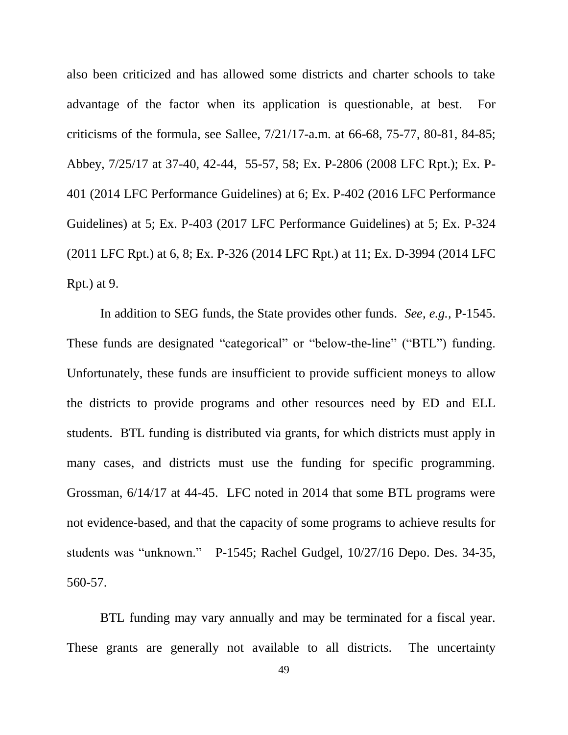also been criticized and has allowed some districts and charter schools to take advantage of the factor when its application is questionable, at best. For criticisms of the formula, see Sallee, 7/21/17-a.m. at 66-68, 75-77, 80-81, 84-85; Abbey, 7/25/17 at 37-40, 42-44, 55-57, 58; Ex. P-2806 (2008 LFC Rpt.); Ex. P-401 (2014 LFC Performance Guidelines) at 6; Ex. P-402 (2016 LFC Performance Guidelines) at 5; Ex. P-403 (2017 LFC Performance Guidelines) at 5; Ex. P-324 (2011 LFC Rpt.) at 6, 8; Ex. P-326 (2014 LFC Rpt.) at 11; Ex. D-3994 (2014 LFC Rpt.) at 9.

In addition to SEG funds, the State provides other funds. *See, e.g.,* P-1545. These funds are designated "categorical" or "below-the-line" ("BTL") funding. Unfortunately, these funds are insufficient to provide sufficient moneys to allow the districts to provide programs and other resources need by ED and ELL students. BTL funding is distributed via grants, for which districts must apply in many cases, and districts must use the funding for specific programming. Grossman, 6/14/17 at 44-45. LFC noted in 2014 that some BTL programs were not evidence-based, and that the capacity of some programs to achieve results for students was "unknown." P-1545; Rachel Gudgel, 10/27/16 Depo. Des. 34-35, 560-57.

BTL funding may vary annually and may be terminated for a fiscal year. These grants are generally not available to all districts. The uncertainty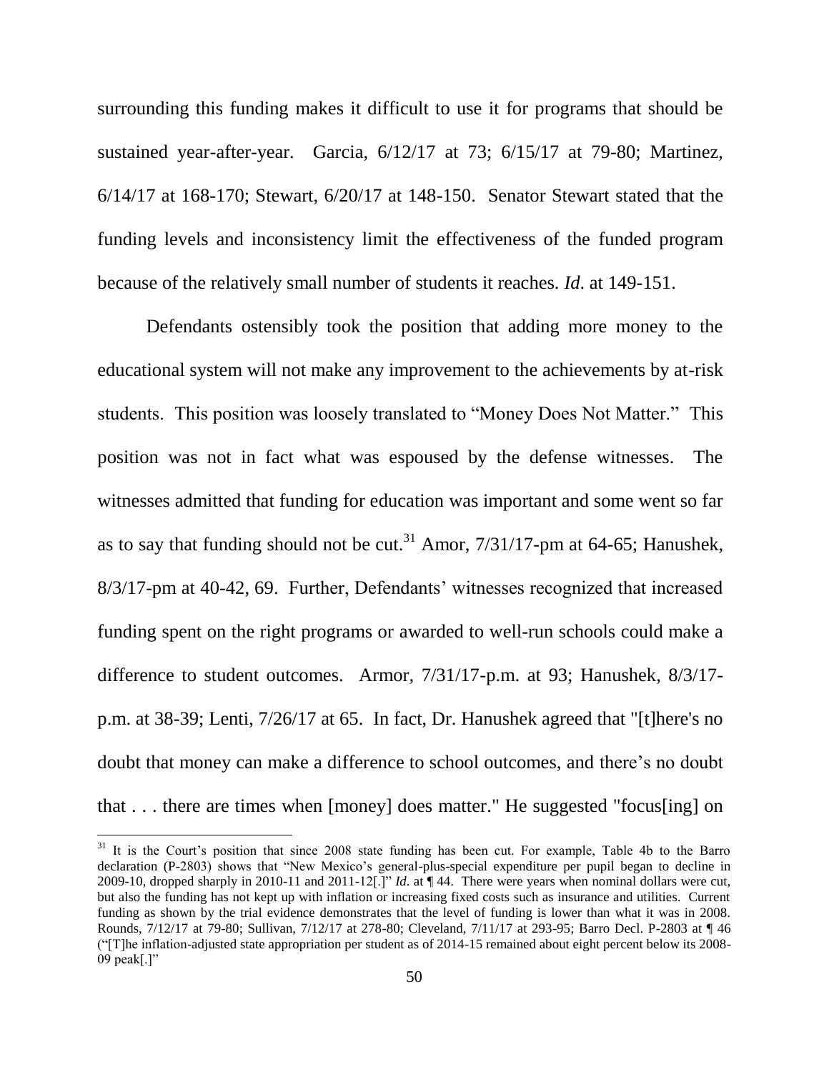surrounding this funding makes it difficult to use it for programs that should be sustained year-after-year. Garcia, 6/12/17 at 73; 6/15/17 at 79-80; Martinez, 6/14/17 at 168-170; Stewart, 6/20/17 at 148-150. Senator Stewart stated that the funding levels and inconsistency limit the effectiveness of the funded program because of the relatively small number of students it reaches. *Id*. at 149-151.

Defendants ostensibly took the position that adding more money to the educational system will not make any improvement to the achievements by at-risk students. This position was loosely translated to "Money Does Not Matter." This position was not in fact what was espoused by the defense witnesses. The witnesses admitted that funding for education was important and some went so far as to say that funding should not be cut.[31] Amor, 7/31/17-pm at 64-65; Hanushek, 8/3/17-pm at 40-42, 69. Further, Defendants' witnesses recognized that increased funding spent on the right programs or awarded to well-run schools could make a difference to student outcomes. Armor, 7/31/17-p.m. at 93; Hanushek, 8/3/17-p.m. at 38-39; Lenti, 7/26/17 at 65. In fact, Dr. Hanushek agreed that "[t]here's no doubt that money can make a difference to school outcomes, and there's no doubt that . . . there are times when [money] does matter." He suggested "focus[ing] on

[31] It is the Court's position that since 2008 state funding has been cut. For example, Table 4b to the Barro declaration (P-2803) shows that "New Mexico's general-plus-special expenditure per pupil began to decline in 2009-10, dropped sharply in 2010-11 and 2011-12[.]" *Id*. at ¶ 44. There were years when nominal dollars were cut, but also the funding has not kept up with inflation or increasing fixed costs such as insurance and utilities. Current funding as shown by the trial evidence demonstrates that the level of funding is lower than what it was in 2008. Rounds, 7/12/17 at 79-80; Sullivan, 7/12/17 at 278-80; Cleveland, 7/11/17 at 293-95; Barro Decl. P-2803 at ¶ 46 ("[T]he inflation-adjusted state appropriation per student as of 2014-15 remained about eight percent below its 2008-09 peak[.]"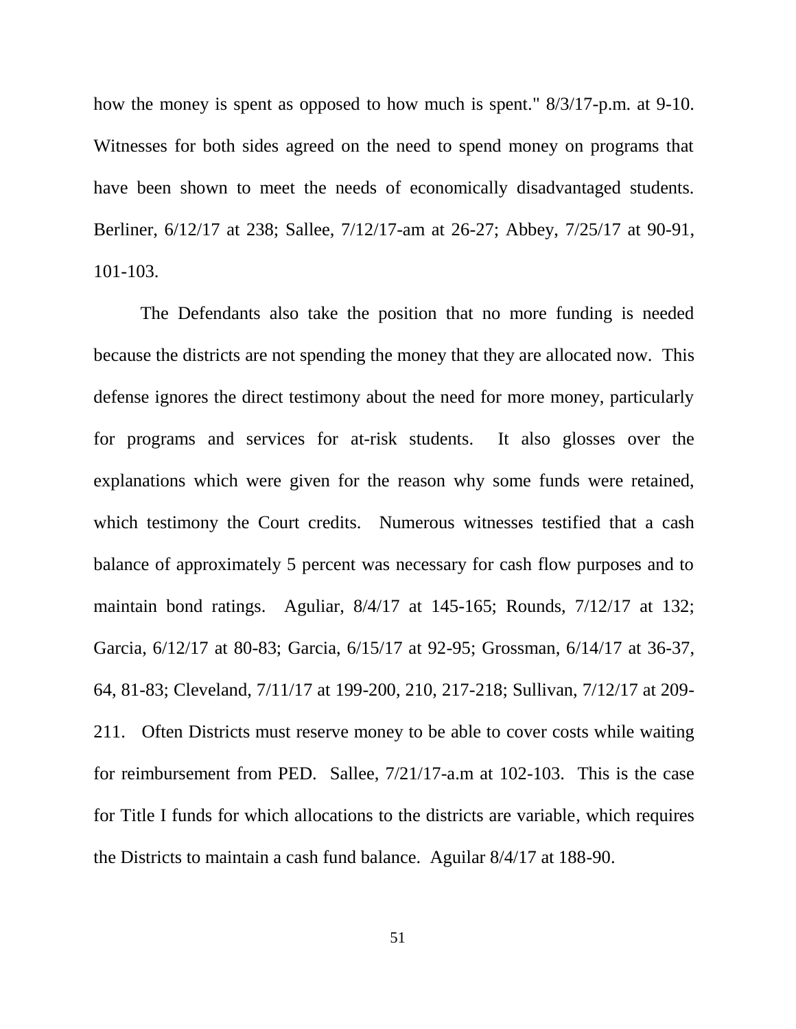how the money is spent as opposed to how much is spent." 8/3/17-p.m. at 9-10. Witnesses for both sides agreed on the need to spend money on programs that have been shown to meet the needs of economically disadvantaged students. Berliner, 6/12/17 at 238; Sallee, 7/12/17-am at 26-27; Abbey, 7/25/17 at 90-91, 101-103.

The Defendants also take the position that no more funding is needed because the districts are not spending the money that they are allocated now. This defense ignores the direct testimony about the need for more money, particularly for programs and services for at-risk students. It also glosses over the explanations which were given for the reason why some funds were retained, which testimony the Court credits. Numerous witnesses testified that a cash balance of approximately 5 percent was necessary for cash flow purposes and to maintain bond ratings. Aguliar, 8/4/17 at 145-165; Rounds, 7/12/17 at 132; Garcia, 6/12/17 at 80-83; Garcia, 6/15/17 at 92-95; Grossman, 6/14/17 at 36-37, 64, 81-83; Cleveland, 7/11/17 at 199-200, 210, 217-218; Sullivan, 7/12/17 at 209-211. Often Districts must reserve money to be able to cover costs while waiting for reimbursement from PED. Sallee, 7/21/17-a.m at 102-103. This is the case for Title I funds for which allocations to the districts are variable, which requires the Districts to maintain a cash fund balance. Aguilar 8/4/17 at 188-90.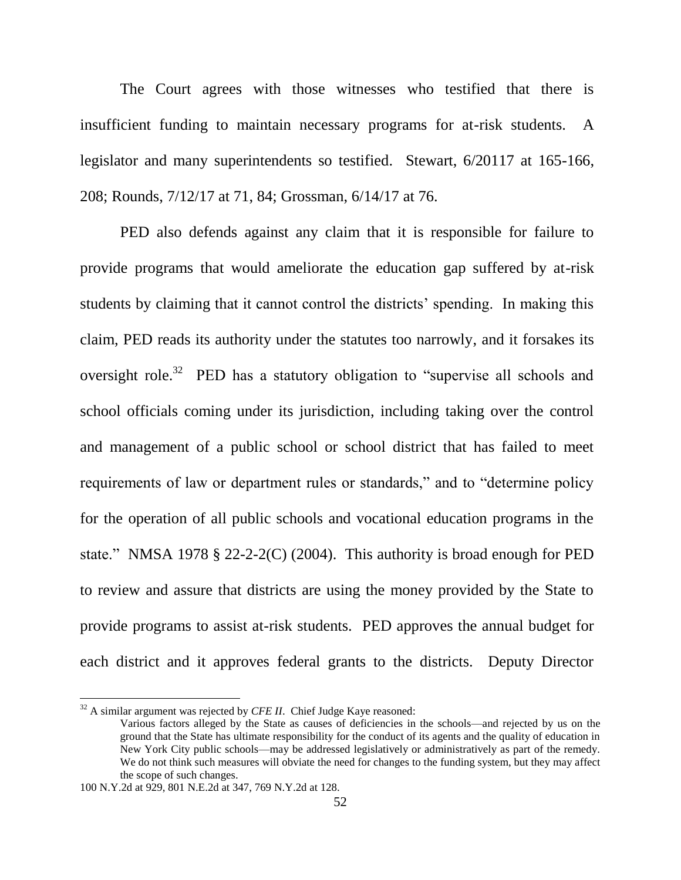The Court agrees with those witnesses who testified that there is insufficient funding to maintain necessary programs for at-risk students. A legislator and many superintendents so testified. Stewart, 6/20117 at 165-166, 208; Rounds, 7/12/17 at 71, 84; Grossman, 6/14/17 at 76.

PED also defends against any claim that it is responsible for failure to provide programs that would ameliorate the education gap suffered by at-risk students by claiming that it cannot control the districts' spending. In making this claim, PED reads its authority under the statutes too narrowly, and it forsakes its oversight role.[32] PED has a statutory obligation to "supervise all schools and school officials coming under its jurisdiction, including taking over the control and management of a public school or school district that has failed to meet requirements of law or department rules or standards," and to "determine policy for the operation of all public schools and vocational education programs in the state." NMSA 1978 § 22-2-2(C) (2004). This authority is broad enough for PED to review and assure that districts are using the money provided by the State to provide programs to assist at-risk students. PED approves the annual budget for each district and it approves federal grants to the districts. Deputy Director

---

[32] A similar argument was rejected by *CFE II*. Chief Judge Kaye reasoned:

> Various factors alleged by the State as causes of deficiencies in the schools—and rejected by us on the ground that the State has ultimate responsibility for the conduct of its agents and the quality of education in New York City public schools—may be addressed legislatively or administratively as part of the remedy. We do not think such measures will obviate the need for changes to the funding system, but they may affect the scope of such changes.

100 N.Y.2d at 929, 801 N.E.2d at 347, 769 N.Y.2d at 128.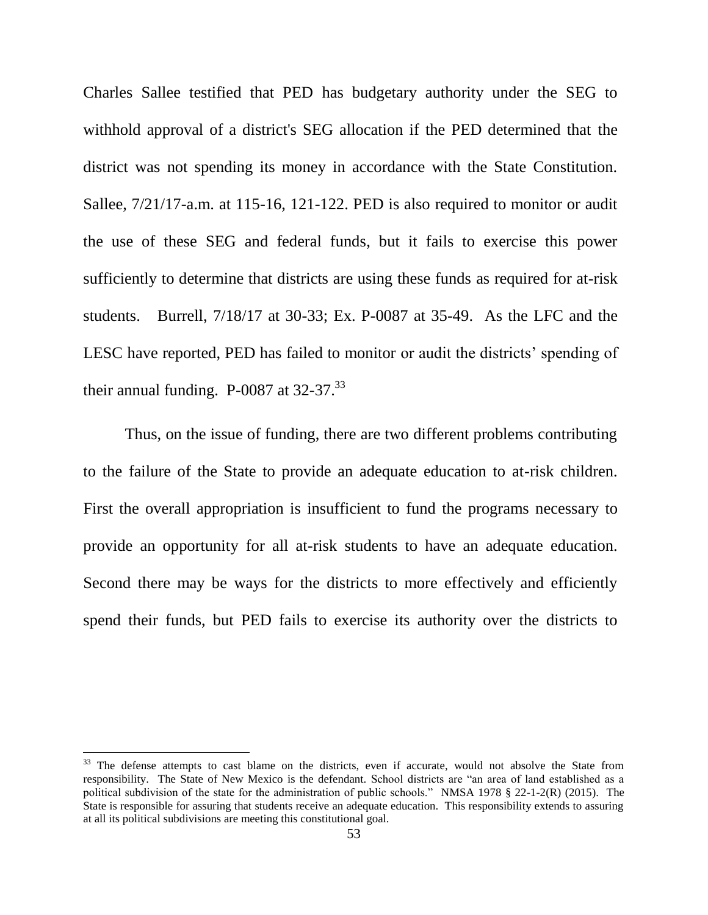Charles Sallee testified that PED has budgetary authority under the SEG to withhold approval of a district's SEG allocation if the PED determined that the district was not spending its money in accordance with the State Constitution. Sallee, 7/21/17-a.m. at 115-16, 121-122. PED is also required to monitor or audit the use of these SEG and federal funds, but it fails to exercise this power sufficiently to determine that districts are using these funds as required for at-risk students. Burrell, 7/18/17 at 30-33; Ex. P-0087 at 35-49. As the LFC and the LESC have reported, PED has failed to monitor or audit the districts' spending of their annual funding. P-0087 at 32-37.[33]

Thus, on the issue of funding, there are two different problems contributing to the failure of the State to provide an adequate education to at-risk children. First the overall appropriation is insufficient to fund the programs necessary to provide an opportunity for all at-risk students to have an adequate education. Second there may be ways for the districts to more effectively and efficiently spend their funds, but PED fails to exercise its authority over the districts to

---

[33] The defense attempts to cast blame on the districts, even if accurate, would not absolve the State from responsibility. The State of New Mexico is the defendant. School districts are "an area of land established as a political subdivision of the state for the administration of public schools." NMSA 1978 § 22-1-2(R) (2015). The State is responsible for assuring that students receive an adequate education. This responsibility extends to assuring at all its political subdivisions are meeting this constitutional goal.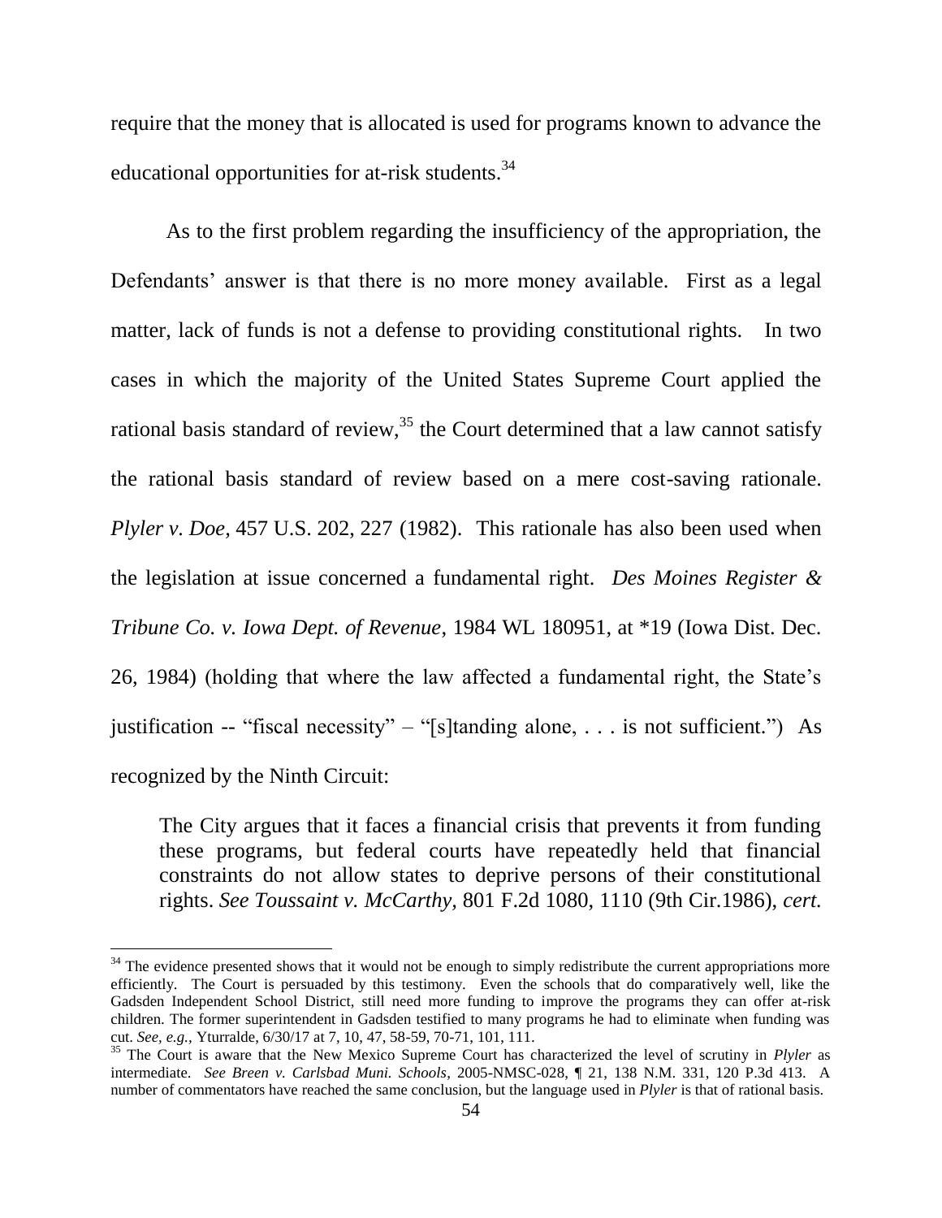require that the money that is allocated is used for programs known to advance the educational opportunities for at-risk students.[34]

As to the first problem regarding the insufficiency of the appropriation, the Defendants' answer is that there is no more money available. First as a legal matter, lack of funds is not a defense to providing constitutional rights. In two cases in which the majority of the United States Supreme Court applied the rational basis standard of review,[35] the Court determined that a law cannot satisfy the rational basis standard of review based on a mere cost-saving rationale. *Plyler v. Doe*, 457 U.S. 202, 227 (1982). This rationale has also been used when the legislation at issue concerned a fundamental right. *Des Moines Register & Tribune Co. v. Iowa Dept. of Revenue*, 1984 WL 180951, at *19 (Iowa Dist. Dec. 26, 1984) (holding that where the law affected a fundamental right, the State's justification -- "fiscal necessity" – "[s]tanding alone, . . . is not sufficient.") As recognized by the Ninth Circuit:

> The City argues that it faces a financial crisis that prevents it from funding these programs, but federal courts have repeatedly held that financial constraints do not allow states to deprive persons of their constitutional rights. *See Toussaint v. McCarthy*, 801 F.2d 1080, 1110 (9th Cir.1986), *cert.*

---

[34] The evidence presented shows that it would not be enough to simply redistribute the current appropriations more efficiently. The Court is persuaded by this testimony. Even the schools that do comparatively well, like the Gadsden Independent School District, still need more funding to improve the programs they can offer at-risk children. The former superintendent in Gadsden testified to many programs he had to eliminate when funding was cut. *See, e.g.*, Yturralde, 6/30/17 at 7, 10, 47, 58-59, 70-71, 101, 111.

[35] The Court is aware that the New Mexico Supreme Court has characterized the level of scrutiny in *Plyler* as intermediate. *See Breen v. Carlsbad Muni. Schools*, 2005-NMSC-028, ¶ 21, 138 N.M. 331, 120 P.3d 413. A number of commentators have reached the same conclusion, but the language used in *Plyler* is that of rational basis.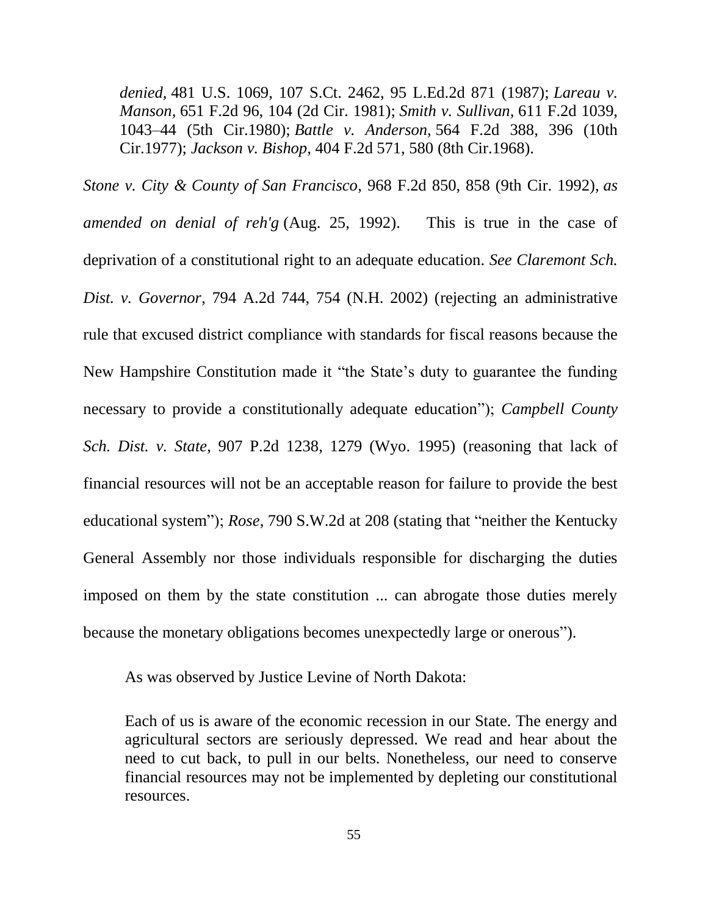> *denied*, 481 U.S. 1069, 107 S.Ct. 2462, 95 L.Ed.2d 871 (1987); *Lareau v. Manson*, 651 F.2d 96, 104 (2d Cir. 1981); *Smith v. Sullivan*, 611 F.2d 1039, 1043–44 (5th Cir.1980); *Battle v. Anderson*, 564 F.2d 388, 396 (10th Cir.1977); *Jackson v. Bishop*, 404 F.2d 571, 580 (8th Cir.1968).

*Stone v. City & County of San Francisco*, 968 F.2d 850, 858 (9th Cir. 1992), *as amended on denial of reh'g* (Aug. 25, 1992). This is true in the case of deprivation of a constitutional right to an adequate education. *See Claremont Sch. Dist. v. Governor*, 794 A.2d 744, 754 (N.H. 2002) (rejecting an administrative rule that excused district compliance with standards for fiscal reasons because the New Hampshire Constitution made it "the State's duty to guarantee the funding necessary to provide a constitutionally adequate education"); *Campbell County Sch. Dist. v. State*, 907 P.2d 1238, 1279 (Wyo. 1995) (reasoning that lack of financial resources will not be an acceptable reason for failure to provide the best educational system"); *Rose*, 790 S.W.2d at 208 (stating that "neither the Kentucky General Assembly nor those individuals responsible for discharging the duties imposed on them by the state constitution ... can abrogate those duties merely because the monetary obligations becomes unexpectedly large or onerous").

As was observed by Justice Levine of North Dakota:

> Each of us is aware of the economic recession in our State. The energy and agricultural sectors are seriously depressed. We read and hear about the need to cut back, to pull in our belts. Nonetheless, our need to conserve financial resources may not be implemented by depleting our constitutional resources.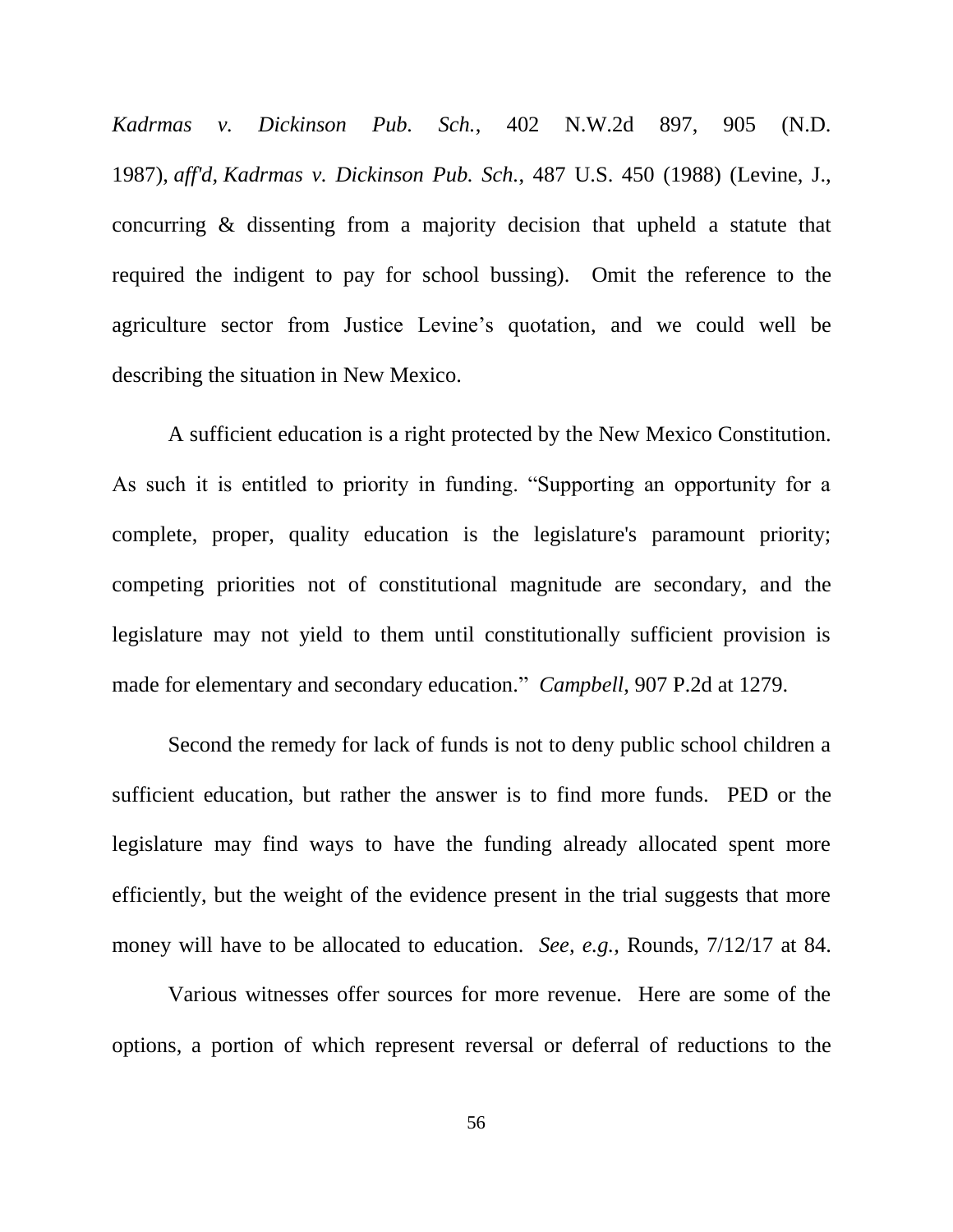*Kadrmas v. Dickinson Pub. Sch.*, 402 N.W.2d 897, 905 (N.D. 1987), *aff'd, Kadrmas v. Dickinson Pub. Sch.*, 487 U.S. 450 (1988) (Levine, J., concurring & dissenting from a majority decision that upheld a statute that required the indigent to pay for school bussing). Omit the reference to the agriculture sector from Justice Levine's quotation, and we could well be describing the situation in New Mexico.

A sufficient education is a right protected by the New Mexico Constitution. As such it is entitled to priority in funding. "Supporting an opportunity for a complete, proper, quality education is the legislature's paramount priority; competing priorities not of constitutional magnitude are secondary, and the legislature may not yield to them until constitutionally sufficient provision is made for elementary and secondary education." *Campbell*, 907 P.2d at 1279.

Second the remedy for lack of funds is not to deny public school children a sufficient education, but rather the answer is to find more funds. PED or the legislature may find ways to have the funding already allocated spent more efficiently, but the weight of the evidence present in the trial suggests that more money will have to be allocated to education. *See, e.g.,* Rounds, 7/12/17 at 84.

Various witnesses offer sources for more revenue. Here are some of the options, a portion of which represent reversal or deferral of reductions to the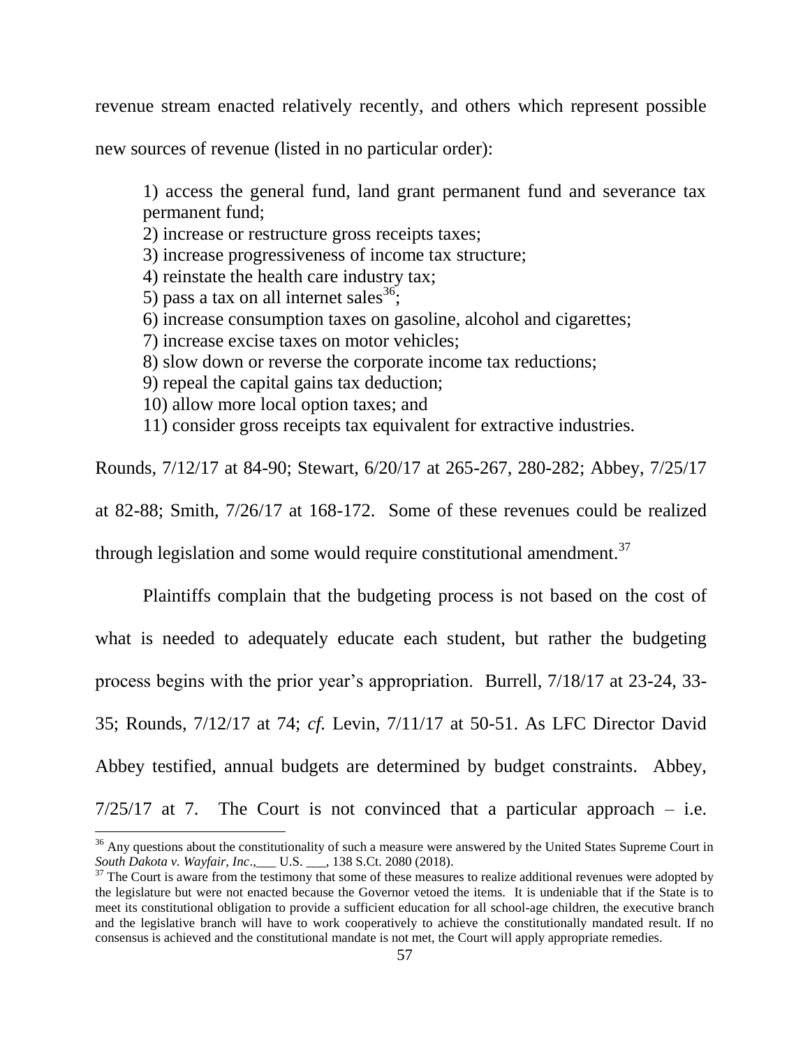revenue stream enacted relatively recently, and others which represent possible new sources of revenue (listed in no particular order):

> 1) access the general fund, land grant permanent fund and severance tax permanent fund;
> 2) increase or restructure gross receipts taxes;
> 3) increase progressiveness of income tax structure;
> 4) reinstate the health care industry tax;
> 5) pass a tax on all internet sales[36];
> 6) increase consumption taxes on gasoline, alcohol and cigarettes;
> 7) increase excise taxes on motor vehicles;
> 8) slow down or reverse the corporate income tax reductions;
> 9) repeal the capital gains tax deduction;
> 10) allow more local option taxes; and
> 11) consider gross receipts tax equivalent for extractive industries.

Rounds, 7/12/17 at 84-90; Stewart, 6/20/17 at 265-267, 280-282; Abbey, 7/25/17 at 82-88; Smith, 7/26/17 at 168-172. Some of these revenues could be realized through legislation and some would require constitutional amendment.[37]

Plaintiffs complain that the budgeting process is not based on the cost of what is needed to adequately educate each student, but rather the budgeting process begins with the prior year's appropriation. Burrell, 7/18/17 at 23-24, 33-35; Rounds, 7/12/17 at 74; *cf.* Levin, 7/11/17 at 50-51. As LFC Director David Abbey testified, annual budgets are determined by budget constraints. Abbey, 7/25/17 at 7. The Court is not convinced that a particular approach – i.e.

---

[36] Any questions about the constitutionality of such a measure were answered by the United States Supreme Court in *South Dakota v. Wayfair, Inc*.,\_\_\_ U.S. \_\_\_, 138 S.Ct. 2080 (2018).

[37] The Court is aware from the testimony that some of these measures to realize additional revenues were adopted by the legislature but were not enacted because the Governor vetoed the items. It is undeniable that if the State is to meet its constitutional obligation to provide a sufficient education for all school-age children, the executive branch and the legislative branch will have to work cooperatively to achieve the constitutionally mandated result. If no consensus is achieved and the constitutional mandate is not met, the Court will apply appropriate remedies.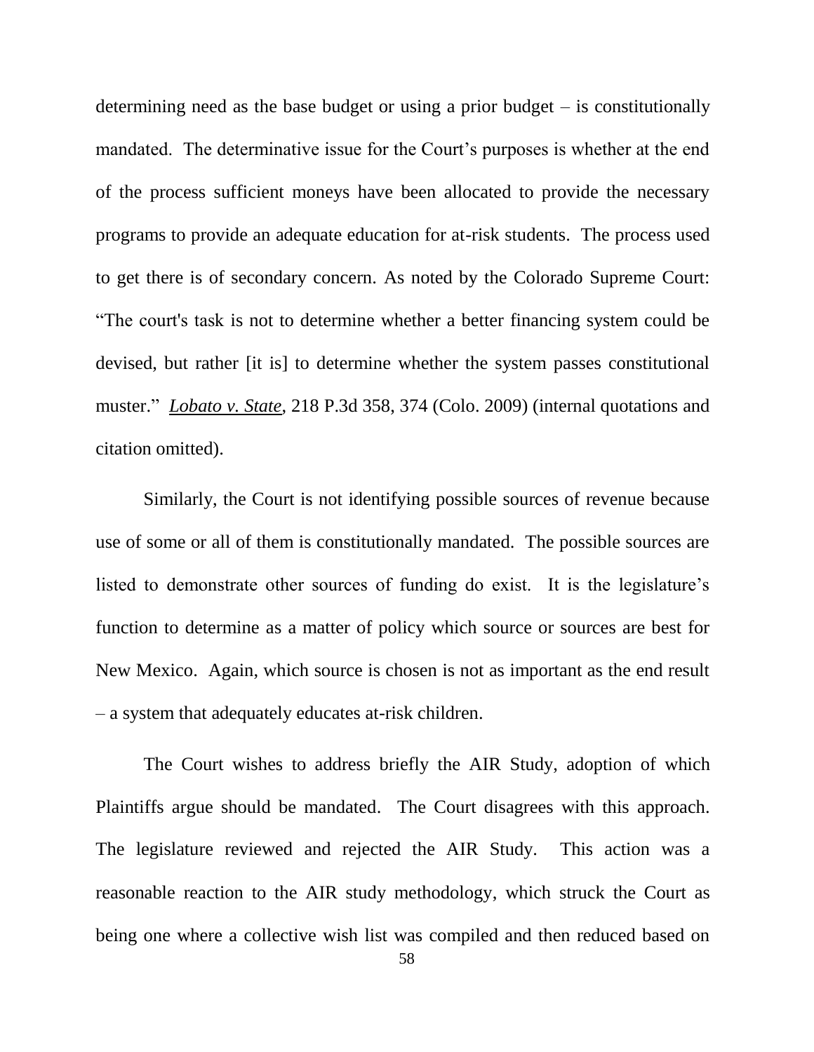determining need as the base budget or using a prior budget – is constitutionally mandated. The determinative issue for the Court's purposes is whether at the end of the process sufficient moneys have been allocated to provide the necessary programs to provide an adequate education for at-risk students. The process used to get there is of secondary concern. As noted by the Colorado Supreme Court: "The court's task is not to determine whether a better financing system could be devised, but rather [it is] to determine whether the system passes constitutional muster." *Lobato v. State*, 218 P.3d 358, 374 (Colo. 2009) (internal quotations and citation omitted).

Similarly, the Court is not identifying possible sources of revenue because use of some or all of them is constitutionally mandated. The possible sources are listed to demonstrate other sources of funding do exist. It is the legislature's function to determine as a matter of policy which source or sources are best for New Mexico. Again, which source is chosen is not as important as the end result – a system that adequately educates at-risk children.

The Court wishes to address briefly the AIR Study, adoption of which Plaintiffs argue should be mandated. The Court disagrees with this approach. The legislature reviewed and rejected the AIR Study. This action was a reasonable reaction to the AIR study methodology, which struck the Court as being one where a collective wish list was compiled and then reduced based on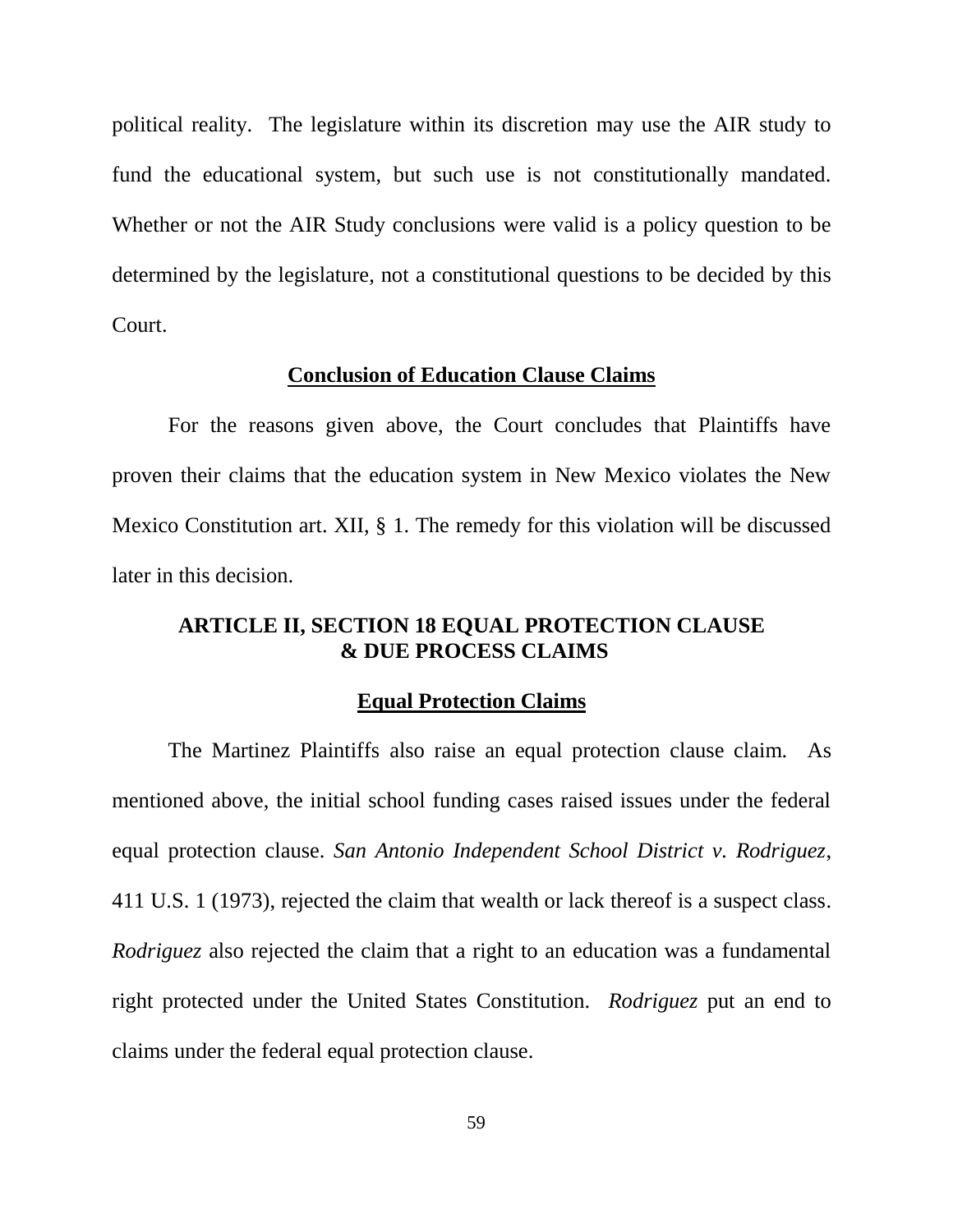political reality. The legislature within its discretion may use the AIR study to fund the educational system, but such use is not constitutionally mandated. Whether or not the AIR Study conclusions were valid is a policy question to be determined by the legislature, not a constitutional questions to be decided by this Court.

## Conclusion of Education Clause Claims

For the reasons given above, the Court concludes that Plaintiffs have proven their claims that the education system in New Mexico violates the New Mexico Constitution art. XII, § 1. The remedy for this violation will be discussed later in this decision.

## ARTICLE II, SECTION 18 EQUAL PROTECTION CLAUSE & DUE PROCESS CLAIMS

### Equal Protection Claims

The Martinez Plaintiffs also raise an equal protection clause claim. As mentioned above, the initial school funding cases raised issues under the federal equal protection clause. *San Antonio Independent School District v. Rodriguez*, 411 U.S. 1 (1973), rejected the claim that wealth or lack thereof is a suspect class. *Rodriguez* also rejected the claim that a right to an education was a fundamental right protected under the United States Constitution. *Rodriguez* put an end to claims under the federal equal protection clause.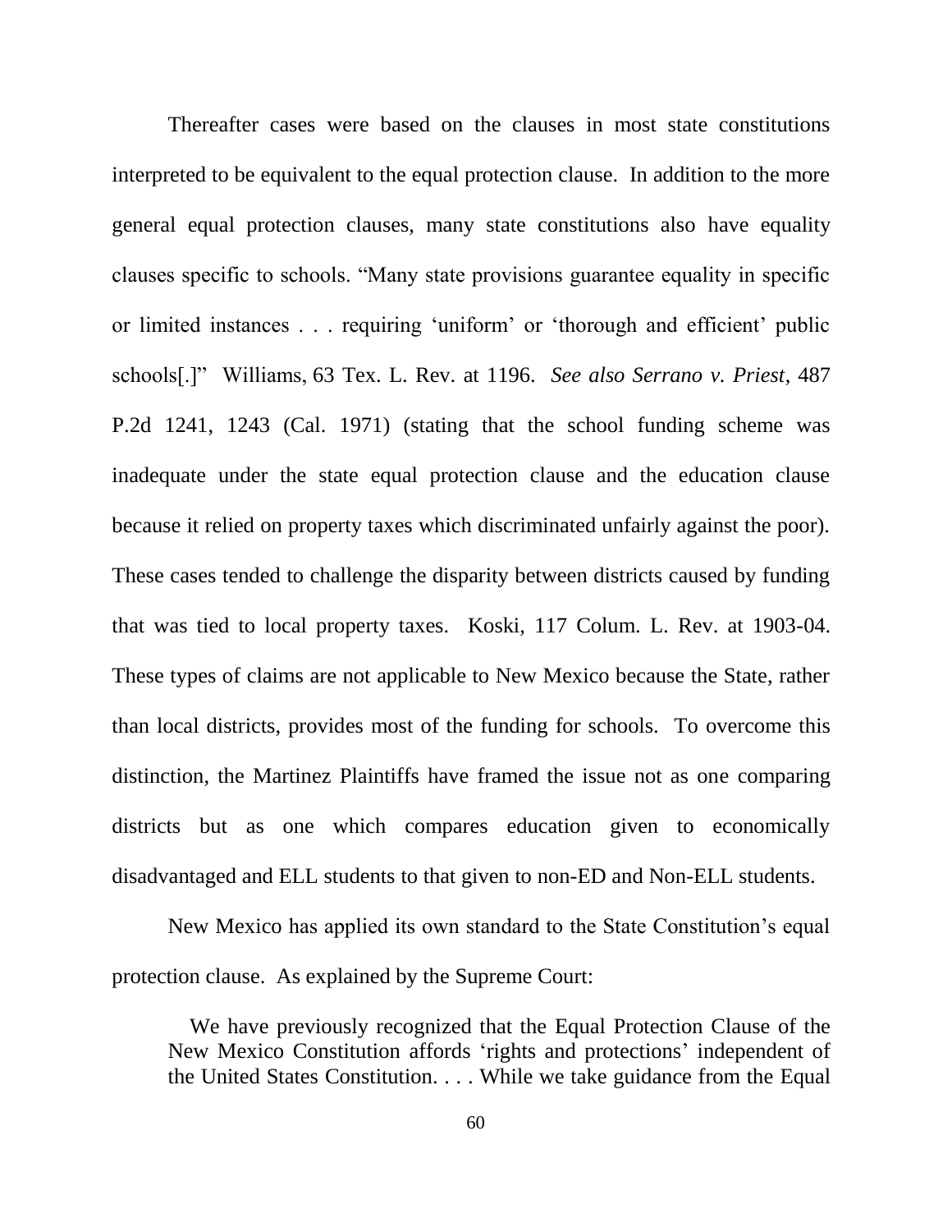Thereafter cases were based on the clauses in most state constitutions interpreted to be equivalent to the equal protection clause. In addition to the more general equal protection clauses, many state constitutions also have equality clauses specific to schools. "Many state provisions guarantee equality in specific or limited instances . . . requiring 'uniform' or 'thorough and efficient' public schools[.]" Williams, 63 Tex. L. Rev. at 1196. *See also Serrano v. Priest*, 487 P.2d 1241, 1243 (Cal. 1971) (stating that the school funding scheme was inadequate under the state equal protection clause and the education clause because it relied on property taxes which discriminated unfairly against the poor). These cases tended to challenge the disparity between districts caused by funding that was tied to local property taxes. Koski, 117 Colum. L. Rev. at 1903-04. These types of claims are not applicable to New Mexico because the State, rather than local districts, provides most of the funding for schools. To overcome this distinction, the Martinez Plaintiffs have framed the issue not as one comparing districts but as one which compares education given to economically disadvantaged and ELL students to that given to non-ED and Non-ELL students.

New Mexico has applied its own standard to the State Constitution's equal protection clause. As explained by the Supreme Court:

> We have previously recognized that the Equal Protection Clause of the New Mexico Constitution affords 'rights and protections' independent of the United States Constitution. . . . While we take guidance from the Equal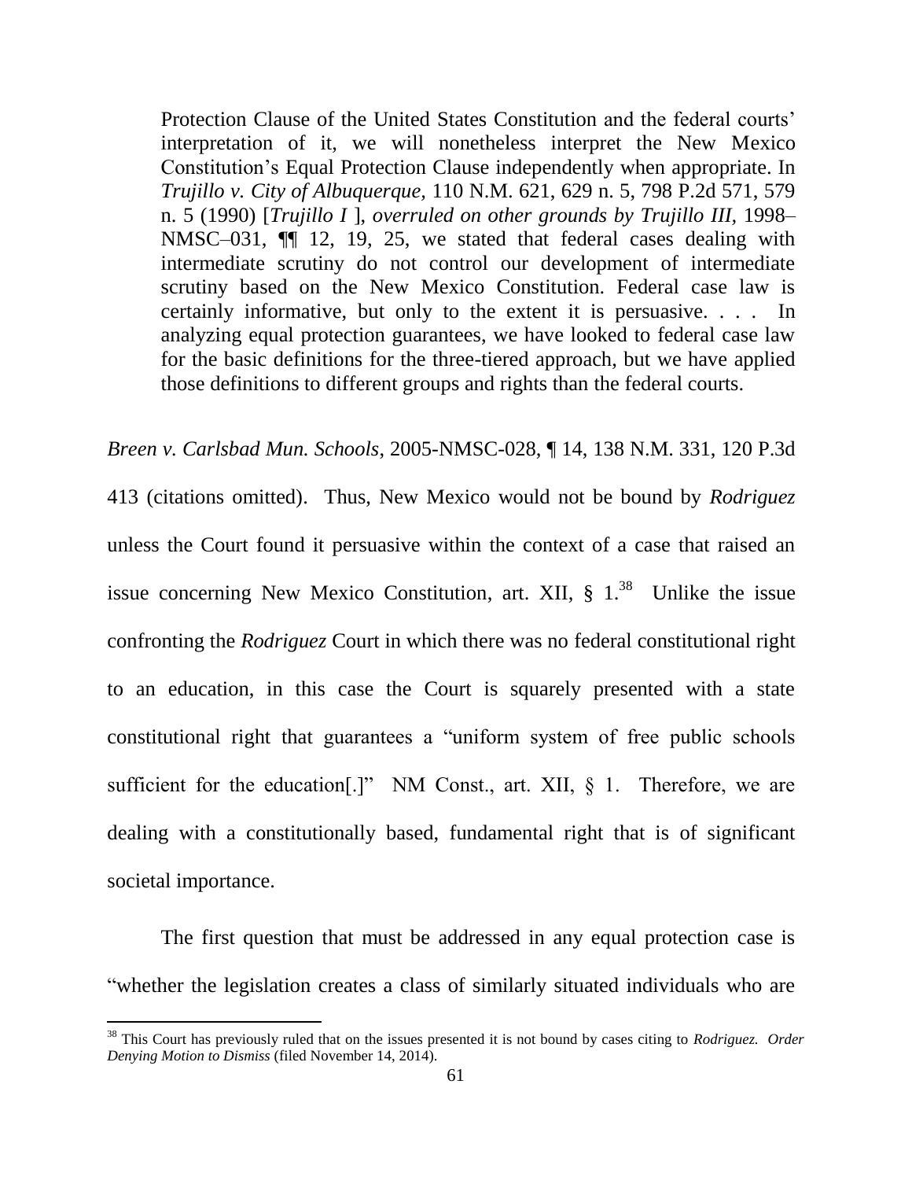> Protection Clause of the United States Constitution and the federal courts' interpretation of it, we will nonetheless interpret the New Mexico Constitution's Equal Protection Clause independently when appropriate. In *Trujillo v. City of Albuquerque,* 110 N.M. 621, 629 n. 5, 798 P.2d 571, 579 n. 5 (1990) [*Trujillo I* ], *overruled on other grounds by Trujillo III,* 1998–NMSC–031, ¶¶ 12, 19, 25, we stated that federal cases dealing with intermediate scrutiny do not control our development of intermediate scrutiny based on the New Mexico Constitution. Federal case law is certainly informative, but only to the extent it is persuasive. . . . In analyzing equal protection guarantees, we have looked to federal case law for the basic definitions for the three-tiered approach, but we have applied those definitions to different groups and rights than the federal courts.

*Breen v. Carlsbad Mun. Schools*, 2005-NMSC-028, ¶ 14, 138 N.M. 331, 120 P.3d 413 (citations omitted). Thus, New Mexico would not be bound by *Rodriguez* unless the Court found it persuasive within the context of a case that raised an issue concerning New Mexico Constitution, art. XII, § 1.[38] Unlike the issue confronting the *Rodriguez* Court in which there was no federal constitutional right to an education, in this case the Court is squarely presented with a state constitutional right that guarantees a "uniform system of free public schools sufficient for the education[.]" NM Const., art. XII, § 1. Therefore, we are dealing with a constitutionally based, fundamental right that is of significant societal importance.

The first question that must be addressed in any equal protection case is "whether the legislation creates a class of similarly situated individuals who are

---

[38] This Court has previously ruled that on the issues presented it is not bound by cases citing to *Rodriguez. Order Denying Motion to Dismiss* (filed November 14, 2014).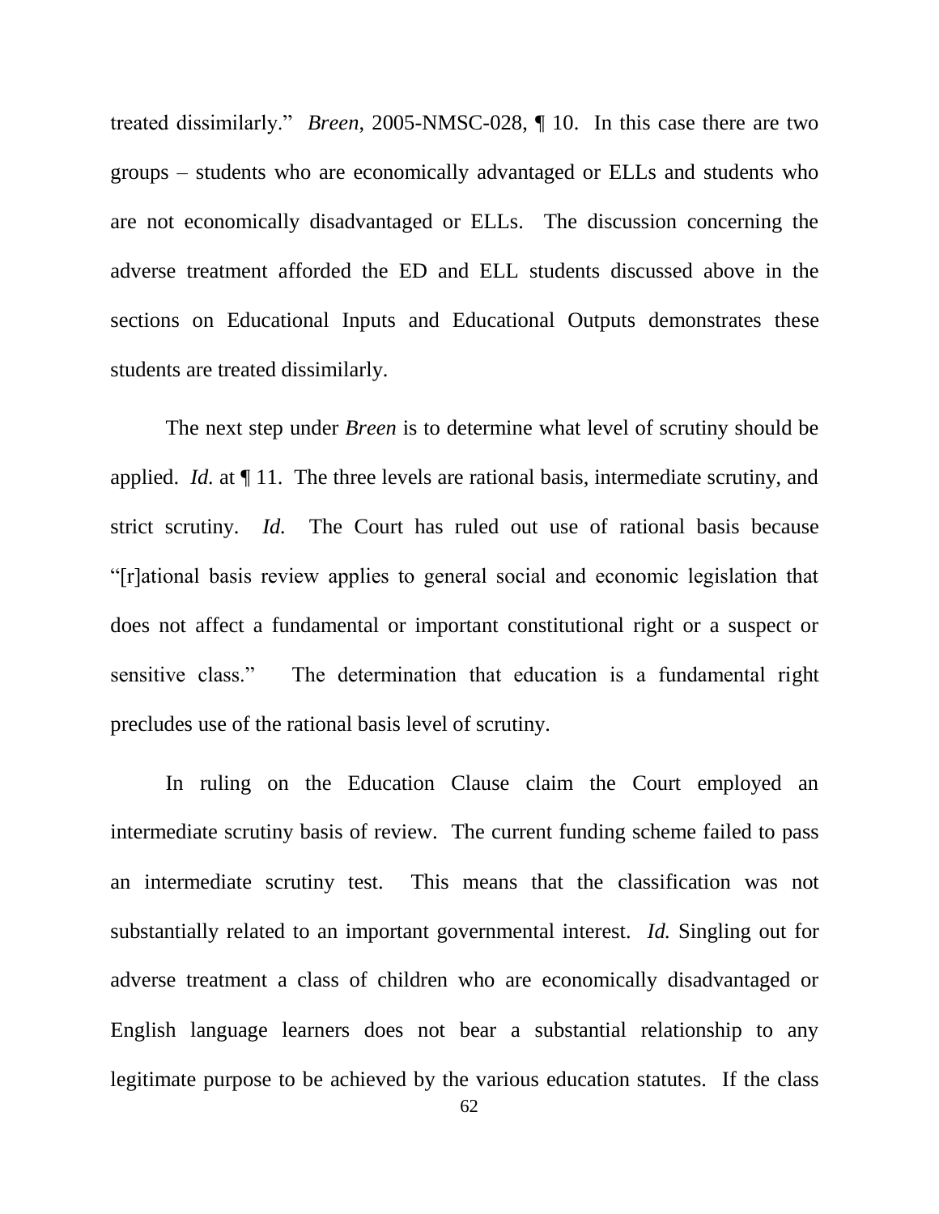treated dissimilarly." *Breen*, 2005-NMSC-028, ¶ 10. In this case there are two groups – students who are economically advantaged or ELLs and students who are not economically disadvantaged or ELLs. The discussion concerning the adverse treatment afforded the ED and ELL students discussed above in the sections on Educational Inputs and Educational Outputs demonstrates these students are treated dissimilarly.

The next step under *Breen* is to determine what level of scrutiny should be applied. *Id.* at ¶ 11. The three levels are rational basis, intermediate scrutiny, and strict scrutiny. *Id.* The Court has ruled out use of rational basis because "[r]ational basis review applies to general social and economic legislation that does not affect a fundamental or important constitutional right or a suspect or sensitive class." The determination that education is a fundamental right precludes use of the rational basis level of scrutiny.

In ruling on the Education Clause claim the Court employed an intermediate scrutiny basis of review. The current funding scheme failed to pass an intermediate scrutiny test. This means that the classification was not substantially related to an important governmental interest. *Id.* Singling out for adverse treatment a class of children who are economically disadvantaged or English language learners does not bear a substantial relationship to any legitimate purpose to be achieved by the various education statutes. If the class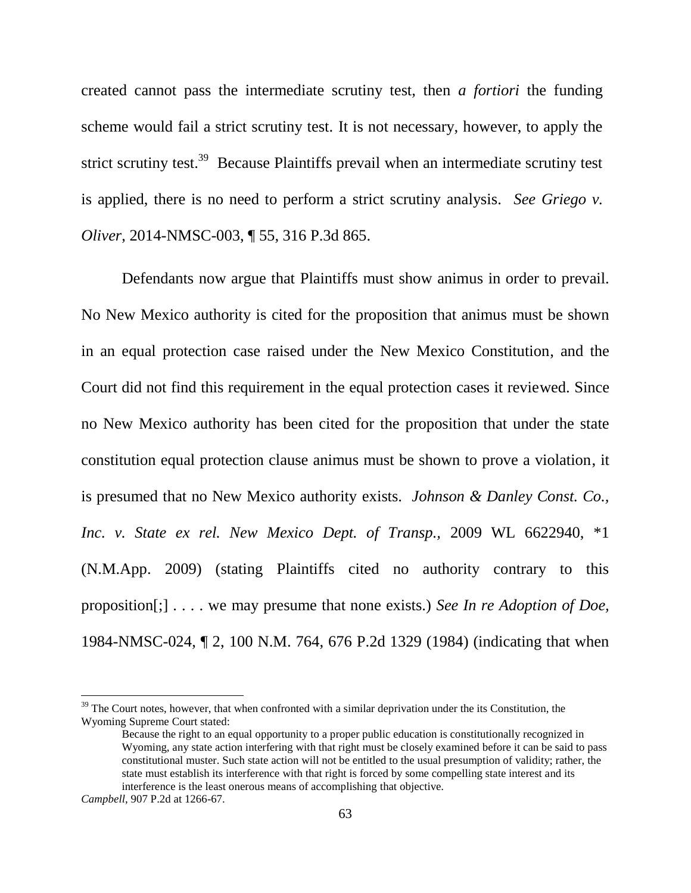created cannot pass the intermediate scrutiny test, then *a fortiori* the funding scheme would fail a strict scrutiny test. It is not necessary, however, to apply the strict scrutiny test.[39] Because Plaintiffs prevail when an intermediate scrutiny test is applied, there is no need to perform a strict scrutiny analysis. *See Griego v. Oliver*, 2014-NMSC-003, ¶ 55, 316 P.3d 865.

Defendants now argue that Plaintiffs must show animus in order to prevail. No New Mexico authority is cited for the proposition that animus must be shown in an equal protection case raised under the New Mexico Constitution, and the Court did not find this requirement in the equal protection cases it reviewed. Since no New Mexico authority has been cited for the proposition that under the state constitution equal protection clause animus must be shown to prove a violation, it is presumed that no New Mexico authority exists. *Johnson & Danley Const. Co., Inc. v. State ex rel. New Mexico Dept. of Transp.*, 2009 WL 6622940, *1 (N.M.App. 2009) (stating Plaintiffs cited no authority contrary to this proposition[;] . . . . we may presume that none exists.) *See In re Adoption of Doe,* 1984-NMSC-024, ¶ 2, 100 N.M. 764, 676 P.2d 1329 (1984) (indicating that when

---

[39] The Court notes, however, that when confronted with a similar deprivation under the its Constitution, the Wyoming Supreme Court stated:

> Because the right to an equal opportunity to a proper public education is constitutionally recognized in Wyoming, any state action interfering with that right must be closely examined before it can be said to pass constitutional muster. Such state action will not be entitled to the usual presumption of validity; rather, the state must establish its interference with that right is forced by some compelling state interest and its interference is the least onerous means of accomplishing that objective.

*Campbell*, 907 P.2d at 1266-67.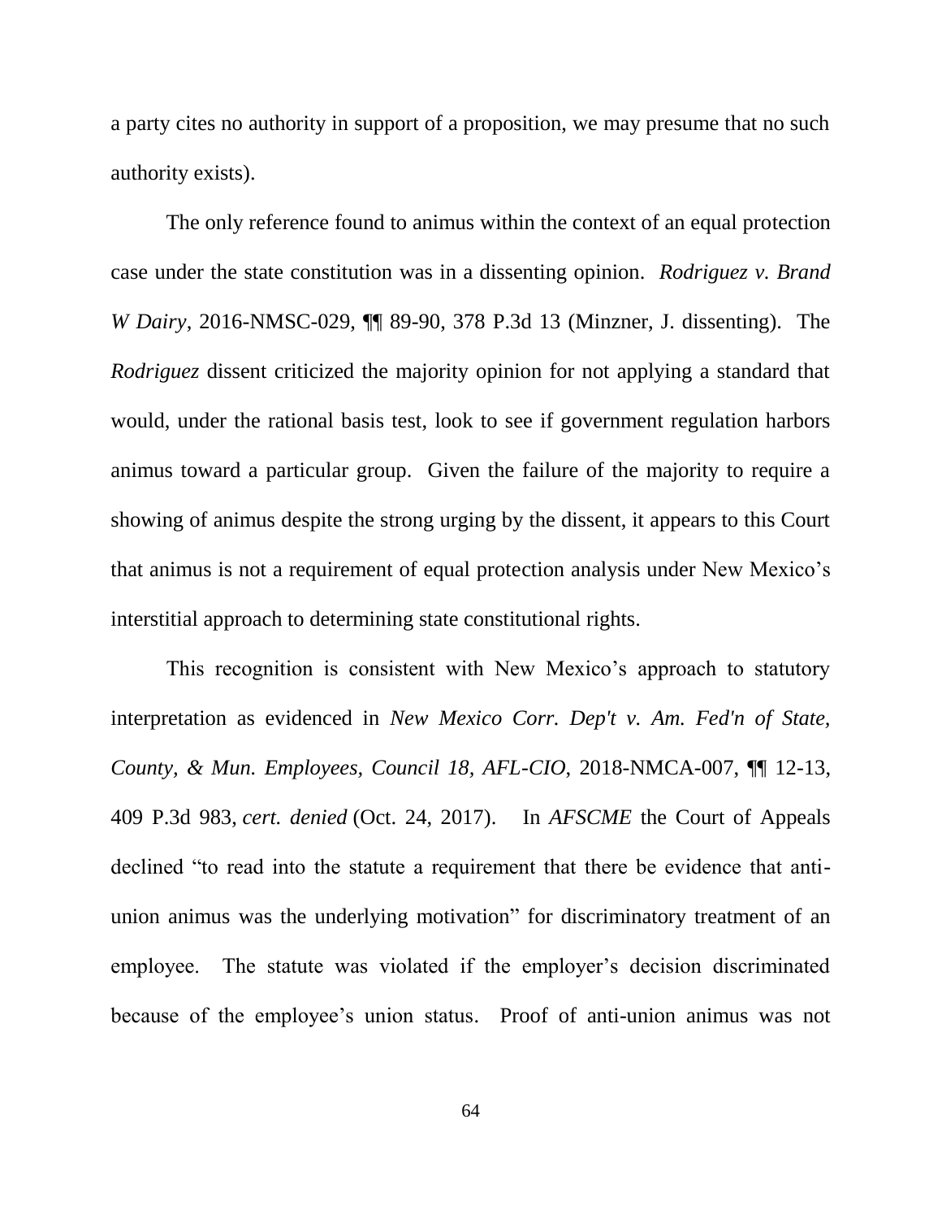a party cites no authority in support of a proposition, we may presume that no such authority exists).

The only reference found to animus within the context of an equal protection case under the state constitution was in a dissenting opinion. *Rodriguez v. Brand W Dairy*, 2016-NMSC-029, ¶¶ 89-90, 378 P.3d 13 (Minzner, J. dissenting). The *Rodriguez* dissent criticized the majority opinion for not applying a standard that would, under the rational basis test, look to see if government regulation harbors animus toward a particular group. Given the failure of the majority to require a showing of animus despite the strong urging by the dissent, it appears to this Court that animus is not a requirement of equal protection analysis under New Mexico's interstitial approach to determining state constitutional rights.

This recognition is consistent with New Mexico's approach to statutory interpretation as evidenced in *New Mexico Corr. Dep't v. Am. Fed'n of State, County, & Mun. Employees, Council 18, AFL-CIO,* 2018-NMCA-007, ¶¶ 12-13, 409 P.3d 983, *cert. denied* (Oct. 24, 2017). In *AFSCME* the Court of Appeals declined "to read into the statute a requirement that there be evidence that anti-union animus was the underlying motivation" for discriminatory treatment of an employee. The statute was violated if the employer's decision discriminated because of the employee's union status. Proof of anti-union animus was not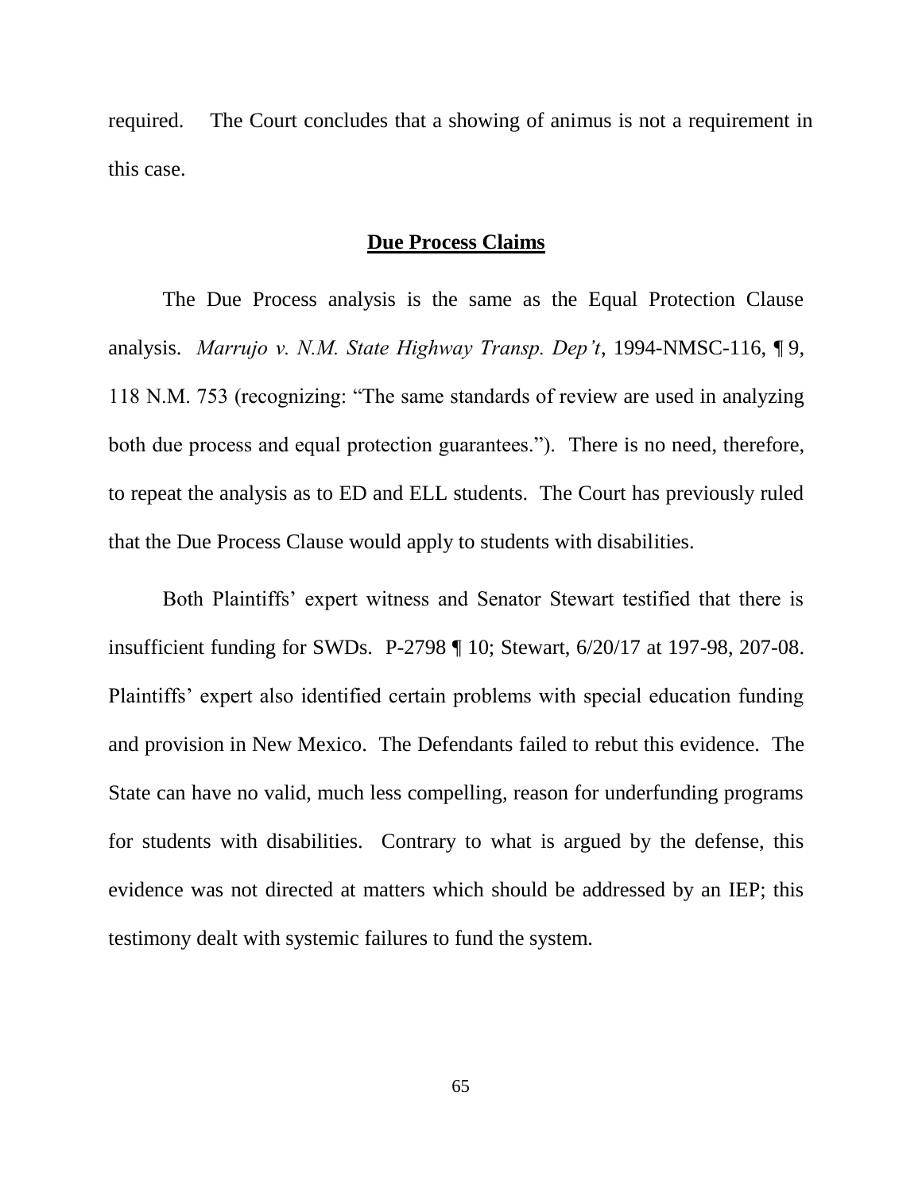required. The Court concludes that a showing of animus is not a requirement in this case.

## Due Process Claims

The Due Process analysis is the same as the Equal Protection Clause analysis. *Marrujo v. N.M. State Highway Transp. Dep't*, 1994-NMSC-116, ¶ 9, 118 N.M. 753 (recognizing: "The same standards of review are used in analyzing both due process and equal protection guarantees."). There is no need, therefore, to repeat the analysis as to ED and ELL students. The Court has previously ruled that the Due Process Clause would apply to students with disabilities.

Both Plaintiffs' expert witness and Senator Stewart testified that there is insufficient funding for SWDs. P-2798 ¶ 10; Stewart, 6/20/17 at 197-98, 207-08. Plaintiffs' expert also identified certain problems with special education funding and provision in New Mexico. The Defendants failed to rebut this evidence. The State can have no valid, much less compelling, reason for underfunding programs for students with disabilities. Contrary to what is argued by the defense, this evidence was not directed at matters which should be addressed by an IEP; this testimony dealt with systemic failures to fund the system.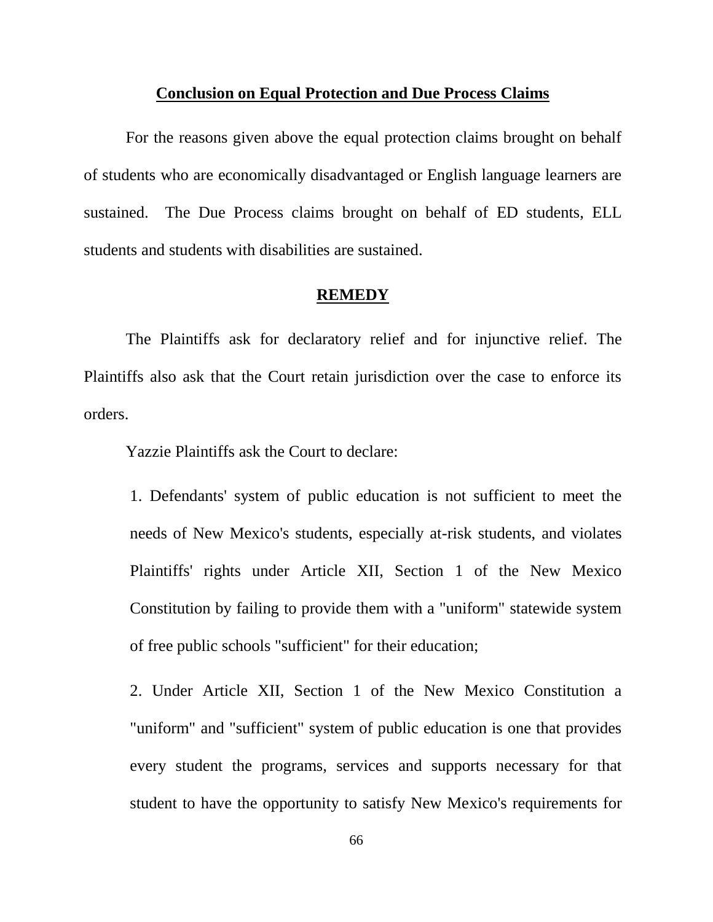**Conclusion on Equal Protection and Due Process Claims**

For the reasons given above the equal protection claims brought on behalf of students who are economically disadvantaged or English language learners are sustained. The Due Process claims brought on behalf of ED students, ELL students and students with disabilities are sustained.

**REMEDY**

The Plaintiffs ask for declaratory relief and for injunctive relief. The Plaintiffs also ask that the Court retain jurisdiction over the case to enforce its orders.

Yazzie Plaintiffs ask the Court to declare:

> 1. Defendants' system of public education is not sufficient to meet the needs of New Mexico's students, especially at-risk students, and violates Plaintiffs' rights under Article XII, Section 1 of the New Mexico Constitution by failing to provide them with a "uniform" statewide system of free public schools "sufficient" for their education;
>
> 2. Under Article XII, Section 1 of the New Mexico Constitution a "uniform" and "sufficient" system of public education is one that provides every student the programs, services and supports necessary for that student to have the opportunity to satisfy New Mexico's requirements for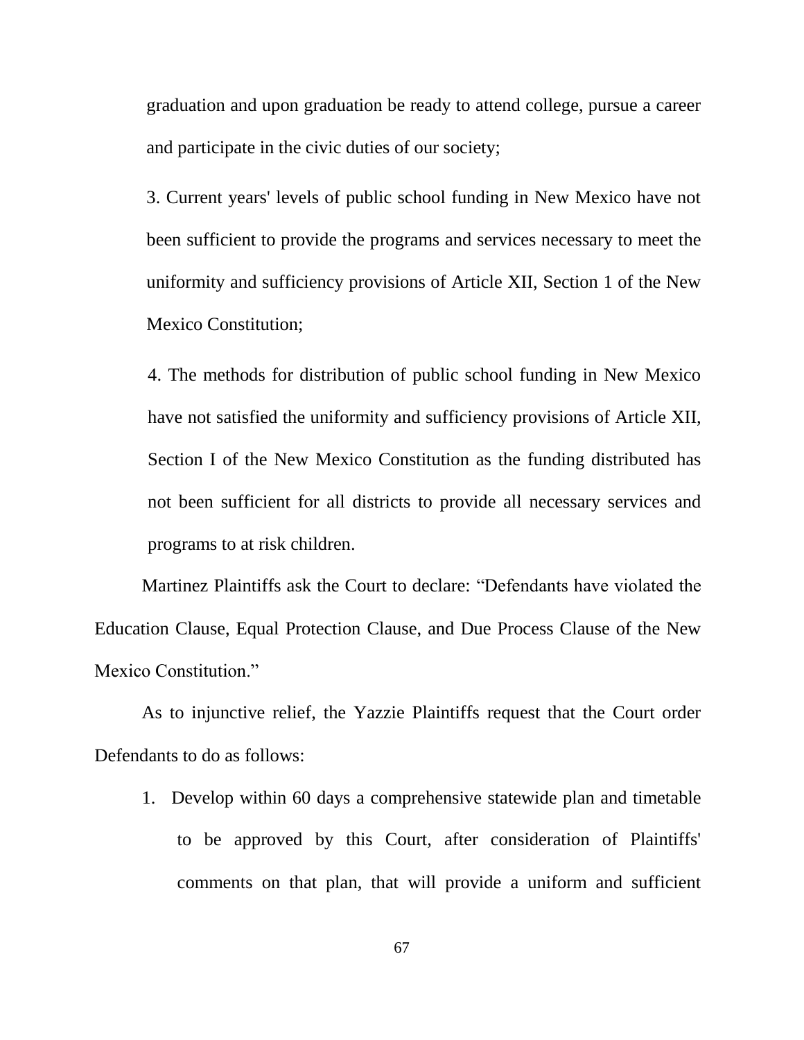graduation and upon graduation be ready to attend college, pursue a career and participate in the civic duties of our society;

3. Current years' levels of public school funding in New Mexico have not been sufficient to provide the programs and services necessary to meet the uniformity and sufficiency provisions of Article XII, Section 1 of the New Mexico Constitution;

4. The methods for distribution of public school funding in New Mexico have not satisfied the uniformity and sufficiency provisions of Article XII, Section I of the New Mexico Constitution as the funding distributed has not been sufficient for all districts to provide all necessary services and programs to at risk children.

Martinez Plaintiffs ask the Court to declare: "Defendants have violated the Education Clause, Equal Protection Clause, and Due Process Clause of the New Mexico Constitution."

As to injunctive relief, the Yazzie Plaintiffs request that the Court order Defendants to do as follows:

1. Develop within 60 days a comprehensive statewide plan and timetable to be approved by this Court, after consideration of Plaintiffs' comments on that plan, that will provide a uniform and sufficient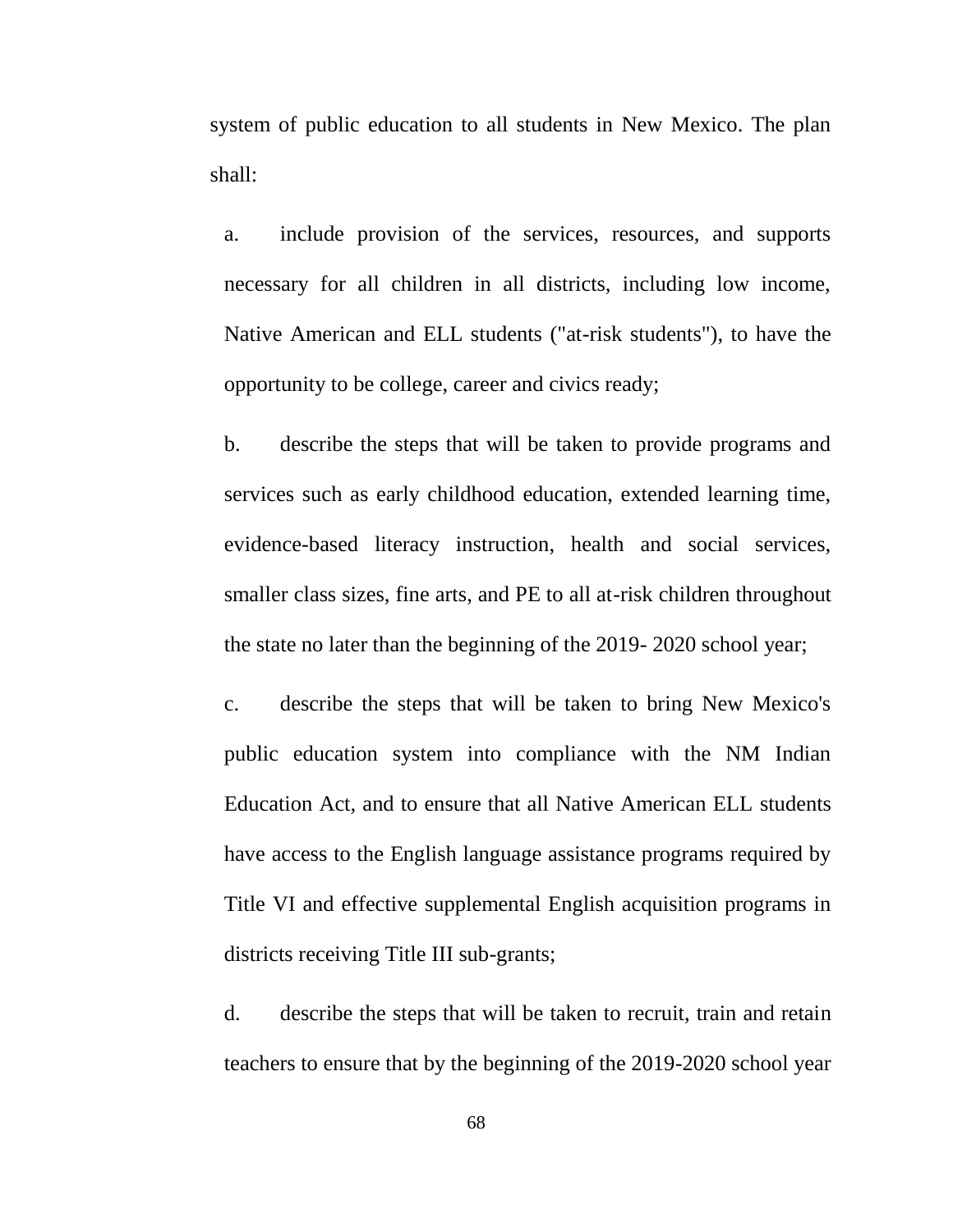system of public education to all students in New Mexico. The plan shall:

a. include provision of the services, resources, and supports necessary for all children in all districts, including low income, Native American and ELL students ("at-risk students"), to have the opportunity to be college, career and civics ready;

b. describe the steps that will be taken to provide programs and services such as early childhood education, extended learning time, evidence-based literacy instruction, health and social services, smaller class sizes, fine arts, and PE to all at-risk children throughout the state no later than the beginning of the 2019- 2020 school year;

c. describe the steps that will be taken to bring New Mexico's public education system into compliance with the NM Indian Education Act, and to ensure that all Native American ELL students have access to the English language assistance programs required by Title VI and effective supplemental English acquisition programs in districts receiving Title III sub-grants;

d. describe the steps that will be taken to recruit, train and retain teachers to ensure that by the beginning of the 2019-2020 school year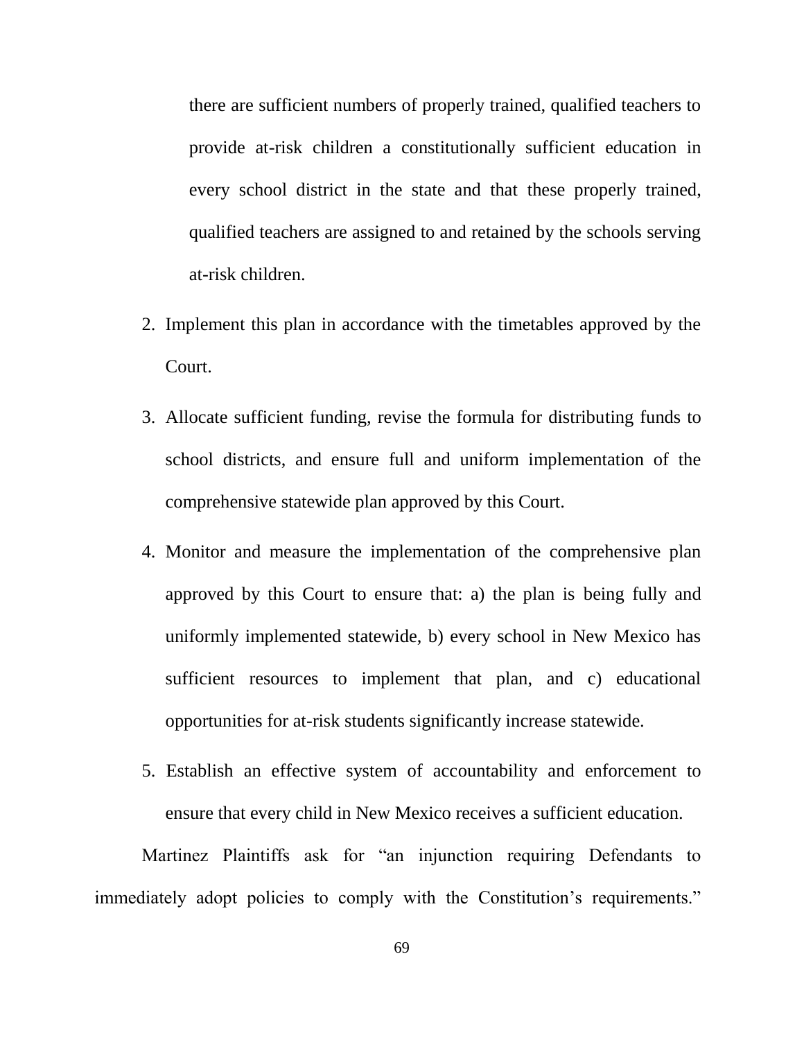there are sufficient numbers of properly trained, qualified teachers to provide at-risk children a constitutionally sufficient education in every school district in the state and that these properly trained, qualified teachers are assigned to and retained by the schools serving at-risk children.

2. Implement this plan in accordance with the timetables approved by the Court.
3. Allocate sufficient funding, revise the formula for distributing funds to school districts, and ensure full and uniform implementation of the comprehensive statewide plan approved by this Court.
4. Monitor and measure the implementation of the comprehensive plan approved by this Court to ensure that: a) the plan is being fully and uniformly implemented statewide, b) every school in New Mexico has sufficient resources to implement that plan, and c) educational opportunities for at-risk students significantly increase statewide.
5. Establish an effective system of accountability and enforcement to ensure that every child in New Mexico receives a sufficient education.

Martinez Plaintiffs ask for "an injunction requiring Defendants to immediately adopt policies to comply with the Constitution's requirements."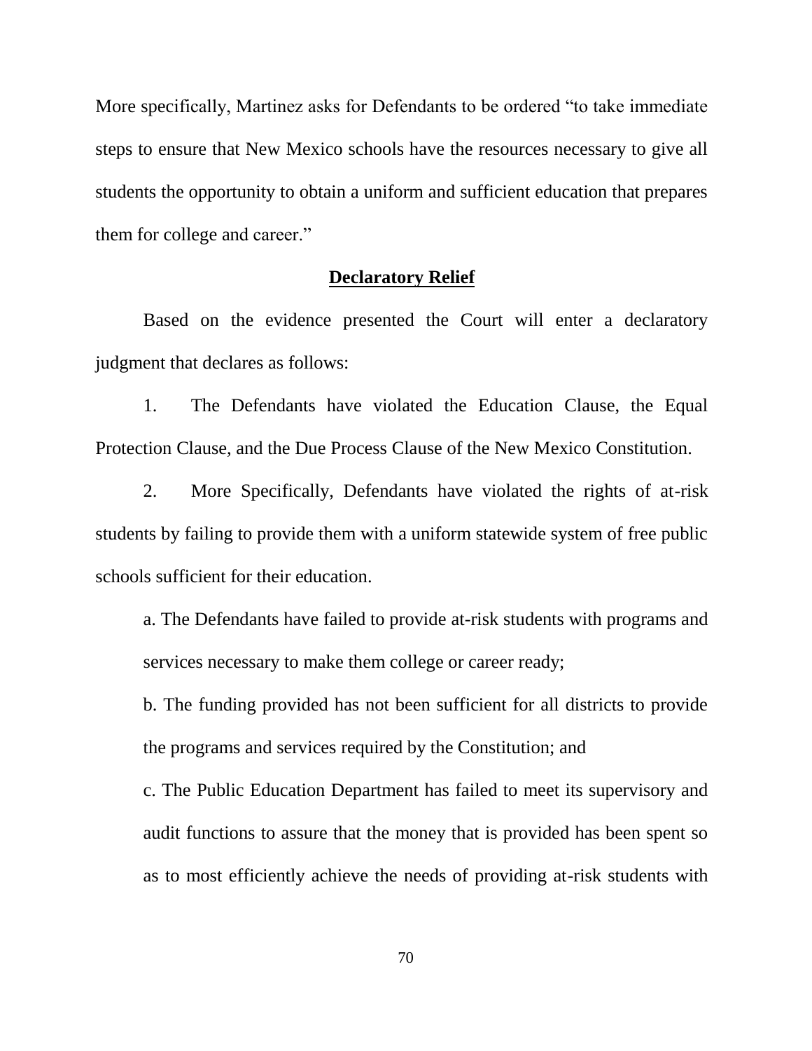More specifically, Martinez asks for Defendants to be ordered "to take immediate steps to ensure that New Mexico schools have the resources necessary to give all students the opportunity to obtain a uniform and sufficient education that prepares them for college and career."

## **Declaratory Relief**

Based on the evidence presented the Court will enter a declaratory judgment that declares as follows:

1. The Defendants have violated the Education Clause, the Equal Protection Clause, and the Due Process Clause of the New Mexico Constitution.

2. More Specifically, Defendants have violated the rights of at-risk students by failing to provide them with a uniform statewide system of free public schools sufficient for their education.

   a. The Defendants have failed to provide at-risk students with programs and services necessary to make them college or career ready;

   b. The funding provided has not been sufficient for all districts to provide the programs and services required by the Constitution; and

   c. The Public Education Department has failed to meet its supervisory and audit functions to assure that the money that is provided has been spent so as to most efficiently achieve the needs of providing at-risk students with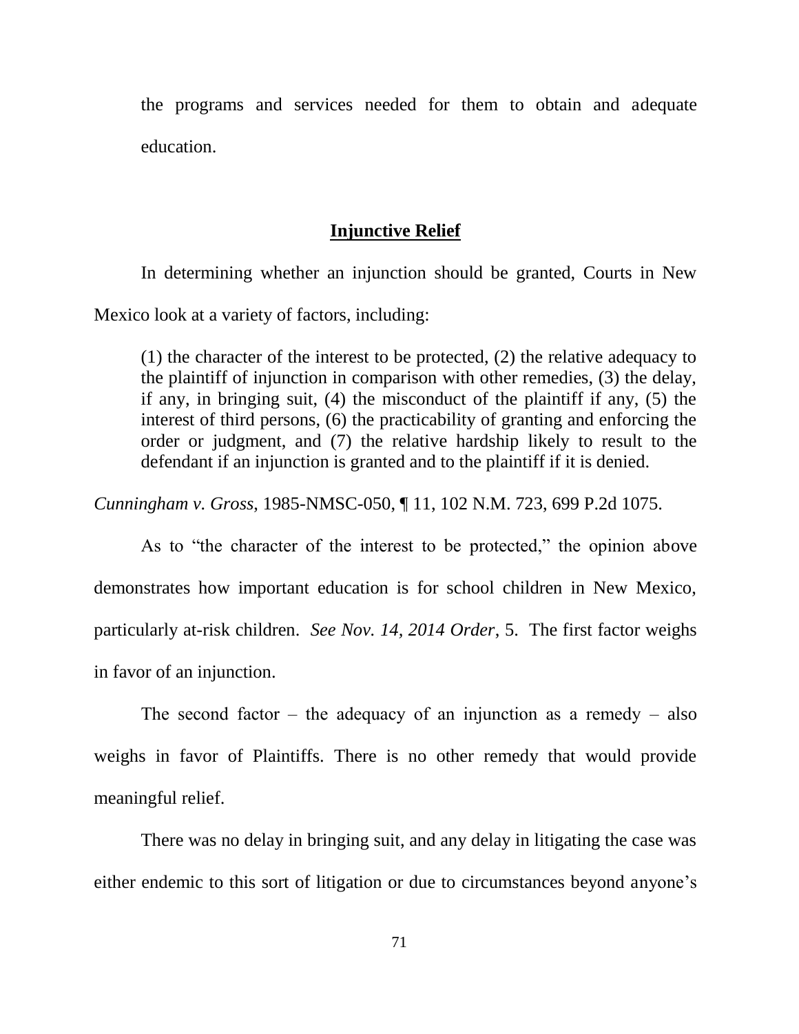the programs and services needed for them to obtain and adequate education.

## **Injunctive Relief**

In determining whether an injunction should be granted, Courts in New Mexico look at a variety of factors, including:

> (1) the character of the interest to be protected, (2) the relative adequacy to the plaintiff of injunction in comparison with other remedies, (3) the delay, if any, in bringing suit, (4) the misconduct of the plaintiff if any, (5) the interest of third persons, (6) the practicability of granting and enforcing the order or judgment, and (7) the relative hardship likely to result to the defendant if an injunction is granted and to the plaintiff if it is denied.

*Cunningham v. Gross*, 1985-NMSC-050, ¶ 11, 102 N.M. 723, 699 P.2d 1075.

As to "the character of the interest to be protected," the opinion above demonstrates how important education is for school children in New Mexico, particularly at-risk children. *See Nov. 14, 2014 Order*, 5. The first factor weighs in favor of an injunction.

The second factor – the adequacy of an injunction as a remedy – also weighs in favor of Plaintiffs. There is no other remedy that would provide meaningful relief.

There was no delay in bringing suit, and any delay in litigating the case was either endemic to this sort of litigation or due to circumstances beyond anyone's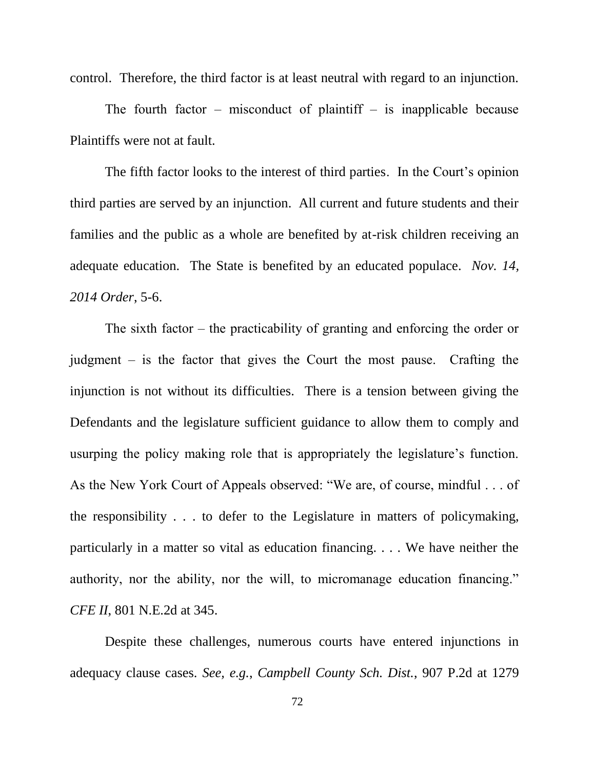control. Therefore, the third factor is at least neutral with regard to an injunction.

The fourth factor – misconduct of plaintiff – is inapplicable because Plaintiffs were not at fault.

The fifth factor looks to the interest of third parties. In the Court's opinion third parties are served by an injunction. All current and future students and their families and the public as a whole are benefited by at-risk children receiving an adequate education. The State is benefited by an educated populace. *Nov. 14, 2014 Order*, 5-6.

The sixth factor – the practicability of granting and enforcing the order or judgment – is the factor that gives the Court the most pause. Crafting the injunction is not without its difficulties. There is a tension between giving the Defendants and the legislature sufficient guidance to allow them to comply and usurping the policy making role that is appropriately the legislature's function. As the New York Court of Appeals observed: "We are, of course, mindful . . . of the responsibility . . . to defer to the Legislature in matters of policymaking, particularly in a matter so vital as education financing. . . . We have neither the authority, nor the ability, nor the will, to micromanage education financing." *CFE II*, 801 N.E.2d at 345.

Despite these challenges, numerous courts have entered injunctions in adequacy clause cases. *See, e.g.*, *Campbell County Sch. Dist.*, 907 P.2d at 1279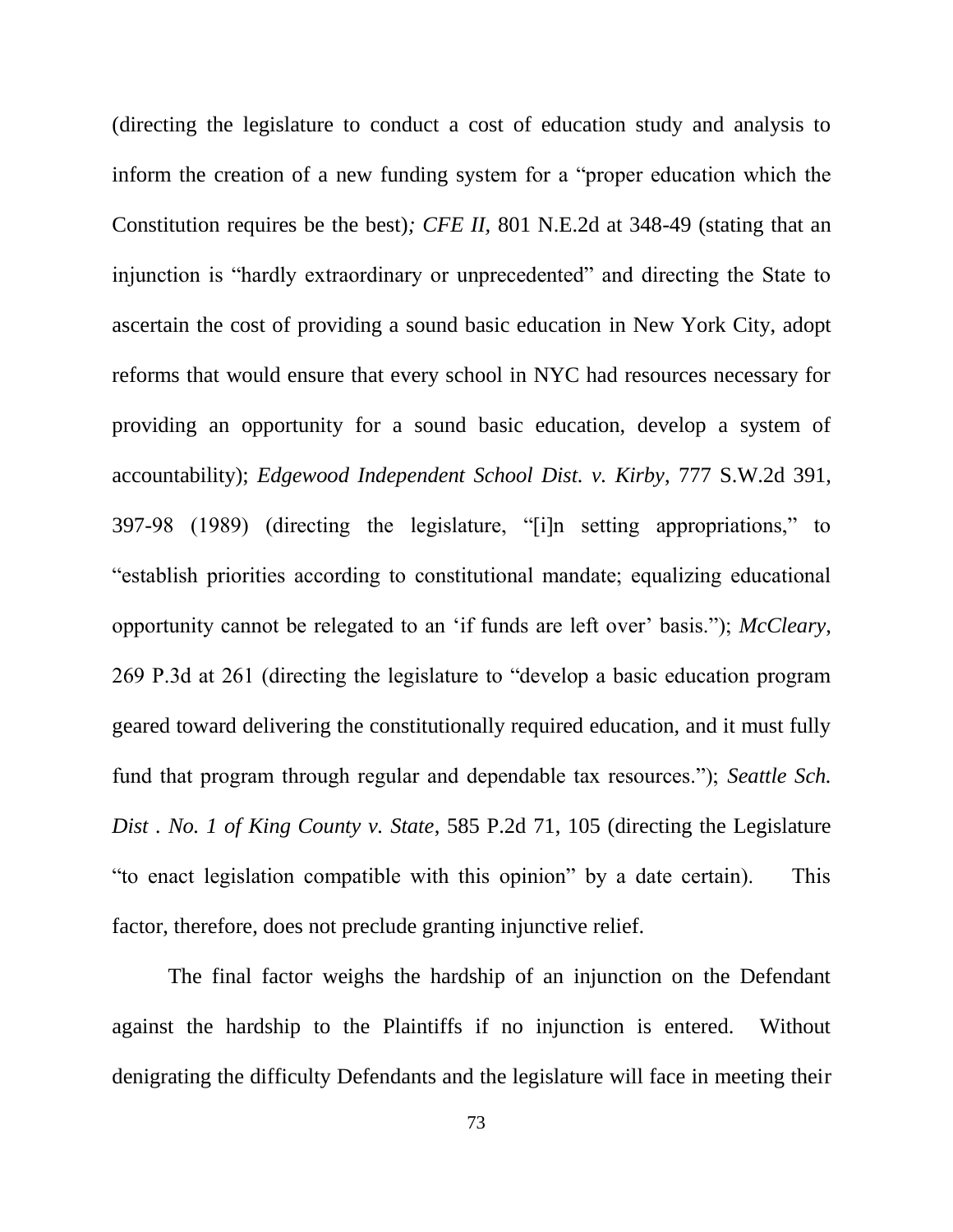(directing the legislature to conduct a cost of education study and analysis to inform the creation of a new funding system for a "proper education which the Constitution requires be the best)*; CFE II,* 801 N.E.2d at 348-49 (stating that an injunction is "hardly extraordinary or unprecedented" and directing the State to ascertain the cost of providing a sound basic education in New York City, adopt reforms that would ensure that every school in NYC had resources necessary for providing an opportunity for a sound basic education, develop a system of accountability); *Edgewood Independent School Dist. v. Kirby*, 777 S.W.2d 391, 397-98 (1989) (directing the legislature, "[i]n setting appropriations," to "establish priorities according to constitutional mandate; equalizing educational opportunity cannot be relegated to an 'if funds are left over' basis."); *McCleary*, 269 P.3d at 261 (directing the legislature to "develop a basic education program geared toward delivering the constitutionally required education, and it must fully fund that program through regular and dependable tax resources."); *Seattle Sch. Dist . No. 1 of King County v. State*, 585 P.2d 71, 105 (directing the Legislature "to enact legislation compatible with this opinion" by a date certain). This factor, therefore, does not preclude granting injunctive relief.

The final factor weighs the hardship of an injunction on the Defendant against the hardship to the Plaintiffs if no injunction is entered. Without denigrating the difficulty Defendants and the legislature will face in meeting their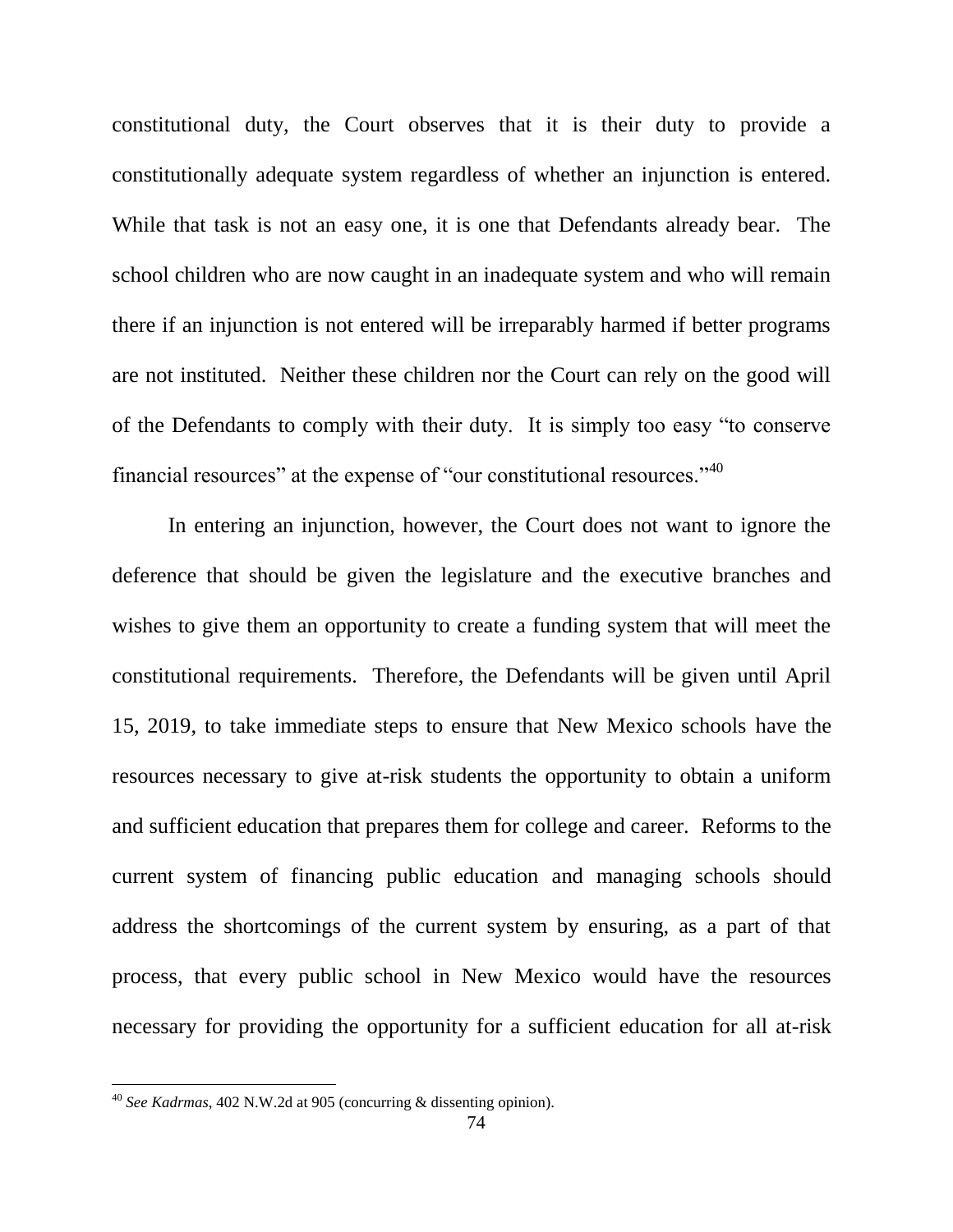constitutional duty, the Court observes that it is their duty to provide a constitutionally adequate system regardless of whether an injunction is entered. While that task is not an easy one, it is one that Defendants already bear. The school children who are now caught in an inadequate system and who will remain there if an injunction is not entered will be irreparably harmed if better programs are not instituted. Neither these children nor the Court can rely on the good will of the Defendants to comply with their duty. It is simply too easy "to conserve financial resources" at the expense of "our constitutional resources."[40]

In entering an injunction, however, the Court does not want to ignore the deference that should be given the legislature and the executive branches and wishes to give them an opportunity to create a funding system that will meet the constitutional requirements. Therefore, the Defendants will be given until April 15, 2019, to take immediate steps to ensure that New Mexico schools have the resources necessary to give at-risk students the opportunity to obtain a uniform and sufficient education that prepares them for college and career. Reforms to the current system of financing public education and managing schools should address the shortcomings of the current system by ensuring, as a part of that process, that every public school in New Mexico would have the resources necessary for providing the opportunity for a sufficient education for all at-risk

---

[40] *See Kadrmas*, 402 N.W.2d at 905 (concurring & dissenting opinion).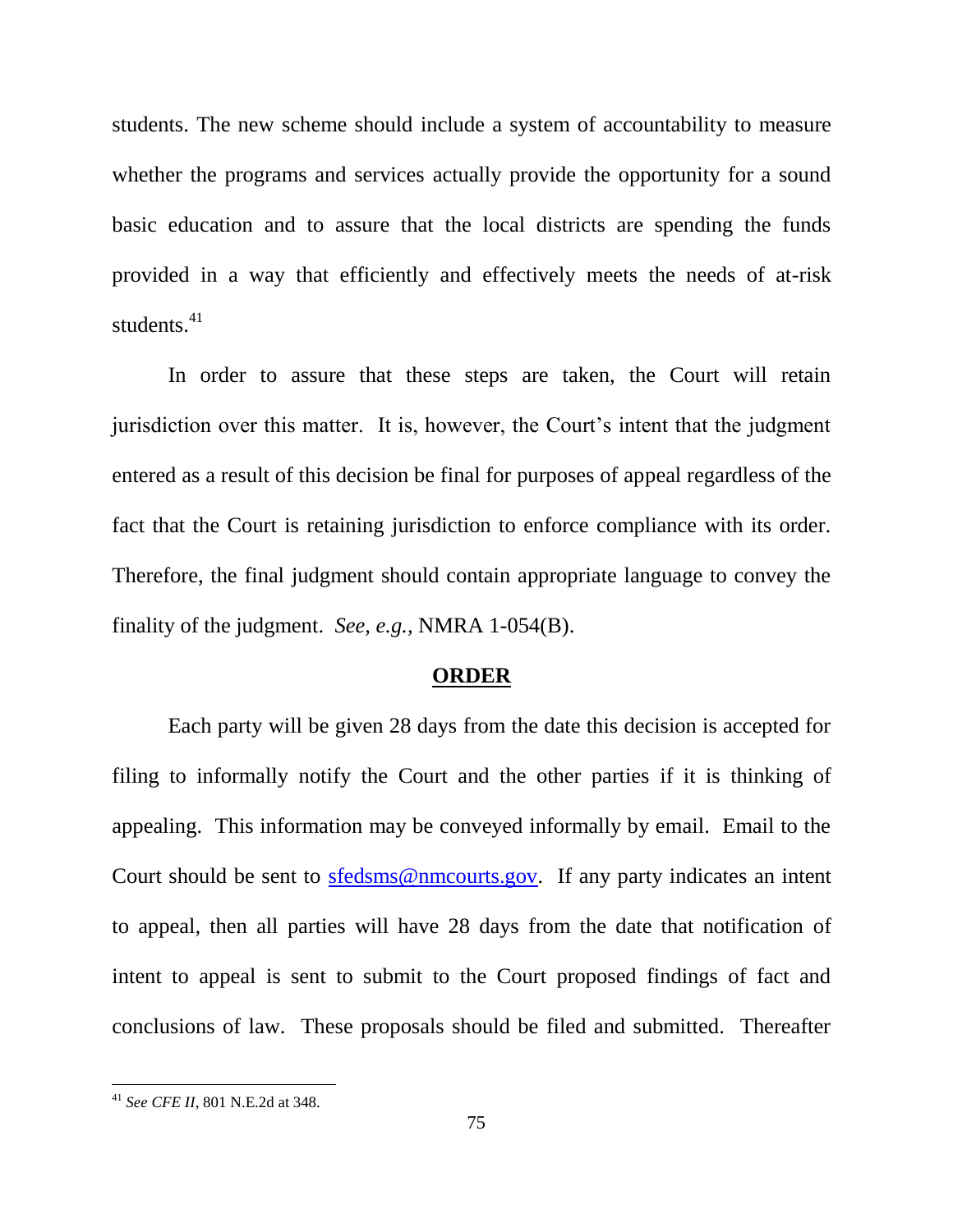students. The new scheme should include a system of accountability to measure whether the programs and services actually provide the opportunity for a sound basic education and to assure that the local districts are spending the funds provided in a way that efficiently and effectively meets the needs of at-risk students.[41]

In order to assure that these steps are taken, the Court will retain jurisdiction over this matter. It is, however, the Court's intent that the judgment entered as a result of this decision be final for purposes of appeal regardless of the fact that the Court is retaining jurisdiction to enforce compliance with its order. Therefore, the final judgment should contain appropriate language to convey the finality of the judgment. *See, e.g.*, NMRA 1-054(B).

## **ORDER**

Each party will be given 28 days from the date this decision is accepted for filing to informally notify the Court and the other parties if it is thinking of appealing. This information may be conveyed informally by email. Email to the Court should be sent to sfedsms@nmcourts.gov. If any party indicates an intent to appeal, then all parties will have 28 days from the date that notification of intent to appeal is sent to submit to the Court proposed findings of fact and conclusions of law. These proposals should be filed and submitted. Thereafter

---

[41] *See CFE II*, 801 N.E.2d at 348.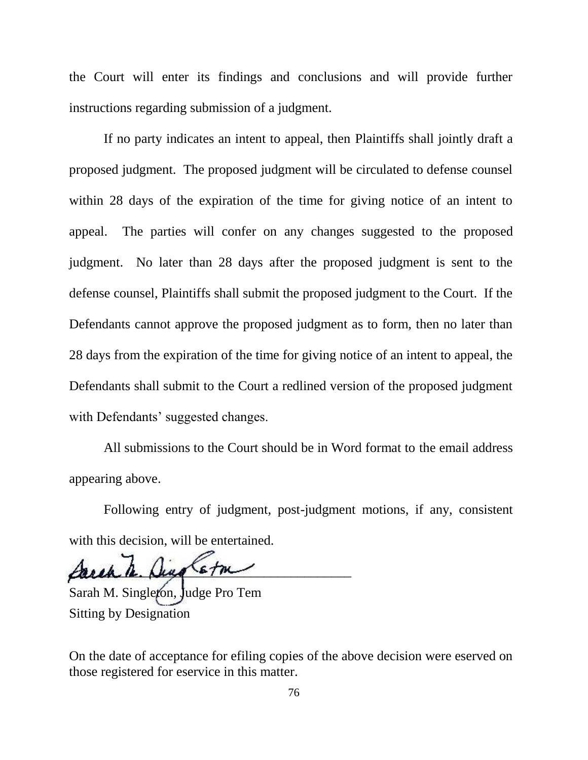the Court will enter its findings and conclusions and will provide further instructions regarding submission of a judgment.

If no party indicates an intent to appeal, then Plaintiffs shall jointly draft a proposed judgment. The proposed judgment will be circulated to defense counsel within 28 days of the expiration of the time for giving notice of an intent to appeal. The parties will confer on any changes suggested to the proposed judgment. No later than 28 days after the proposed judgment is sent to the defense counsel, Plaintiffs shall submit the proposed judgment to the Court. If the Defendants cannot approve the proposed judgment as to form, then no later than 28 days from the expiration of the time for giving notice of an intent to appeal, the Defendants shall submit to the Court a redlined version of the proposed judgment with Defendants' suggested changes.

All submissions to the Court should be in Word format to the email address appearing above.

Following entry of judgment, post-judgment motions, if any, consistent with this decision, will be entertained.

Sarah M. Singleton, Judge Pro Tem
Sitting by Designation

On the date of acceptance for efiling copies of the above decision were eserved on those registered for eservice in this matter.